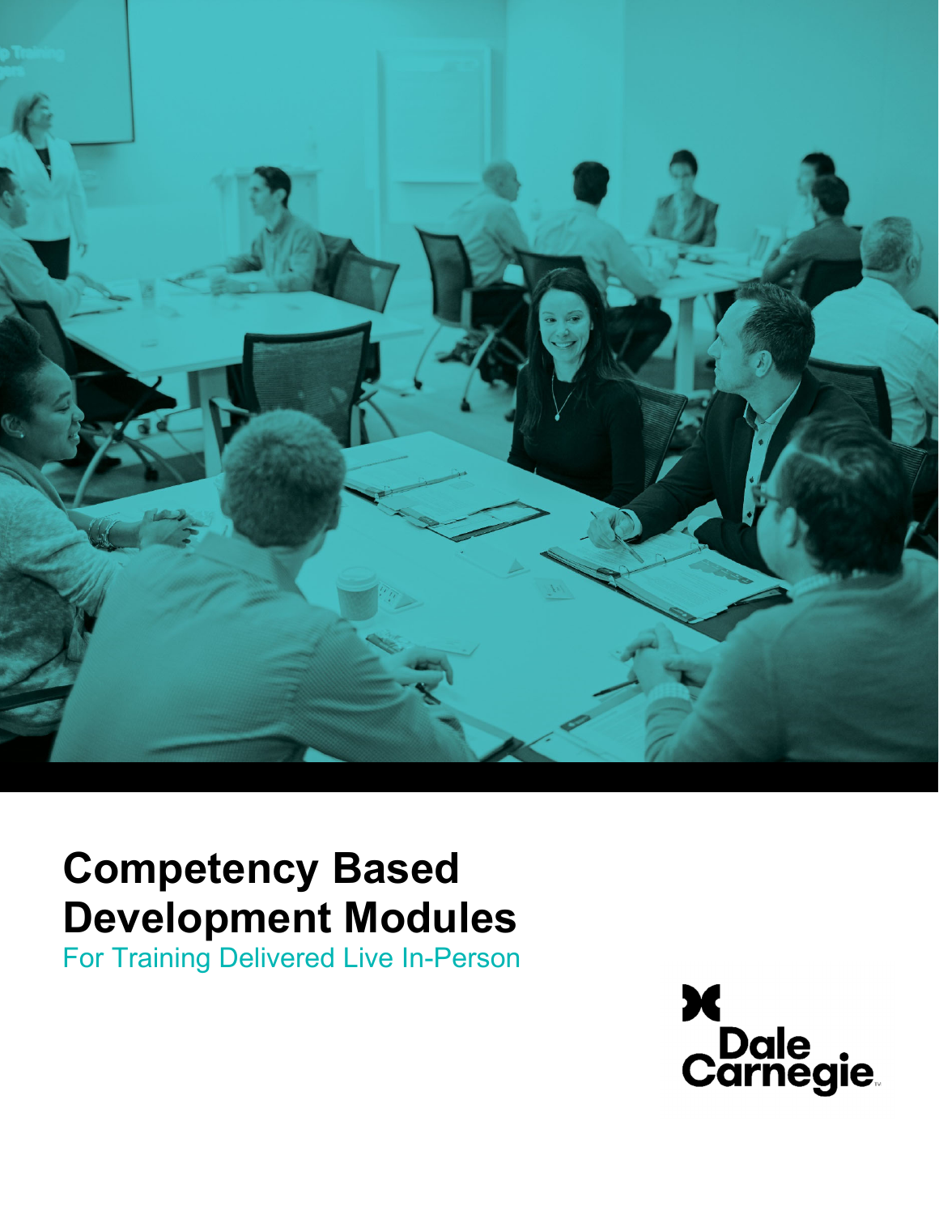# Competency Based Development Modules

For Training Delivered Live In-Person

Dale Carnegie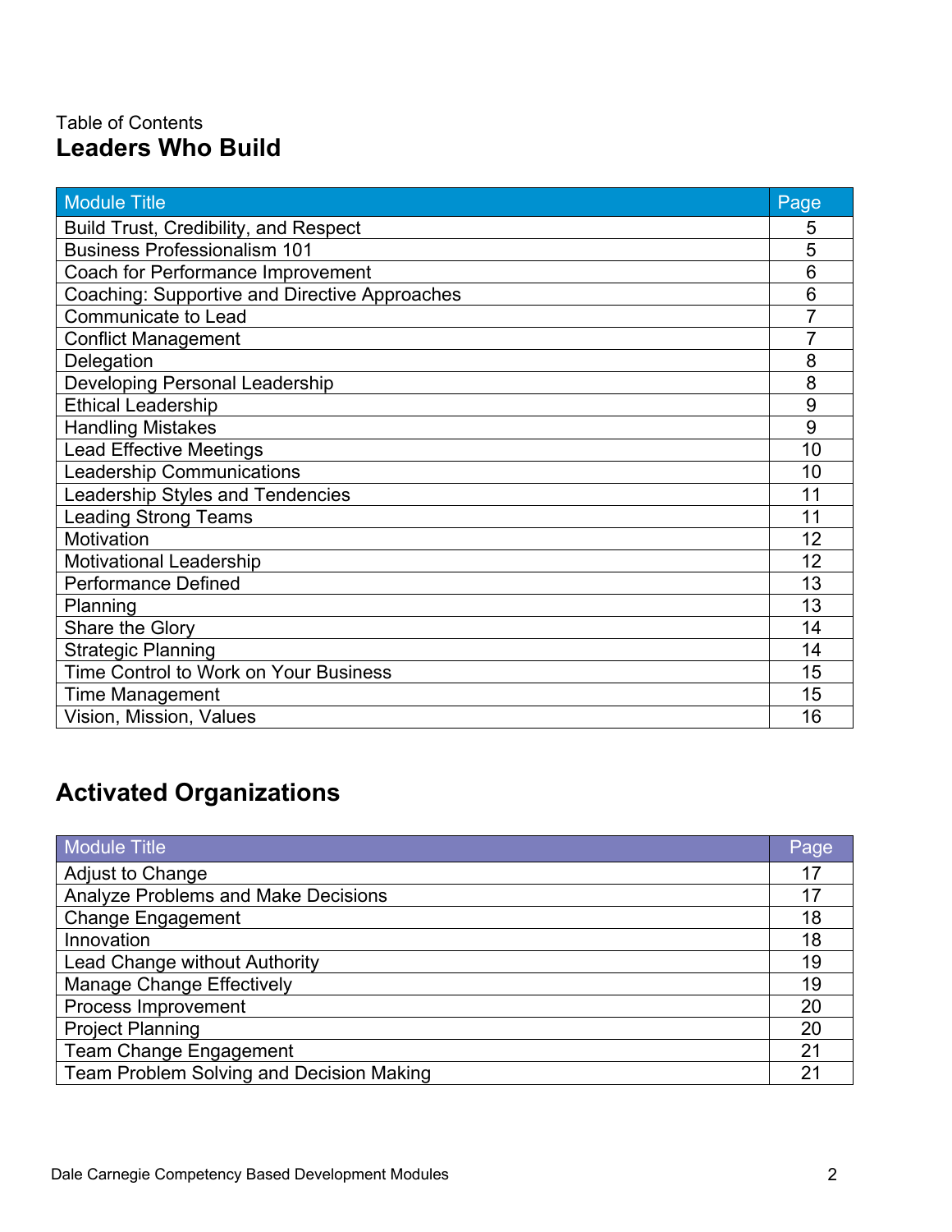Table of Contents

# Leaders Who Build

| Module Title | Page |
|---|---|
| Build Trust, Credibility, and Respect | 5 |
| Business Professionalism 101 | 5 |
| Coach for Performance Improvement | 6 |
| Coaching: Supportive and Directive Approaches | 6 |
| Communicate to Lead | 7 |
| Conflict Management | 7 |
| Delegation | 8 |
| Developing Personal Leadership | 8 |
| Ethical Leadership | 9 |
| Handling Mistakes | 9 |
| Lead Effective Meetings | 10 |
| Leadership Communications | 10 |
| Leadership Styles and Tendencies | 11 |
| Leading Strong Teams | 11 |
| Motivation | 12 |
| Motivational Leadership | 12 |
| Performance Defined | 13 |
| Planning | 13 |
| Share the Glory | 14 |
| Strategic Planning | 14 |
| Time Control to Work on Your Business | 15 |
| Time Management | 15 |
| Vision, Mission, Values | 16 |

# Activated Organizations

| Module Title | Page |
|---|---|
| Adjust to Change | 17 |
| Analyze Problems and Make Decisions | 17 |
| Change Engagement | 18 |
| Innovation | 18 |
| Lead Change without Authority | 19 |
| Manage Change Effectively | 19 |
| Process Improvement | 20 |
| Project Planning | 20 |
| Team Change Engagement | 21 |
| Team Problem Solving and Decision Making | 21 |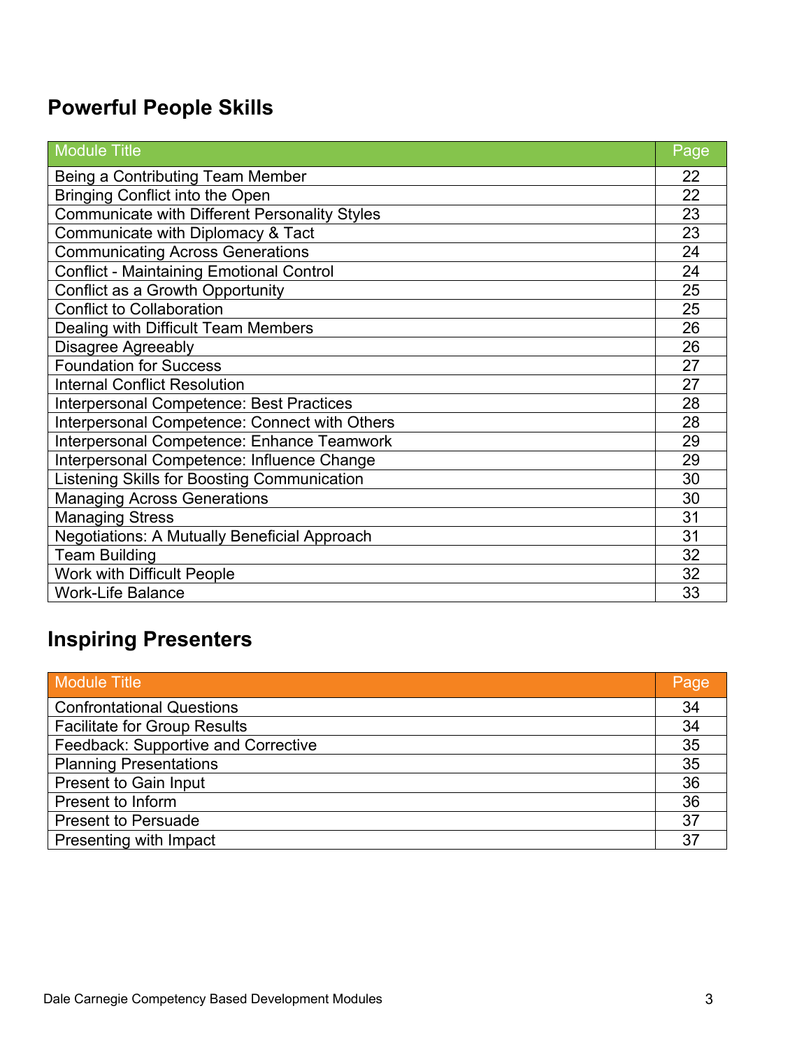## Powerful People Skills

| Module Title | Page |
|---|---|
| Being a Contributing Team Member | 22 |
| Bringing Conflict into the Open | 22 |
| Communicate with Different Personality Styles | 23 |
| Communicate with Diplomacy & Tact | 23 |
| Communicating Across Generations | 24 |
| Conflict - Maintaining Emotional Control | 24 |
| Conflict as a Growth Opportunity | 25 |
| Conflict to Collaboration | 25 |
| Dealing with Difficult Team Members | 26 |
| Disagree Agreeably | 26 |
| Foundation for Success | 27 |
| Internal Conflict Resolution | 27 |
| Interpersonal Competence: Best Practices | 28 |
| Interpersonal Competence: Connect with Others | 28 |
| Interpersonal Competence: Enhance Teamwork | 29 |
| Interpersonal Competence: Influence Change | 29 |
| Listening Skills for Boosting Communication | 30 |
| Managing Across Generations | 30 |
| Managing Stress | 31 |
| Negotiations: A Mutually Beneficial Approach | 31 |
| Team Building | 32 |
| Work with Difficult People | 32 |
| Work-Life Balance | 33 |

## Inspiring Presenters

| Module Title | Page |
|---|---|
| Confrontational Questions | 34 |
| Facilitate for Group Results | 34 |
| Feedback: Supportive and Corrective | 35 |
| Planning Presentations | 35 |
| Present to Gain Input | 36 |
| Present to Inform | 36 |
| Present to Persuade | 37 |
| Presenting with Impact | 37 |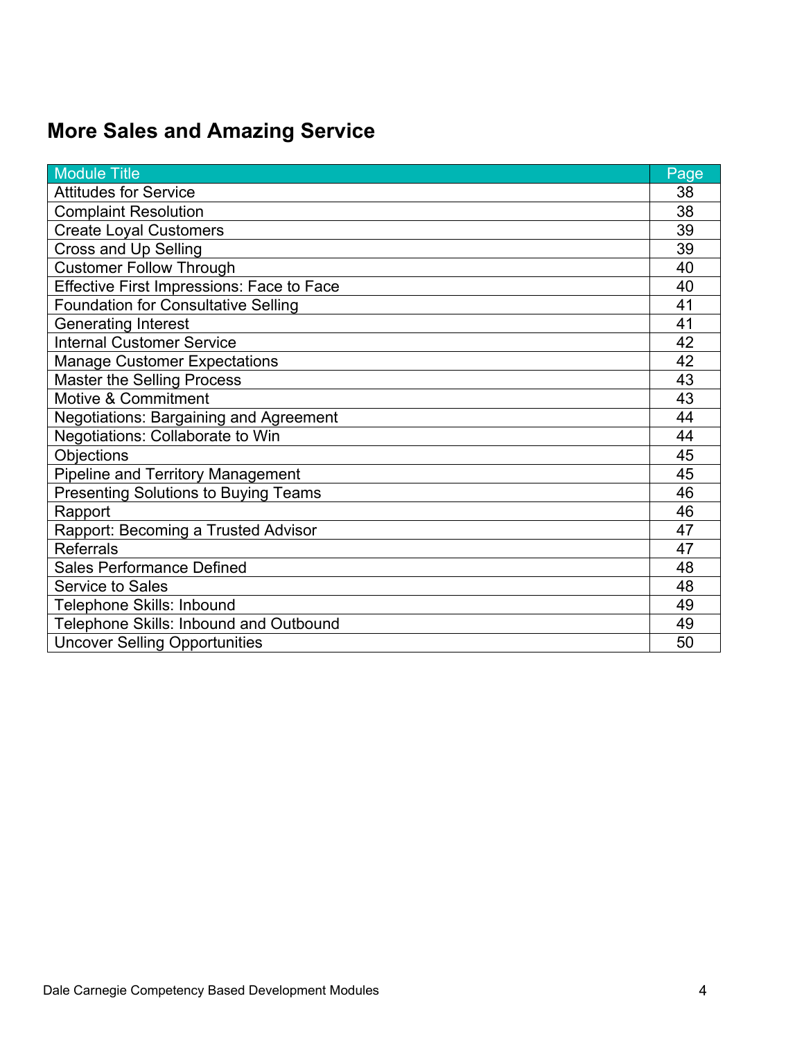## More Sales and Amazing Service

| Module Title | Page |
|---|---|
| Attitudes for Service | 38 |
| Complaint Resolution | 38 |
| Create Loyal Customers | 39 |
| Cross and Up Selling | 39 |
| Customer Follow Through | 40 |
| Effective First Impressions: Face to Face | 40 |
| Foundation for Consultative Selling | 41 |
| Generating Interest | 41 |
| Internal Customer Service | 42 |
| Manage Customer Expectations | 42 |
| Master the Selling Process | 43 |
| Motive & Commitment | 43 |
| Negotiations: Bargaining and Agreement | 44 |
| Negotiations: Collaborate to Win | 44 |
| Objections | 45 |
| Pipeline and Territory Management | 45 |
| Presenting Solutions to Buying Teams | 46 |
| Rapport | 46 |
| Rapport: Becoming a Trusted Advisor | 47 |
| Referrals | 47 |
| Sales Performance Defined | 48 |
| Service to Sales | 48 |
| Telephone Skills: Inbound | 49 |
| Telephone Skills: Inbound and Outbound | 49 |
| Uncover Selling Opportunities | 50 |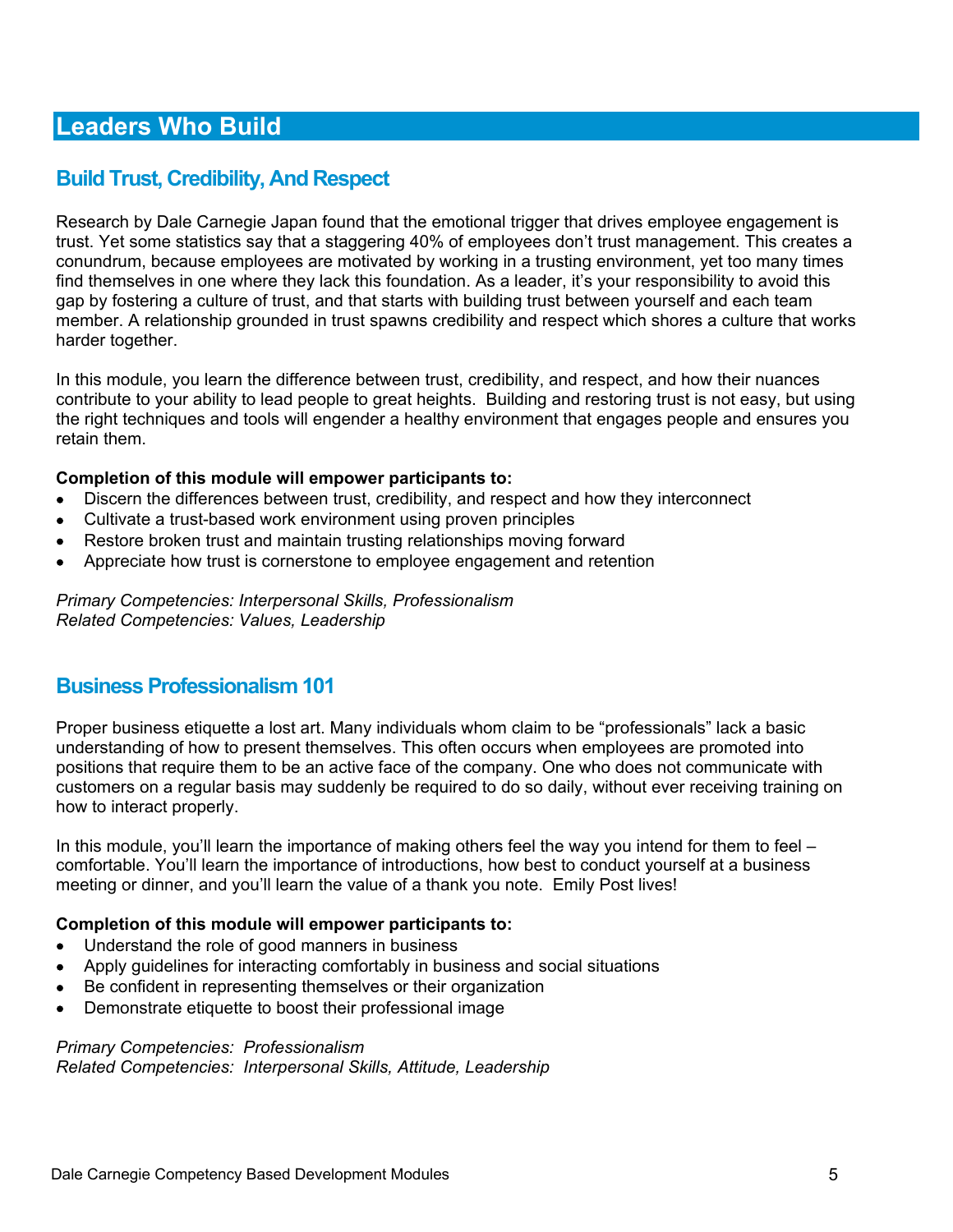# Leaders Who Build

## Build Trust, Credibility, And Respect

Research by Dale Carnegie Japan found that the emotional trigger that drives employee engagement is trust. Yet some statistics say that a staggering 40% of employees don't trust management. This creates a conundrum, because employees are motivated by working in a trusting environment, yet too many times find themselves in one where they lack this foundation. As a leader, it's your responsibility to avoid this gap by fostering a culture of trust, and that starts with building trust between yourself and each team member. A relationship grounded in trust spawns credibility and respect which shores a culture that works harder together.

In this module, you learn the difference between trust, credibility, and respect, and how their nuances contribute to your ability to lead people to great heights. Building and restoring trust is not easy, but using the right techniques and tools will engender a healthy environment that engages people and ensures you retain them.

**Completion of this module will empower participants to:**

- Discern the differences between trust, credibility, and respect and how they interconnect
- Cultivate a trust-based work environment using proven principles
- Restore broken trust and maintain trusting relationships moving forward
- Appreciate how trust is cornerstone to employee engagement and retention

*Primary Competencies: Interpersonal Skills, Professionalism*
*Related Competencies: Values, Leadership*

## Business Professionalism 101

Proper business etiquette a lost art. Many individuals whom claim to be "professionals" lack a basic understanding of how to present themselves. This often occurs when employees are promoted into positions that require them to be an active face of the company. One who does not communicate with customers on a regular basis may suddenly be required to do so daily, without ever receiving training on how to interact properly.

In this module, you'll learn the importance of making others feel the way you intend for them to feel – comfortable. You'll learn the importance of introductions, how best to conduct yourself at a business meeting or dinner, and you'll learn the value of a thank you note. Emily Post lives!

**Completion of this module will empower participants to:**

- Understand the role of good manners in business
- Apply guidelines for interacting comfortably in business and social situations
- Be confident in representing themselves or their organization
- Demonstrate etiquette to boost their professional image

*Primary Competencies: Professionalism*
*Related Competencies: Interpersonal Skills, Attitude, Leadership*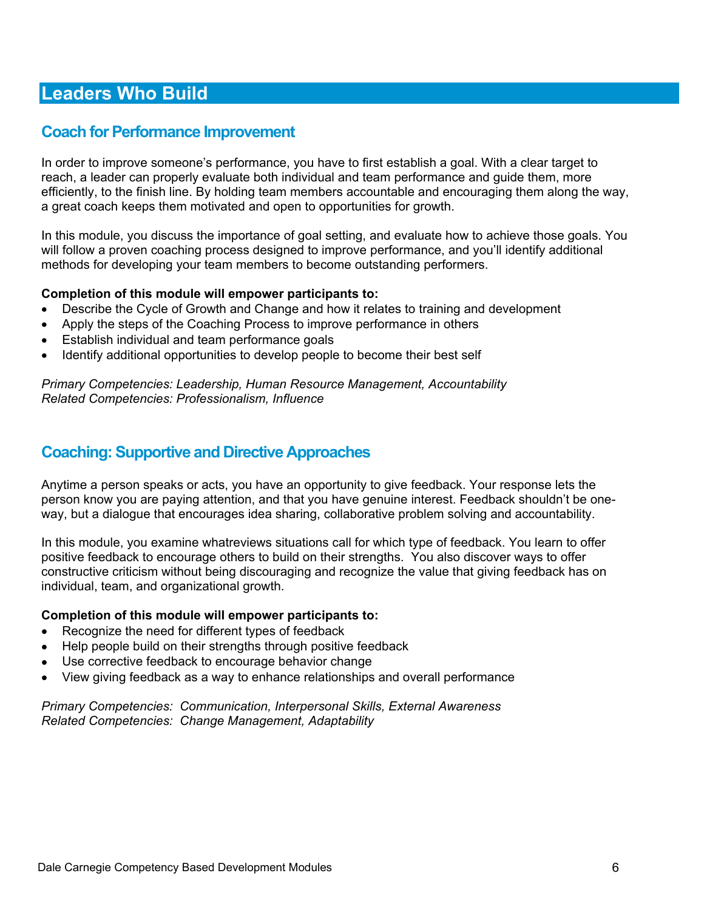# Leaders Who Build

## Coach for Performance Improvement

In order to improve someone's performance, you have to first establish a goal. With a clear target to reach, a leader can properly evaluate both individual and team performance and guide them, more efficiently, to the finish line. By holding team members accountable and encouraging them along the way, a great coach keeps them motivated and open to opportunities for growth.

In this module, you discuss the importance of goal setting, and evaluate how to achieve those goals. You will follow a proven coaching process designed to improve performance, and you'll identify additional methods for developing your team members to become outstanding performers.

**Completion of this module will empower participants to:**

- Describe the Cycle of Growth and Change and how it relates to training and development
- Apply the steps of the Coaching Process to improve performance in others
- Establish individual and team performance goals
- Identify additional opportunities to develop people to become their best self

*Primary Competencies: Leadership, Human Resource Management, Accountability*
*Related Competencies: Professionalism, Influence*

## Coaching: Supportive and Directive Approaches

Anytime a person speaks or acts, you have an opportunity to give feedback. Your response lets the person know you are paying attention, and that you have genuine interest. Feedback shouldn't be one-way, but a dialogue that encourages idea sharing, collaborative problem solving and accountability.

In this module, you examine whatreviews situations call for which type of feedback. You learn to offer positive feedback to encourage others to build on their strengths. You also discover ways to offer constructive criticism without being discouraging and recognize the value that giving feedback has on individual, team, and organizational growth.

**Completion of this module will empower participants to:**

- Recognize the need for different types of feedback
- Help people build on their strengths through positive feedback
- Use corrective feedback to encourage behavior change
- View giving feedback as a way to enhance relationships and overall performance

*Primary Competencies: Communication, Interpersonal Skills, External Awareness*
*Related Competencies: Change Management, Adaptability*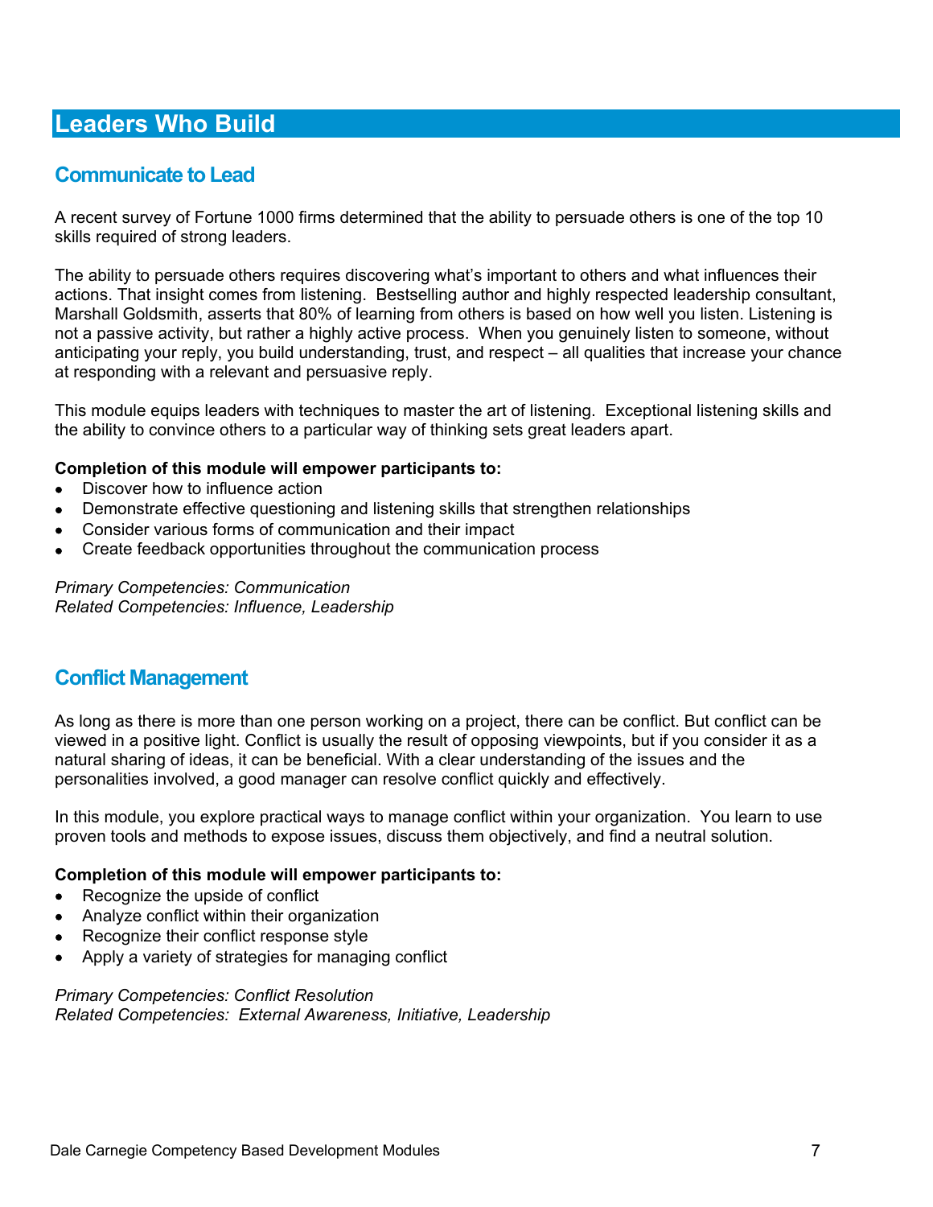# Leaders Who Build

## Communicate to Lead

A recent survey of Fortune 1000 firms determined that the ability to persuade others is one of the top 10 skills required of strong leaders.

The ability to persuade others requires discovering what's important to others and what influences their actions. That insight comes from listening. Bestselling author and highly respected leadership consultant, Marshall Goldsmith, asserts that 80% of learning from others is based on how well you listen. Listening is not a passive activity, but rather a highly active process. When you genuinely listen to someone, without anticipating your reply, you build understanding, trust, and respect – all qualities that increase your chance at responding with a relevant and persuasive reply.

This module equips leaders with techniques to master the art of listening. Exceptional listening skills and the ability to convince others to a particular way of thinking sets great leaders apart.

**Completion of this module will empower participants to:**

- Discover how to influence action
- Demonstrate effective questioning and listening skills that strengthen relationships
- Consider various forms of communication and their impact
- Create feedback opportunities throughout the communication process

*Primary Competencies: Communication*
*Related Competencies: Influence, Leadership*

## Conflict Management

As long as there is more than one person working on a project, there can be conflict. But conflict can be viewed in a positive light. Conflict is usually the result of opposing viewpoints, but if you consider it as a natural sharing of ideas, it can be beneficial. With a clear understanding of the issues and the personalities involved, a good manager can resolve conflict quickly and effectively.

In this module, you explore practical ways to manage conflict within your organization. You learn to use proven tools and methods to expose issues, discuss them objectively, and find a neutral solution.

**Completion of this module will empower participants to:**

- Recognize the upside of conflict
- Analyze conflict within their organization
- Recognize their conflict response style
- Apply a variety of strategies for managing conflict

*Primary Competencies: Conflict Resolution*
*Related Competencies: External Awareness, Initiative, Leadership*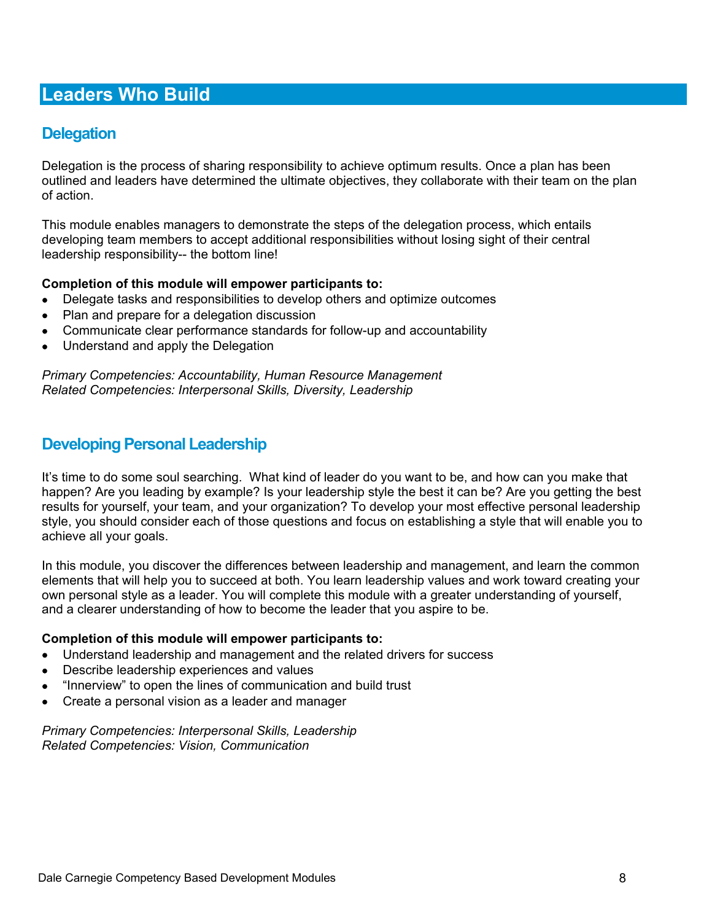# Leaders Who Build

## Delegation

Delegation is the process of sharing responsibility to achieve optimum results. Once a plan has been outlined and leaders have determined the ultimate objectives, they collaborate with their team on the plan of action.

This module enables managers to demonstrate the steps of the delegation process, which entails developing team members to accept additional responsibilities without losing sight of their central leadership responsibility-- the bottom line!

**Completion of this module will empower participants to:**

- Delegate tasks and responsibilities to develop others and optimize outcomes
- Plan and prepare for a delegation discussion
- Communicate clear performance standards for follow-up and accountability
- Understand and apply the Delegation

*Primary Competencies: Accountability, Human Resource Management*
*Related Competencies: Interpersonal Skills, Diversity, Leadership*

## Developing Personal Leadership

It's time to do some soul searching. What kind of leader do you want to be, and how can you make that happen? Are you leading by example? Is your leadership style the best it can be? Are you getting the best results for yourself, your team, and your organization? To develop your most effective personal leadership style, you should consider each of those questions and focus on establishing a style that will enable you to achieve all your goals.

In this module, you discover the differences between leadership and management, and learn the common elements that will help you to succeed at both. You learn leadership values and work toward creating your own personal style as a leader. You will complete this module with a greater understanding of yourself, and a clearer understanding of how to become the leader that you aspire to be.

**Completion of this module will empower participants to:**

- Understand leadership and management and the related drivers for success
- Describe leadership experiences and values
- "Innerview" to open the lines of communication and build trust
- Create a personal vision as a leader and manager

*Primary Competencies: Interpersonal Skills, Leadership*
*Related Competencies: Vision, Communication*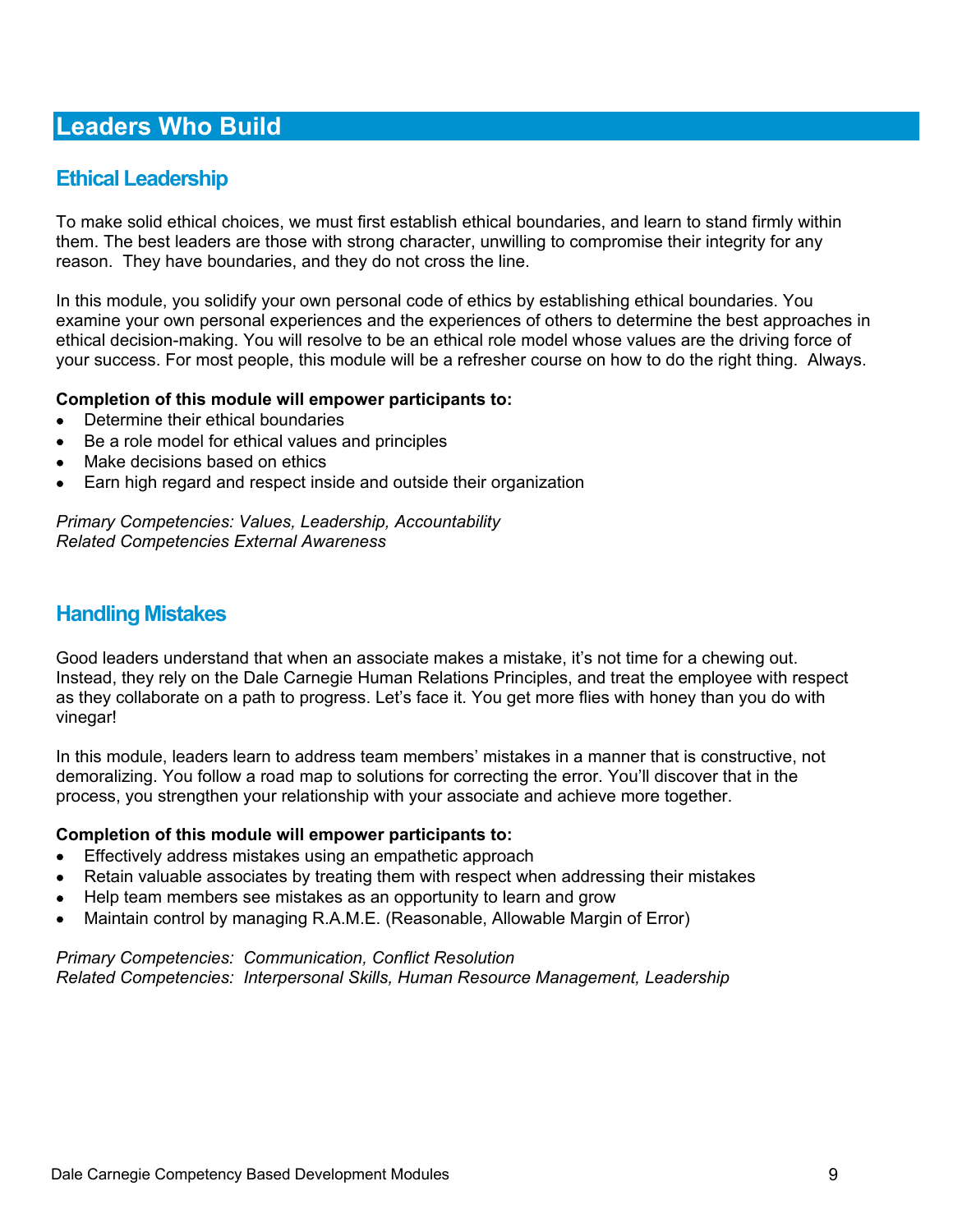# Leaders Who Build

## Ethical Leadership

To make solid ethical choices, we must first establish ethical boundaries, and learn to stand firmly within them. The best leaders are those with strong character, unwilling to compromise their integrity for any reason.  They have boundaries, and they do not cross the line.

In this module, you solidify your own personal code of ethics by establishing ethical boundaries. You examine your own personal experiences and the experiences of others to determine the best approaches in ethical decision-making. You will resolve to be an ethical role model whose values are the driving force of your success. For most people, this module will be a refresher course on how to do the right thing.  Always.

**Completion of this module will empower participants to:**

- Determine their ethical boundaries
- Be a role model for ethical values and principles
- Make decisions based on ethics
- Earn high regard and respect inside and outside their organization

*Primary Competencies: Values, Leadership, Accountability*
*Related Competencies External Awareness*

## Handling Mistakes

Good leaders understand that when an associate makes a mistake, it's not time for a chewing out. Instead, they rely on the Dale Carnegie Human Relations Principles, and treat the employee with respect as they collaborate on a path to progress. Let's face it. You get more flies with honey than you do with vinegar!

In this module, leaders learn to address team members' mistakes in a manner that is constructive, not demoralizing. You follow a road map to solutions for correcting the error. You'll discover that in the process, you strengthen your relationship with your associate and achieve more together.

**Completion of this module will empower participants to:**

- Effectively address mistakes using an empathetic approach
- Retain valuable associates by treating them with respect when addressing their mistakes
- Help team members see mistakes as an opportunity to learn and grow
- Maintain control by managing R.A.M.E. (Reasonable, Allowable Margin of Error)

*Primary Competencies:  Communication, Conflict Resolution*
*Related Competencies:  Interpersonal Skills, Human Resource Management, Leadership*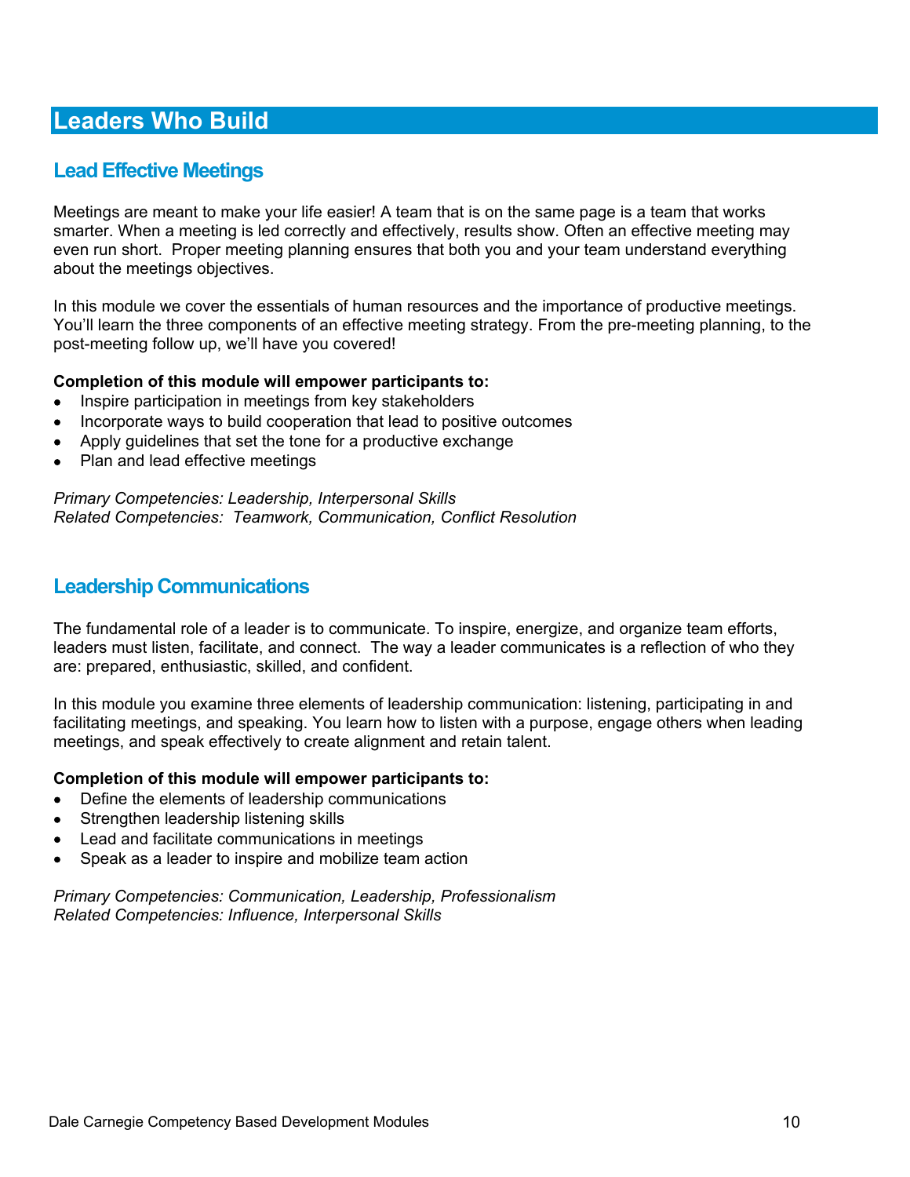# Leaders Who Build

## Lead Effective Meetings

Meetings are meant to make your life easier! A team that is on the same page is a team that works smarter. When a meeting is led correctly and effectively, results show. Often an effective meeting may even run short. Proper meeting planning ensures that both you and your team understand everything about the meetings objectives.

In this module we cover the essentials of human resources and the importance of productive meetings. You'll learn the three components of an effective meeting strategy. From the pre-meeting planning, to the post-meeting follow up, we'll have you covered!

**Completion of this module will empower participants to:**

- Inspire participation in meetings from key stakeholders
- Incorporate ways to build cooperation that lead to positive outcomes
- Apply guidelines that set the tone for a productive exchange
- Plan and lead effective meetings

*Primary Competencies: Leadership, Interpersonal Skills*
*Related Competencies: Teamwork, Communication, Conflict Resolution*

## Leadership Communications

The fundamental role of a leader is to communicate. To inspire, energize, and organize team efforts, leaders must listen, facilitate, and connect. The way a leader communicates is a reflection of who they are: prepared, enthusiastic, skilled, and confident.

In this module you examine three elements of leadership communication: listening, participating in and facilitating meetings, and speaking. You learn how to listen with a purpose, engage others when leading meetings, and speak effectively to create alignment and retain talent.

**Completion of this module will empower participants to:**

- Define the elements of leadership communications
- Strengthen leadership listening skills
- Lead and facilitate communications in meetings
- Speak as a leader to inspire and mobilize team action

*Primary Competencies: Communication, Leadership, Professionalism*
*Related Competencies: Influence, Interpersonal Skills*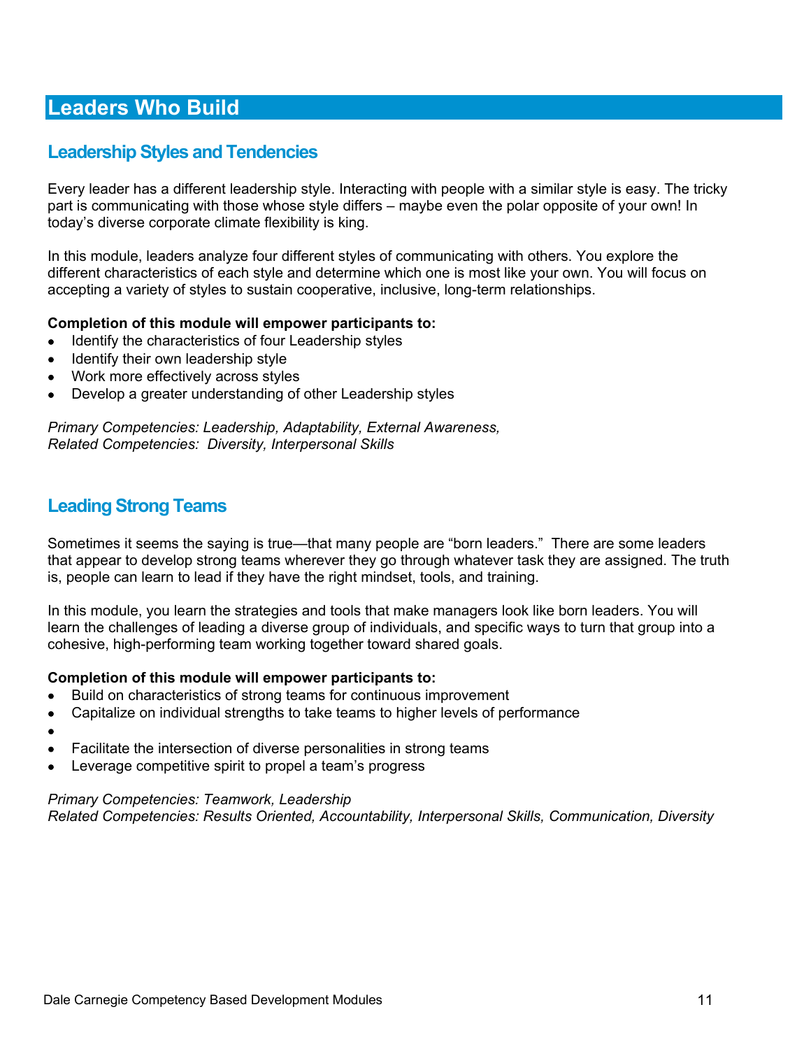# Leaders Who Build

## Leadership Styles and Tendencies

Every leader has a different leadership style. Interacting with people with a similar style is easy. The tricky part is communicating with those whose style differs – maybe even the polar opposite of your own! In today's diverse corporate climate flexibility is king.

In this module, leaders analyze four different styles of communicating with others. You explore the different characteristics of each style and determine which one is most like your own. You will focus on accepting a variety of styles to sustain cooperative, inclusive, long-term relationships.

**Completion of this module will empower participants to:**

- Identify the characteristics of four Leadership styles
- Identify their own leadership style
- Work more effectively across styles
- Develop a greater understanding of other Leadership styles

*Primary Competencies: Leadership, Adaptability, External Awareness,*
*Related Competencies: Diversity, Interpersonal Skills*

## Leading Strong Teams

Sometimes it seems the saying is true—that many people are "born leaders." There are some leaders that appear to develop strong teams wherever they go through whatever task they are assigned. The truth is, people can learn to lead if they have the right mindset, tools, and training.

In this module, you learn the strategies and tools that make managers look like born leaders. You will learn the challenges of leading a diverse group of individuals, and specific ways to turn that group into a cohesive, high-performing team working together toward shared goals.

**Completion of this module will empower participants to:**

- Build on characteristics of strong teams for continuous improvement
- Capitalize on individual strengths to take teams to higher levels of performance
- 
- Facilitate the intersection of diverse personalities in strong teams
- Leverage competitive spirit to propel a team's progress

*Primary Competencies: Teamwork, Leadership*
*Related Competencies: Results Oriented, Accountability, Interpersonal Skills, Communication, Diversity*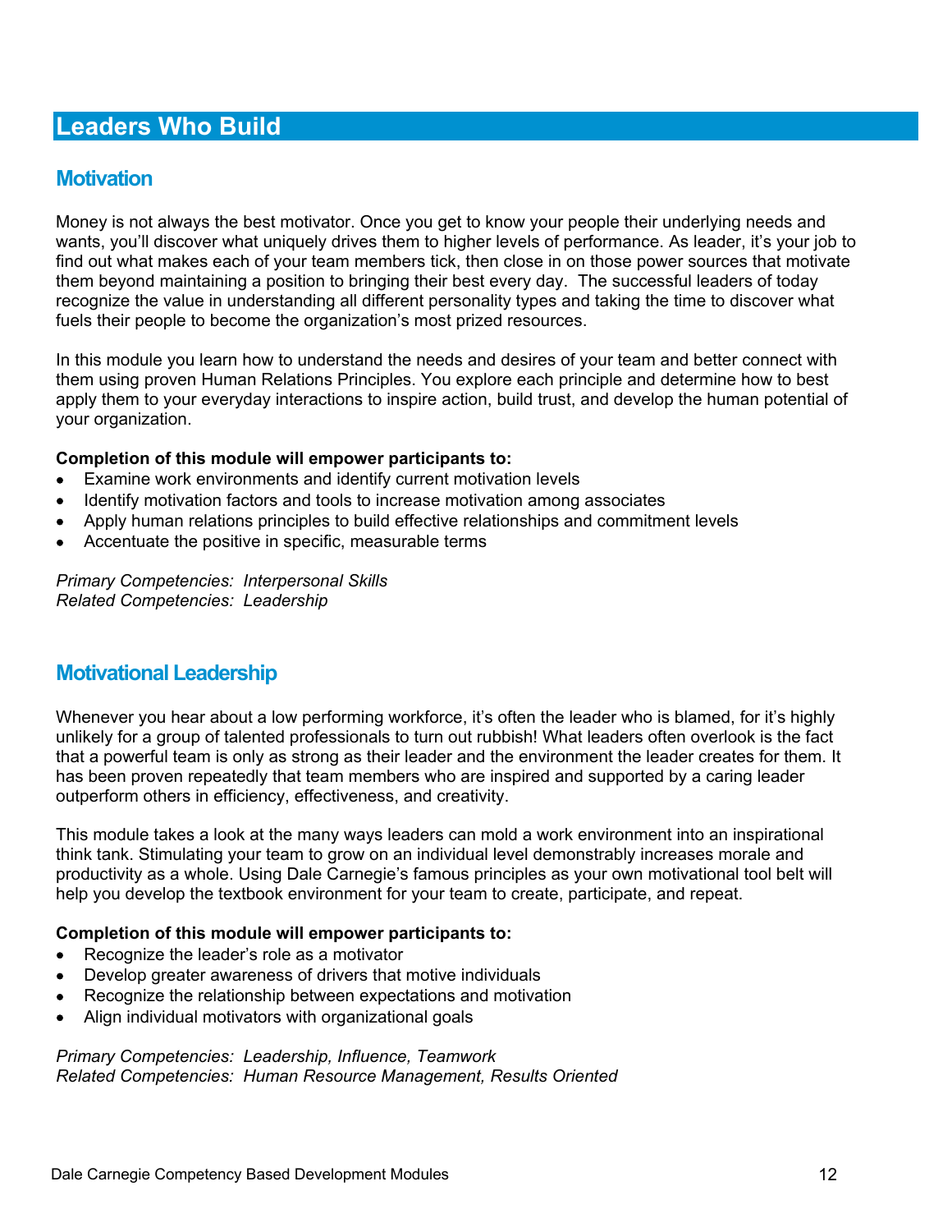# Leaders Who Build

## Motivation

Money is not always the best motivator. Once you get to know your people their underlying needs and wants, you'll discover what uniquely drives them to higher levels of performance. As leader, it's your job to find out what makes each of your team members tick, then close in on those power sources that motivate them beyond maintaining a position to bringing their best every day. The successful leaders of today recognize the value in understanding all different personality types and taking the time to discover what fuels their people to become the organization's most prized resources.

In this module you learn how to understand the needs and desires of your team and better connect with them using proven Human Relations Principles. You explore each principle and determine how to best apply them to your everyday interactions to inspire action, build trust, and develop the human potential of your organization.

**Completion of this module will empower participants to:**

- Examine work environments and identify current motivation levels
- Identify motivation factors and tools to increase motivation among associates
- Apply human relations principles to build effective relationships and commitment levels
- Accentuate the positive in specific, measurable terms

*Primary Competencies: Interpersonal Skills*
*Related Competencies: Leadership*

## Motivational Leadership

Whenever you hear about a low performing workforce, it's often the leader who is blamed, for it's highly unlikely for a group of talented professionals to turn out rubbish! What leaders often overlook is the fact that a powerful team is only as strong as their leader and the environment the leader creates for them. It has been proven repeatedly that team members who are inspired and supported by a caring leader outperform others in efficiency, effectiveness, and creativity.

This module takes a look at the many ways leaders can mold a work environment into an inspirational think tank. Stimulating your team to grow on an individual level demonstrably increases morale and productivity as a whole. Using Dale Carnegie's famous principles as your own motivational tool belt will help you develop the textbook environment for your team to create, participate, and repeat.

**Completion of this module will empower participants to:**

- Recognize the leader's role as a motivator
- Develop greater awareness of drivers that motive individuals
- Recognize the relationship between expectations and motivation
- Align individual motivators with organizational goals

*Primary Competencies: Leadership, Influence, Teamwork*
*Related Competencies: Human Resource Management, Results Oriented*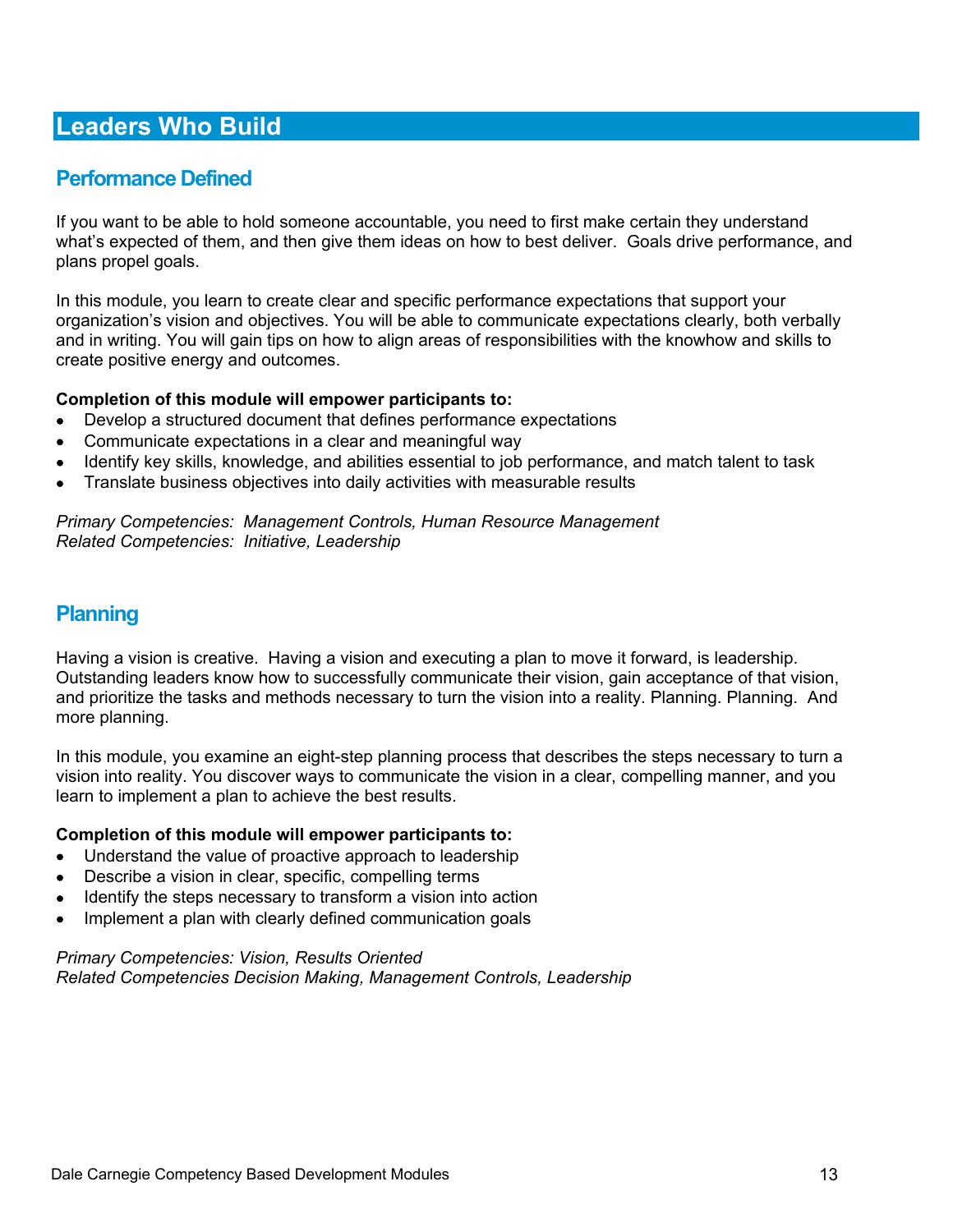# Leaders Who Build

## Performance Defined

If you want to be able to hold someone accountable, you need to first make certain they understand what's expected of them, and then give them ideas on how to best deliver.  Goals drive performance, and plans propel goals.

In this module, you learn to create clear and specific performance expectations that support your organization's vision and objectives. You will be able to communicate expectations clearly, both verbally and in writing. You will gain tips on how to align areas of responsibilities with the knowhow and skills to create positive energy and outcomes.

**Completion of this module will empower participants to:**

- Develop a structured document that defines performance expectations
- Communicate expectations in a clear and meaningful way
- Identify key skills, knowledge, and abilities essential to job performance, and match talent to task
- Translate business objectives into daily activities with measurable results

*Primary Competencies:  Management Controls, Human Resource Management*
*Related Competencies:  Initiative, Leadership*

## Planning

Having a vision is creative.  Having a vision and executing a plan to move it forward, is leadership. Outstanding leaders know how to successfully communicate their vision, gain acceptance of that vision, and prioritize the tasks and methods necessary to turn the vision into a reality. Planning. Planning.  And more planning.

In this module, you examine an eight-step planning process that describes the steps necessary to turn a vision into reality. You discover ways to communicate the vision in a clear, compelling manner, and you learn to implement a plan to achieve the best results.

**Completion of this module will empower participants to:**

- Understand the value of proactive approach to leadership
- Describe a vision in clear, specific, compelling terms
- Identify the steps necessary to transform a vision into action
- Implement a plan with clearly defined communication goals

*Primary Competencies: Vision, Results Oriented*
*Related Competencies Decision Making, Management Controls, Leadership*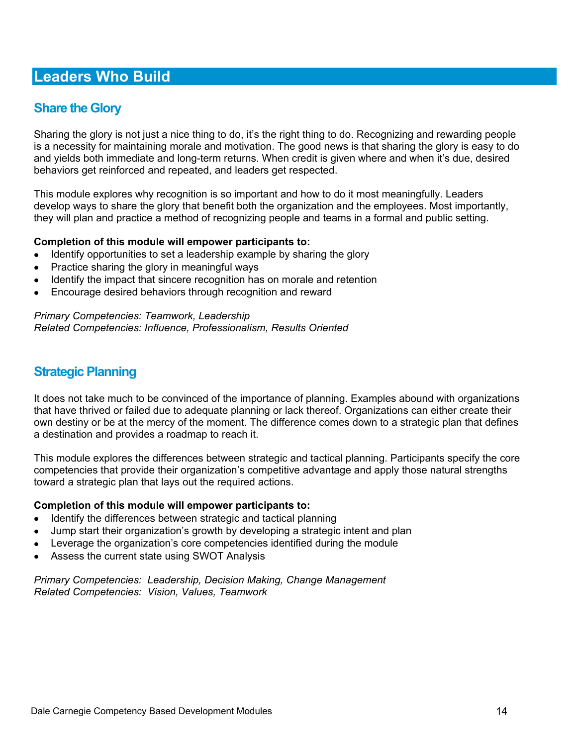# Leaders Who Build

## Share the Glory

Sharing the glory is not just a nice thing to do, it's the right thing to do. Recognizing and rewarding people is a necessity for maintaining morale and motivation. The good news is that sharing the glory is easy to do and yields both immediate and long-term returns. When credit is given where and when it's due, desired behaviors get reinforced and repeated, and leaders get respected.

This module explores why recognition is so important and how to do it most meaningfully. Leaders develop ways to share the glory that benefit both the organization and the employees. Most importantly, they will plan and practice a method of recognizing people and teams in a formal and public setting.

**Completion of this module will empower participants to:**

- Identify opportunities to set a leadership example by sharing the glory
- Practice sharing the glory in meaningful ways
- Identify the impact that sincere recognition has on morale and retention
- Encourage desired behaviors through recognition and reward

*Primary Competencies: Teamwork, Leadership*
*Related Competencies: Influence, Professionalism, Results Oriented*

## Strategic Planning

It does not take much to be convinced of the importance of planning. Examples abound with organizations that have thrived or failed due to adequate planning or lack thereof. Organizations can either create their own destiny or be at the mercy of the moment. The difference comes down to a strategic plan that defines a destination and provides a roadmap to reach it.

This module explores the differences between strategic and tactical planning. Participants specify the core competencies that provide their organization's competitive advantage and apply those natural strengths toward a strategic plan that lays out the required actions.

**Completion of this module will empower participants to:**

- Identify the differences between strategic and tactical planning
- Jump start their organization's growth by developing a strategic intent and plan
- Leverage the organization's core competencies identified during the module
- Assess the current state using SWOT Analysis

*Primary Competencies: Leadership, Decision Making, Change Management*
*Related Competencies: Vision, Values, Teamwork*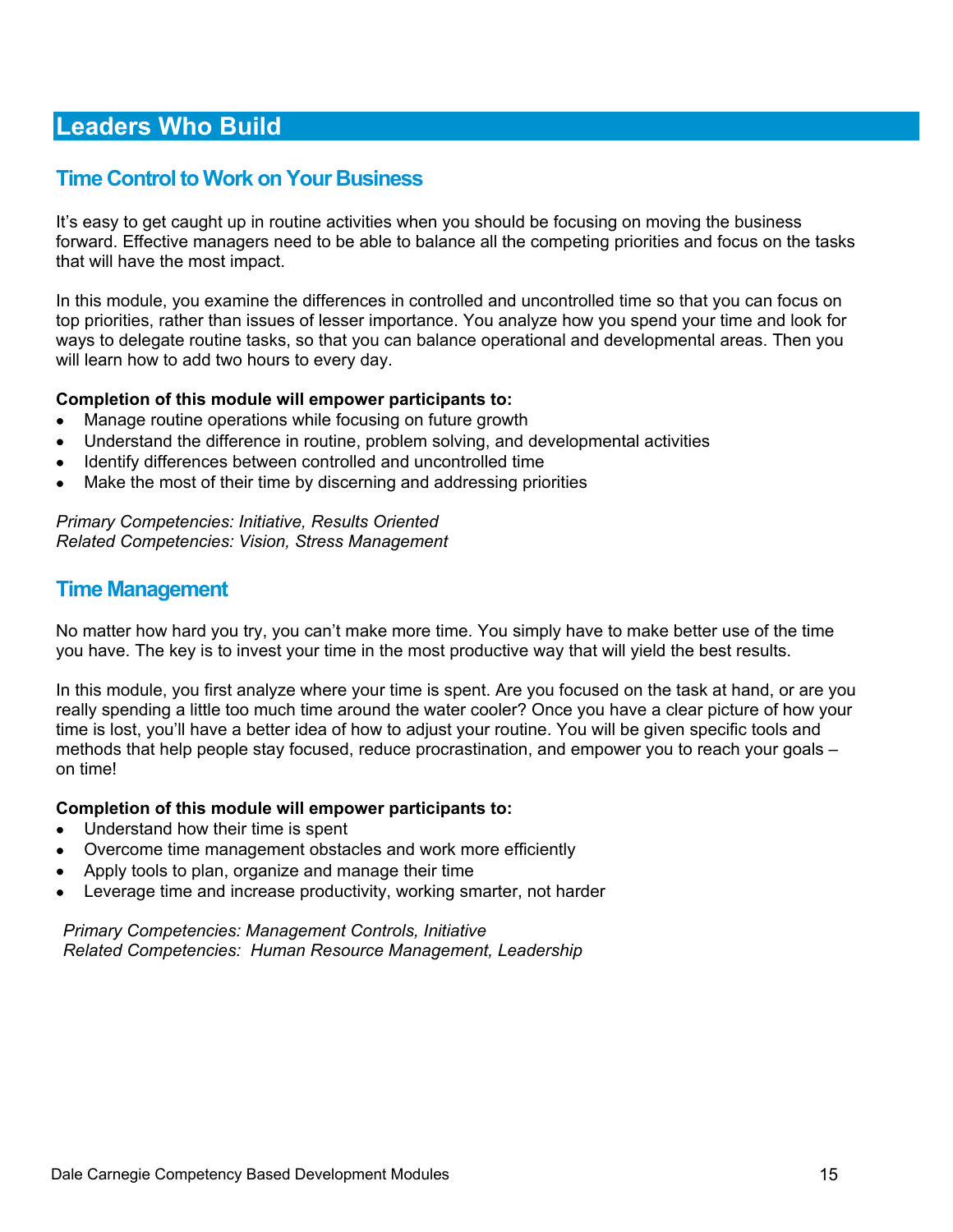# Leaders Who Build

## Time Control to Work on Your Business

It's easy to get caught up in routine activities when you should be focusing on moving the business forward. Effective managers need to be able to balance all the competing priorities and focus on the tasks that will have the most impact.

In this module, you examine the differences in controlled and uncontrolled time so that you can focus on top priorities, rather than issues of lesser importance. You analyze how you spend your time and look for ways to delegate routine tasks, so that you can balance operational and developmental areas. Then you will learn how to add two hours to every day.

**Completion of this module will empower participants to:**

- Manage routine operations while focusing on future growth
- Understand the difference in routine, problem solving, and developmental activities
- Identify differences between controlled and uncontrolled time
- Make the most of their time by discerning and addressing priorities

*Primary Competencies: Initiative, Results Oriented*
*Related Competencies: Vision, Stress Management*

## Time Management

No matter how hard you try, you can't make more time. You simply have to make better use of the time you have. The key is to invest your time in the most productive way that will yield the best results.

In this module, you first analyze where your time is spent. Are you focused on the task at hand, or are you really spending a little too much time around the water cooler? Once you have a clear picture of how your time is lost, you'll have a better idea of how to adjust your routine. You will be given specific tools and methods that help people stay focused, reduce procrastination, and empower you to reach your goals – on time!

**Completion of this module will empower participants to:**

- Understand how their time is spent
- Overcome time management obstacles and work more efficiently
- Apply tools to plan, organize and manage their time
- Leverage time and increase productivity, working smarter, not harder

*Primary Competencies: Management Controls, Initiative*
*Related Competencies: Human Resource Management, Leadership*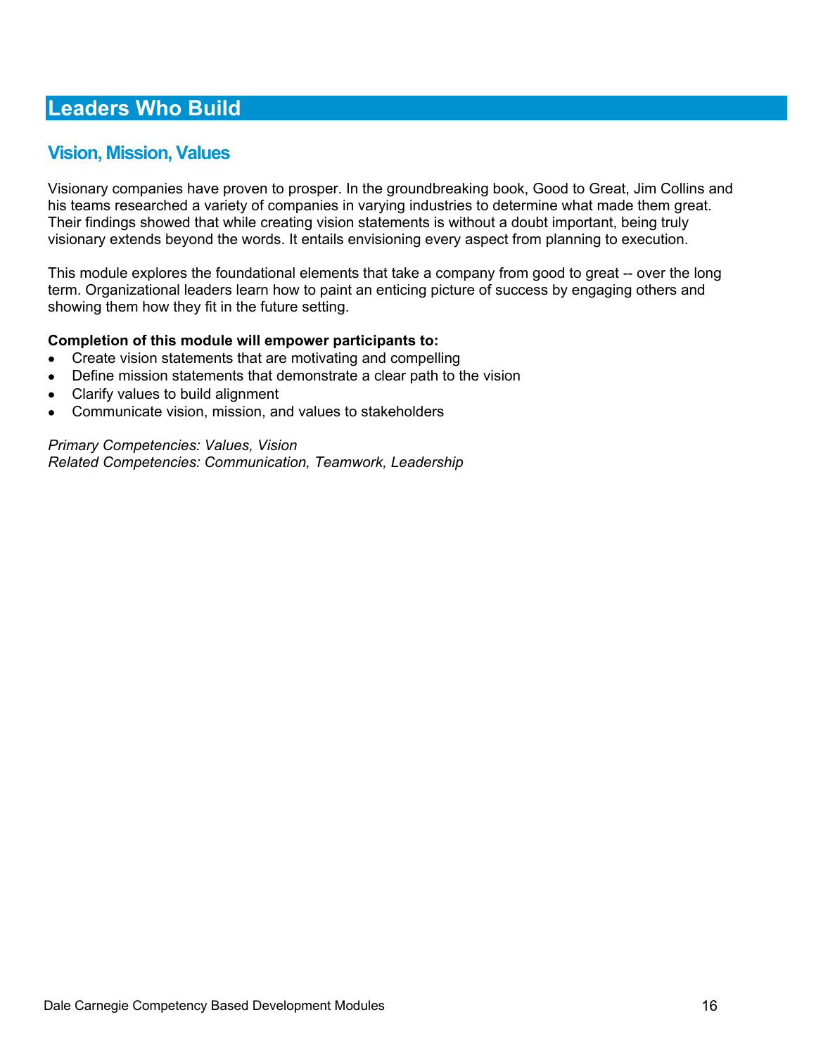# Leaders Who Build

## Vision, Mission, Values

Visionary companies have proven to prosper. In the groundbreaking book, Good to Great, Jim Collins and his teams researched a variety of companies in varying industries to determine what made them great. Their findings showed that while creating vision statements is without a doubt important, being truly visionary extends beyond the words. It entails envisioning every aspect from planning to execution.

This module explores the foundational elements that take a company from good to great -- over the long term. Organizational leaders learn how to paint an enticing picture of success by engaging others and showing them how they fit in the future setting.

**Completion of this module will empower participants to:**

- Create vision statements that are motivating and compelling
- Define mission statements that demonstrate a clear path to the vision
- Clarify values to build alignment
- Communicate vision, mission, and values to stakeholders

*Primary Competencies: Values, Vision*
*Related Competencies: Communication, Teamwork, Leadership*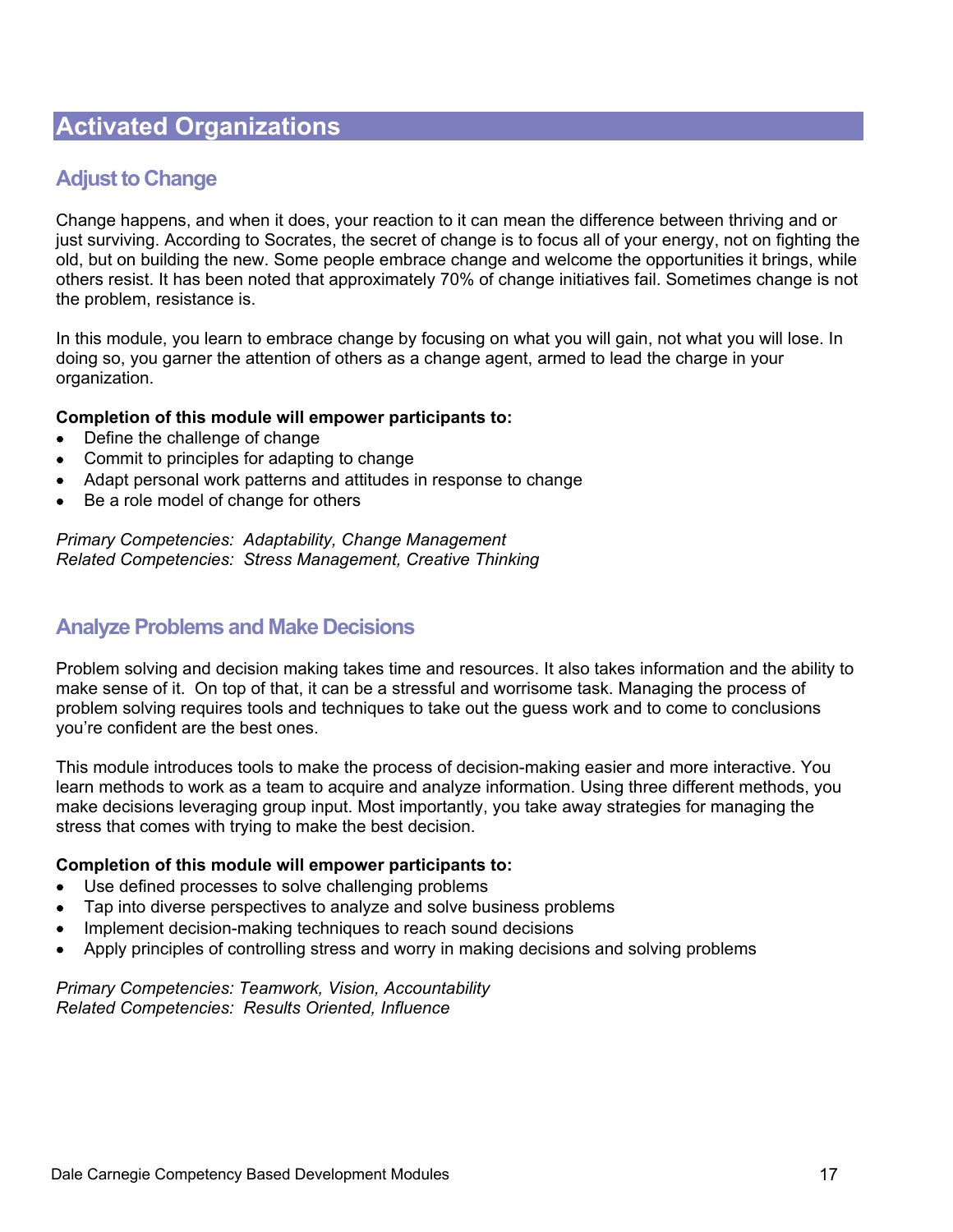# Activated Organizations

## Adjust to Change

Change happens, and when it does, your reaction to it can mean the difference between thriving and or just surviving. According to Socrates, the secret of change is to focus all of your energy, not on fighting the old, but on building the new. Some people embrace change and welcome the opportunities it brings, while others resist. It has been noted that approximately 70% of change initiatives fail. Sometimes change is not the problem, resistance is.

In this module, you learn to embrace change by focusing on what you will gain, not what you will lose. In doing so, you garner the attention of others as a change agent, armed to lead the charge in your organization.

**Completion of this module will empower participants to:**

- Define the challenge of change
- Commit to principles for adapting to change
- Adapt personal work patterns and attitudes in response to change
- Be a role model of change for others

*Primary Competencies: Adaptability, Change Management*
*Related Competencies: Stress Management, Creative Thinking*

## Analyze Problems and Make Decisions

Problem solving and decision making takes time and resources. It also takes information and the ability to make sense of it. On top of that, it can be a stressful and worrisome task. Managing the process of problem solving requires tools and techniques to take out the guess work and to come to conclusions you're confident are the best ones.

This module introduces tools to make the process of decision-making easier and more interactive. You learn methods to work as a team to acquire and analyze information. Using three different methods, you make decisions leveraging group input. Most importantly, you take away strategies for managing the stress that comes with trying to make the best decision.

**Completion of this module will empower participants to:**

- Use defined processes to solve challenging problems
- Tap into diverse perspectives to analyze and solve business problems
- Implement decision-making techniques to reach sound decisions
- Apply principles of controlling stress and worry in making decisions and solving problems

*Primary Competencies: Teamwork, Vision, Accountability*
*Related Competencies: Results Oriented, Influence*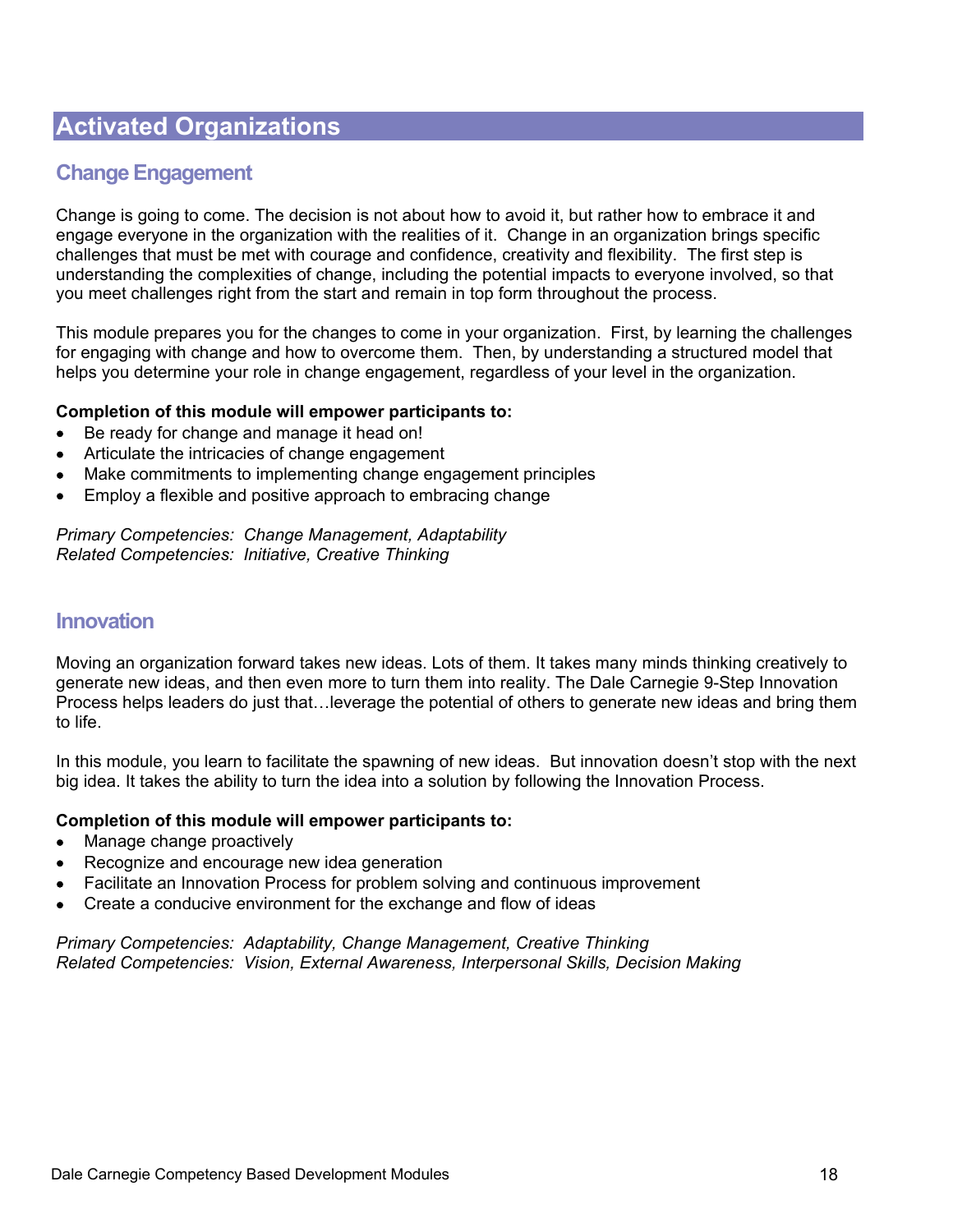# Activated Organizations

## Change Engagement

Change is going to come. The decision is not about how to avoid it, but rather how to embrace it and engage everyone in the organization with the realities of it. Change in an organization brings specific challenges that must be met with courage and confidence, creativity and flexibility. The first step is understanding the complexities of change, including the potential impacts to everyone involved, so that you meet challenges right from the start and remain in top form throughout the process.

This module prepares you for the changes to come in your organization. First, by learning the challenges for engaging with change and how to overcome them. Then, by understanding a structured model that helps you determine your role in change engagement, regardless of your level in the organization.

**Completion of this module will empower participants to:**

- Be ready for change and manage it head on!
- Articulate the intricacies of change engagement
- Make commitments to implementing change engagement principles
- Employ a flexible and positive approach to embracing change

*Primary Competencies: Change Management, Adaptability*
*Related Competencies: Initiative, Creative Thinking*

## Innovation

Moving an organization forward takes new ideas. Lots of them. It takes many minds thinking creatively to generate new ideas, and then even more to turn them into reality. The Dale Carnegie 9-Step Innovation Process helps leaders do just that…leverage the potential of others to generate new ideas and bring them to life.

In this module, you learn to facilitate the spawning of new ideas. But innovation doesn't stop with the next big idea. It takes the ability to turn the idea into a solution by following the Innovation Process.

**Completion of this module will empower participants to:**

- Manage change proactively
- Recognize and encourage new idea generation
- Facilitate an Innovation Process for problem solving and continuous improvement
- Create a conducive environment for the exchange and flow of ideas

*Primary Competencies: Adaptability, Change Management, Creative Thinking*
*Related Competencies: Vision, External Awareness, Interpersonal Skills, Decision Making*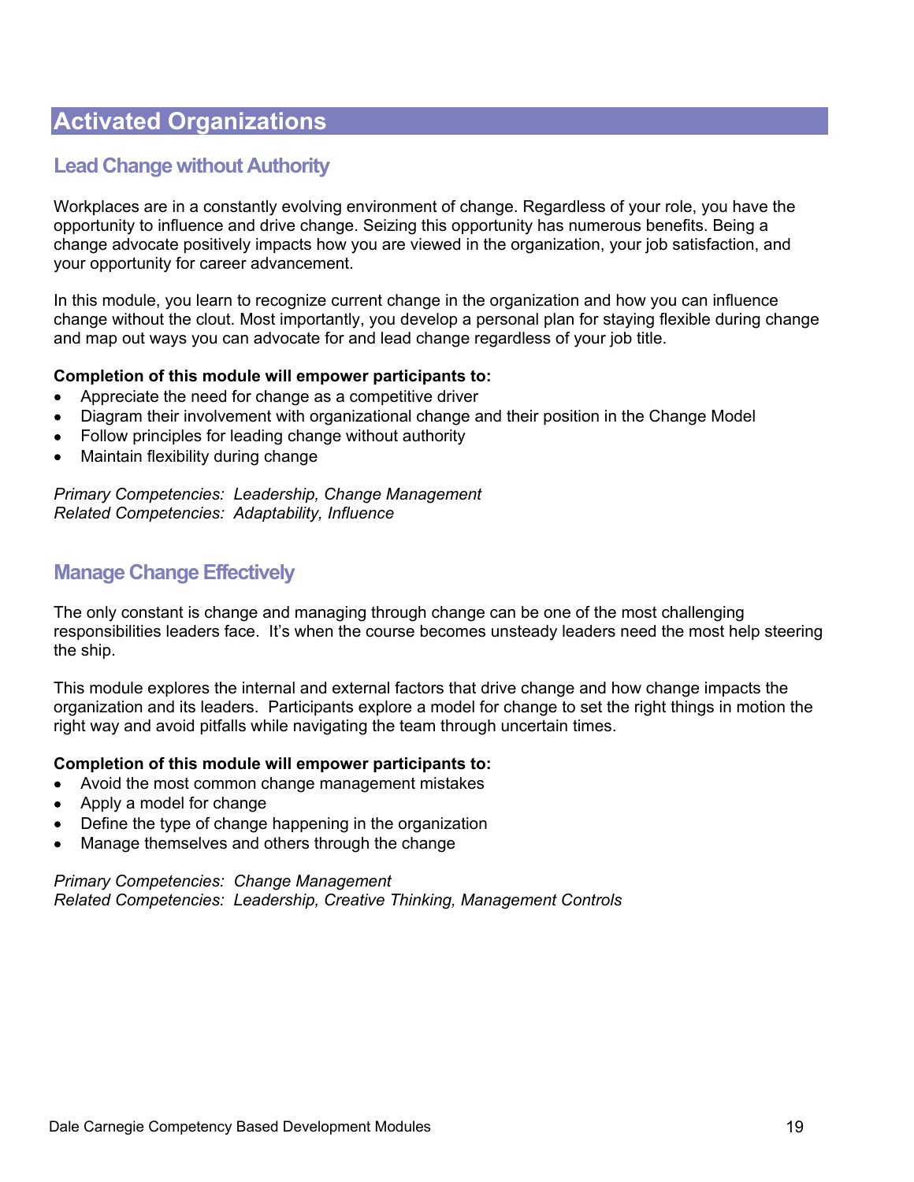# Activated Organizations

## Lead Change without Authority

Workplaces are in a constantly evolving environment of change. Regardless of your role, you have the opportunity to influence and drive change. Seizing this opportunity has numerous benefits. Being a change advocate positively impacts how you are viewed in the organization, your job satisfaction, and your opportunity for career advancement.

In this module, you learn to recognize current change in the organization and how you can influence change without the clout. Most importantly, you develop a personal plan for staying flexible during change and map out ways you can advocate for and lead change regardless of your job title.

**Completion of this module will empower participants to:**

- Appreciate the need for change as a competitive driver
- Diagram their involvement with organizational change and their position in the Change Model
- Follow principles for leading change without authority
- Maintain flexibility during change

*Primary Competencies: Leadership, Change Management*
*Related Competencies: Adaptability, Influence*

## Manage Change Effectively

The only constant is change and managing through change can be one of the most challenging responsibilities leaders face. It's when the course becomes unsteady leaders need the most help steering the ship.

This module explores the internal and external factors that drive change and how change impacts the organization and its leaders. Participants explore a model for change to set the right things in motion the right way and avoid pitfalls while navigating the team through uncertain times.

**Completion of this module will empower participants to:**

- Avoid the most common change management mistakes
- Apply a model for change
- Define the type of change happening in the organization
- Manage themselves and others through the change

*Primary Competencies: Change Management*
*Related Competencies: Leadership, Creative Thinking, Management Controls*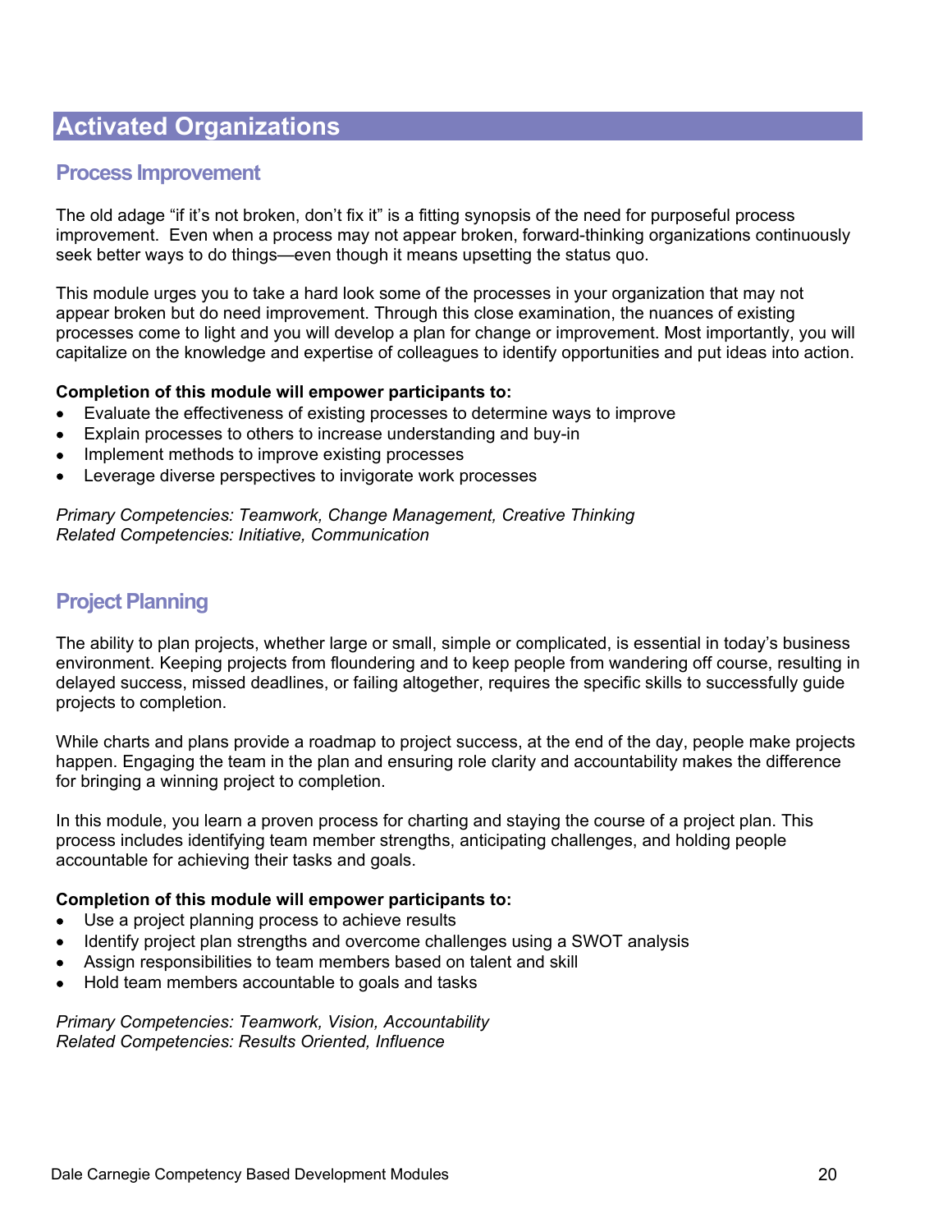# Activated Organizations

## Process Improvement

The old adage "if it's not broken, don't fix it" is a fitting synopsis of the need for purposeful process improvement. Even when a process may not appear broken, forward-thinking organizations continuously seek better ways to do things—even though it means upsetting the status quo.

This module urges you to take a hard look some of the processes in your organization that may not appear broken but do need improvement. Through this close examination, the nuances of existing processes come to light and you will develop a plan for change or improvement. Most importantly, you will capitalize on the knowledge and expertise of colleagues to identify opportunities and put ideas into action.

**Completion of this module will empower participants to:**

- Evaluate the effectiveness of existing processes to determine ways to improve
- Explain processes to others to increase understanding and buy-in
- Implement methods to improve existing processes
- Leverage diverse perspectives to invigorate work processes

*Primary Competencies: Teamwork, Change Management, Creative Thinking*
*Related Competencies: Initiative, Communication*

## Project Planning

The ability to plan projects, whether large or small, simple or complicated, is essential in today's business environment. Keeping projects from floundering and to keep people from wandering off course, resulting in delayed success, missed deadlines, or failing altogether, requires the specific skills to successfully guide projects to completion.

While charts and plans provide a roadmap to project success, at the end of the day, people make projects happen. Engaging the team in the plan and ensuring role clarity and accountability makes the difference for bringing a winning project to completion.

In this module, you learn a proven process for charting and staying the course of a project plan. This process includes identifying team member strengths, anticipating challenges, and holding people accountable for achieving their tasks and goals.

**Completion of this module will empower participants to:**

- Use a project planning process to achieve results
- Identify project plan strengths and overcome challenges using a SWOT analysis
- Assign responsibilities to team members based on talent and skill
- Hold team members accountable to goals and tasks

*Primary Competencies: Teamwork, Vision, Accountability*
*Related Competencies: Results Oriented, Influence*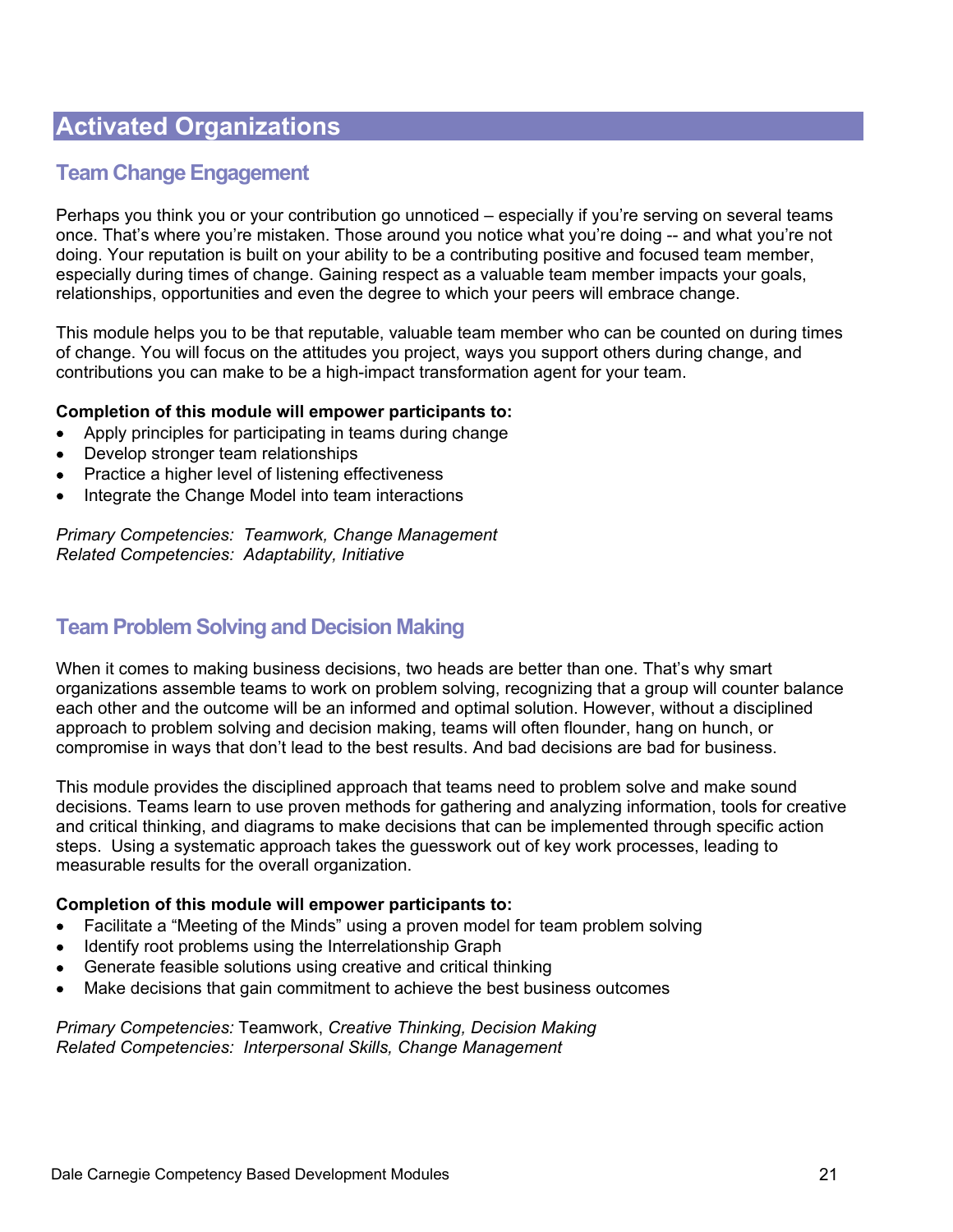# Activated Organizations

## Team Change Engagement

Perhaps you think you or your contribution go unnoticed – especially if you're serving on several teams once. That's where you're mistaken. Those around you notice what you're doing -- and what you're not doing. Your reputation is built on your ability to be a contributing positive and focused team member, especially during times of change. Gaining respect as a valuable team member impacts your goals, relationships, opportunities and even the degree to which your peers will embrace change.

This module helps you to be that reputable, valuable team member who can be counted on during times of change. You will focus on the attitudes you project, ways you support others during change, and contributions you can make to be a high-impact transformation agent for your team.

**Completion of this module will empower participants to:**

- Apply principles for participating in teams during change
- Develop stronger team relationships
- Practice a higher level of listening effectiveness
- Integrate the Change Model into team interactions

*Primary Competencies: Teamwork, Change Management*
*Related Competencies: Adaptability, Initiative*

## Team Problem Solving and Decision Making

When it comes to making business decisions, two heads are better than one. That's why smart organizations assemble teams to work on problem solving, recognizing that a group will counter balance each other and the outcome will be an informed and optimal solution. However, without a disciplined approach to problem solving and decision making, teams will often flounder, hang on hunch, or compromise in ways that don't lead to the best results. And bad decisions are bad for business.

This module provides the disciplined approach that teams need to problem solve and make sound decisions. Teams learn to use proven methods for gathering and analyzing information, tools for creative and critical thinking, and diagrams to make decisions that can be implemented through specific action steps. Using a systematic approach takes the guesswork out of key work processes, leading to measurable results for the overall organization.

**Completion of this module will empower participants to:**

- Facilitate a "Meeting of the Minds" using a proven model for team problem solving
- Identify root problems using the Interrelationship Graph
- Generate feasible solutions using creative and critical thinking
- Make decisions that gain commitment to achieve the best business outcomes

*Primary Competencies:* Teamwork, *Creative Thinking, Decision Making*
*Related Competencies: Interpersonal Skills, Change Management*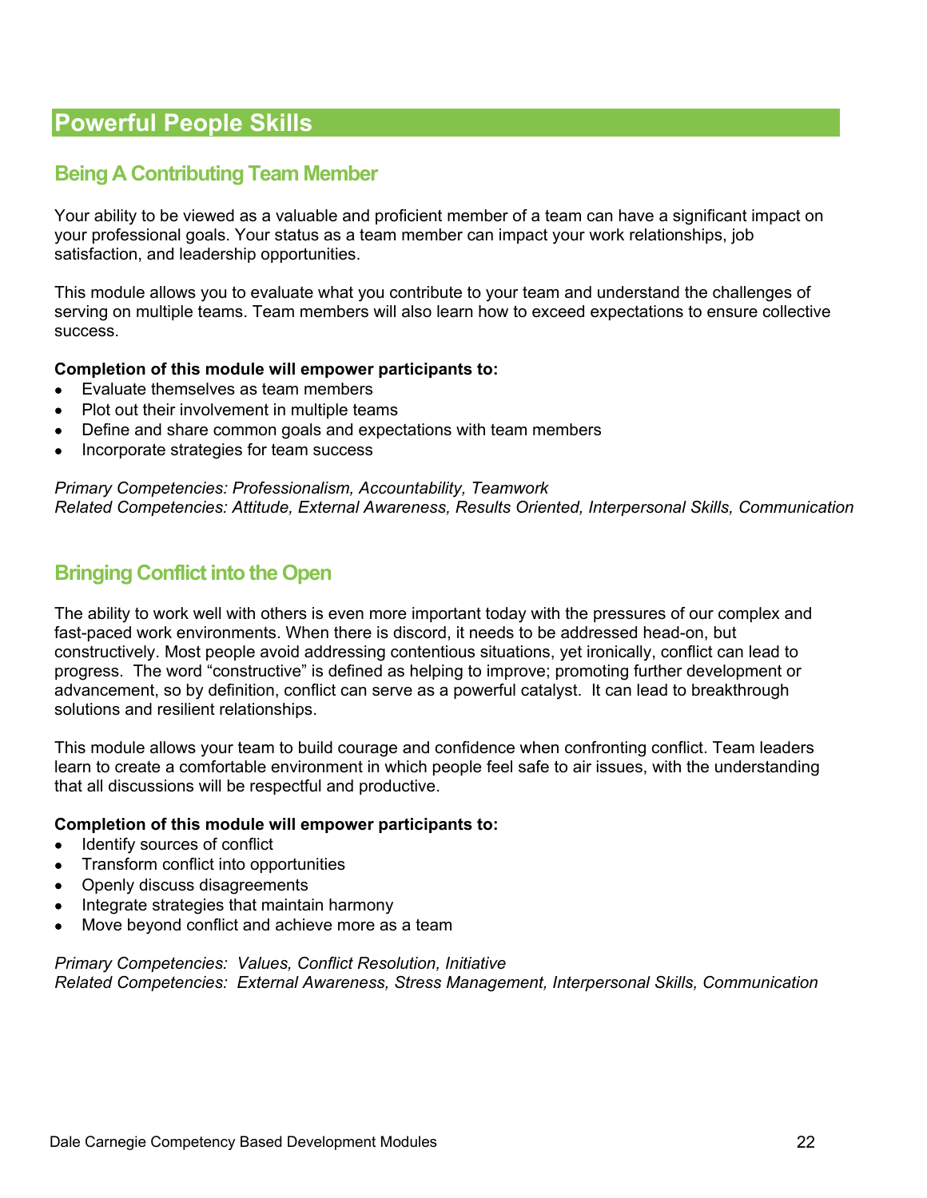# Powerful People Skills

## Being A Contributing Team Member

Your ability to be viewed as a valuable and proficient member of a team can have a significant impact on your professional goals. Your status as a team member can impact your work relationships, job satisfaction, and leadership opportunities.

This module allows you to evaluate what you contribute to your team and understand the challenges of serving on multiple teams. Team members will also learn how to exceed expectations to ensure collective success.

**Completion of this module will empower participants to:**

- Evaluate themselves as team members
- Plot out their involvement in multiple teams
- Define and share common goals and expectations with team members
- Incorporate strategies for team success

*Primary Competencies: Professionalism, Accountability, Teamwork*
*Related Competencies: Attitude, External Awareness, Results Oriented, Interpersonal Skills, Communication*

## Bringing Conflict into the Open

The ability to work well with others is even more important today with the pressures of our complex and fast-paced work environments. When there is discord, it needs to be addressed head-on, but constructively. Most people avoid addressing contentious situations, yet ironically, conflict can lead to progress. The word “constructive” is defined as helping to improve; promoting further development or advancement, so by definition, conflict can serve as a powerful catalyst. It can lead to breakthrough solutions and resilient relationships.

This module allows your team to build courage and confidence when confronting conflict. Team leaders learn to create a comfortable environment in which people feel safe to air issues, with the understanding that all discussions will be respectful and productive.

**Completion of this module will empower participants to:**

- Identify sources of conflict
- Transform conflict into opportunities
- Openly discuss disagreements
- Integrate strategies that maintain harmony
- Move beyond conflict and achieve more as a team

*Primary Competencies: Values, Conflict Resolution, Initiative*
*Related Competencies: External Awareness, Stress Management, Interpersonal Skills, Communication*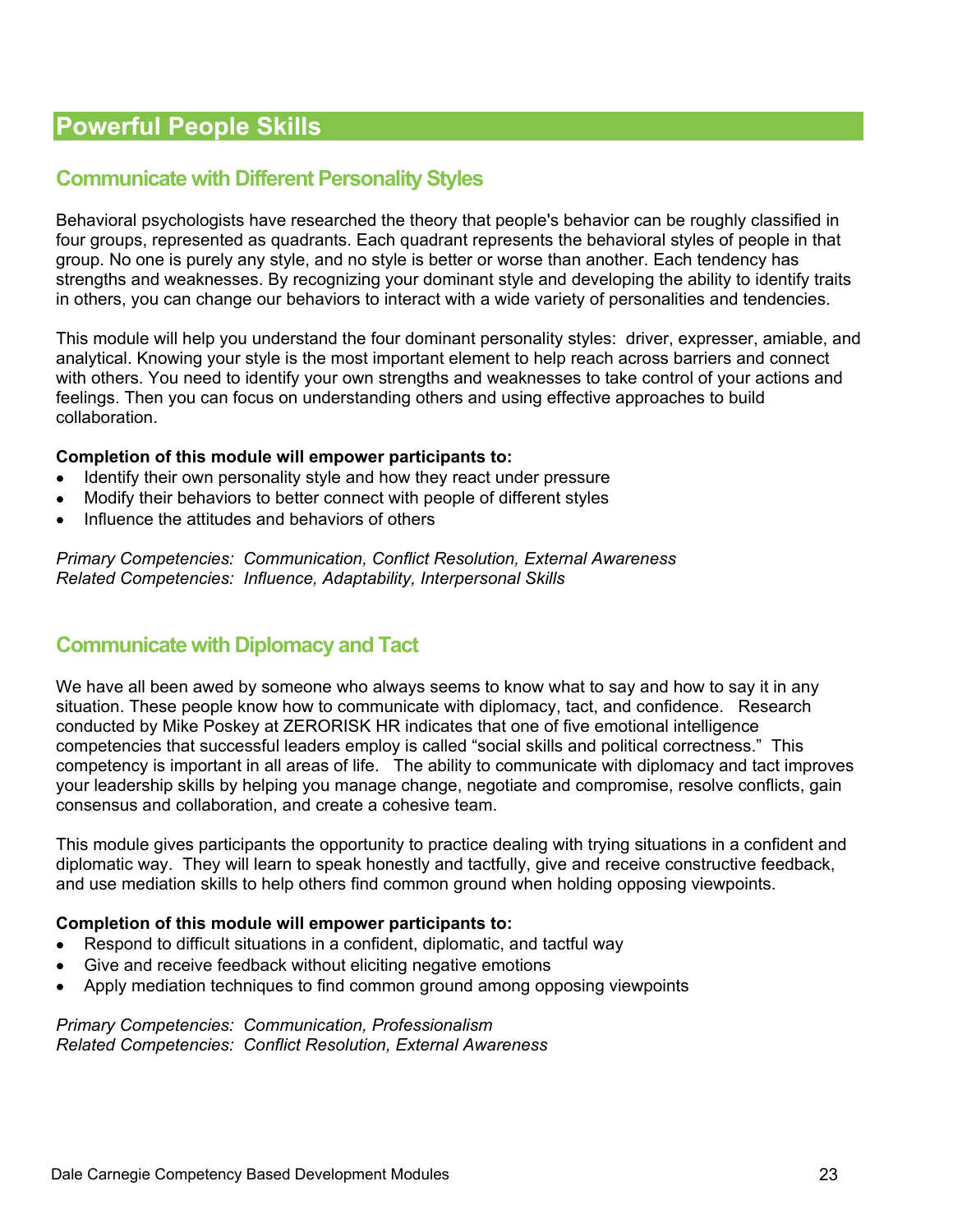# Powerful People Skills

## Communicate with Different Personality Styles

Behavioral psychologists have researched the theory that people's behavior can be roughly classified in four groups, represented as quadrants. Each quadrant represents the behavioral styles of people in that group. No one is purely any style, and no style is better or worse than another. Each tendency has strengths and weaknesses. By recognizing your dominant style and developing the ability to identify traits in others, you can change our behaviors to interact with a wide variety of personalities and tendencies.

This module will help you understand the four dominant personality styles: driver, expresser, amiable, and analytical. Knowing your style is the most important element to help reach across barriers and connect with others. You need to identify your own strengths and weaknesses to take control of your actions and feelings. Then you can focus on understanding others and using effective approaches to build collaboration.

**Completion of this module will empower participants to:**

- Identify their own personality style and how they react under pressure
- Modify their behaviors to better connect with people of different styles
- Influence the attitudes and behaviors of others

*Primary Competencies: Communication, Conflict Resolution, External Awareness*
*Related Competencies: Influence, Adaptability, Interpersonal Skills*

## Communicate with Diplomacy and Tact

We have all been awed by someone who always seems to know what to say and how to say it in any situation. These people know how to communicate with diplomacy, tact, and confidence. Research conducted by Mike Poskey at ZERORISK HR indicates that one of five emotional intelligence competencies that successful leaders employ is called "social skills and political correctness." This competency is important in all areas of life. The ability to communicate with diplomacy and tact improves your leadership skills by helping you manage change, negotiate and compromise, resolve conflicts, gain consensus and collaboration, and create a cohesive team.

This module gives participants the opportunity to practice dealing with trying situations in a confident and diplomatic way. They will learn to speak honestly and tactfully, give and receive constructive feedback, and use mediation skills to help others find common ground when holding opposing viewpoints.

**Completion of this module will empower participants to:**

- Respond to difficult situations in a confident, diplomatic, and tactful way
- Give and receive feedback without eliciting negative emotions
- Apply mediation techniques to find common ground among opposing viewpoints

*Primary Competencies: Communication, Professionalism*
*Related Competencies: Conflict Resolution, External Awareness*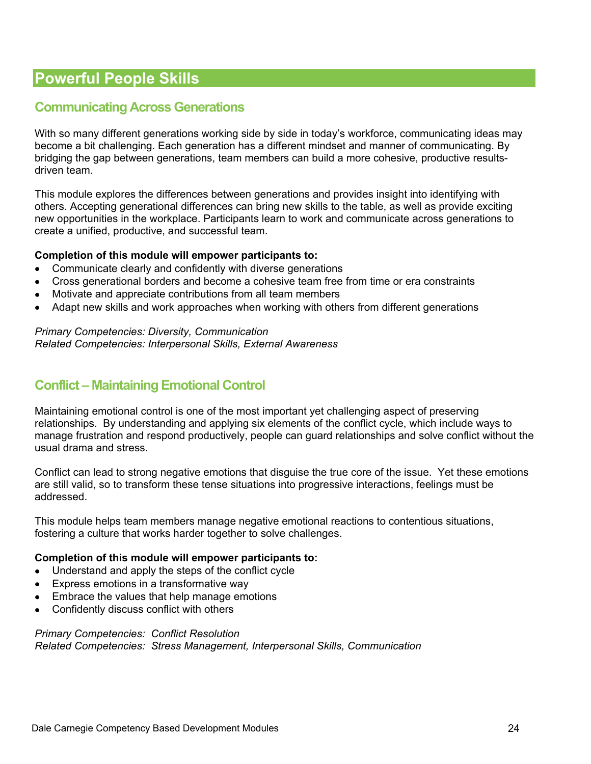# Powerful People Skills

## Communicating Across Generations

With so many different generations working side by side in today's workforce, communicating ideas may become a bit challenging. Each generation has a different mindset and manner of communicating. By bridging the gap between generations, team members can build a more cohesive, productive results-driven team.

This module explores the differences between generations and provides insight into identifying with others. Accepting generational differences can bring new skills to the table, as well as provide exciting new opportunities in the workplace. Participants learn to work and communicate across generations to create a unified, productive, and successful team.

**Completion of this module will empower participants to:**

- Communicate clearly and confidently with diverse generations
- Cross generational borders and become a cohesive team free from time or era constraints
- Motivate and appreciate contributions from all team members
- Adapt new skills and work approaches when working with others from different generations

*Primary Competencies: Diversity, Communication*
*Related Competencies: Interpersonal Skills, External Awareness*

## Conflict – Maintaining Emotional Control

Maintaining emotional control is one of the most important yet challenging aspect of preserving relationships. By understanding and applying six elements of the conflict cycle, which include ways to manage frustration and respond productively, people can guard relationships and solve conflict without the usual drama and stress.

Conflict can lead to strong negative emotions that disguise the true core of the issue. Yet these emotions are still valid, so to transform these tense situations into progressive interactions, feelings must be addressed.

This module helps team members manage negative emotional reactions to contentious situations, fostering a culture that works harder together to solve challenges.

**Completion of this module will empower participants to:**

- Understand and apply the steps of the conflict cycle
- Express emotions in a transformative way
- Embrace the values that help manage emotions
- Confidently discuss conflict with others

*Primary Competencies: Conflict Resolution*
*Related Competencies: Stress Management, Interpersonal Skills, Communication*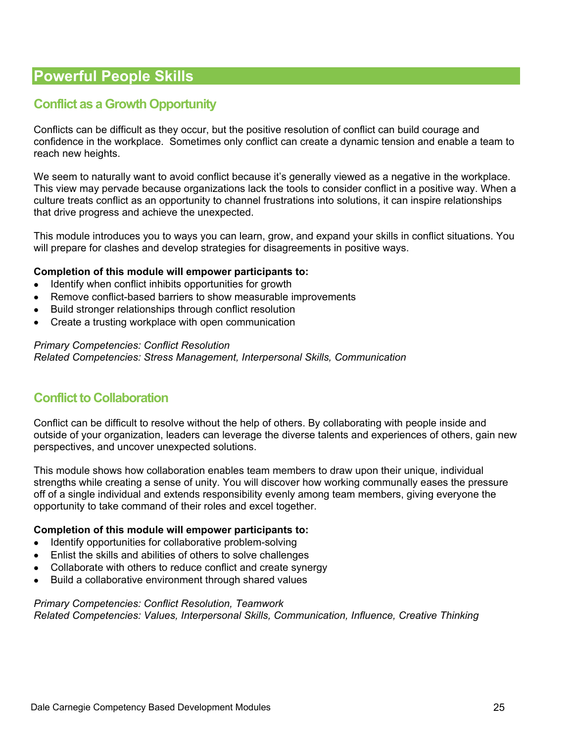# Powerful People Skills

## Conflict as a Growth Opportunity

Conflicts can be difficult as they occur, but the positive resolution of conflict can build courage and confidence in the workplace. Sometimes only conflict can create a dynamic tension and enable a team to reach new heights.

We seem to naturally want to avoid conflict because it's generally viewed as a negative in the workplace. This view may pervade because organizations lack the tools to consider conflict in a positive way. When a culture treats conflict as an opportunity to channel frustrations into solutions, it can inspire relationships that drive progress and achieve the unexpected.

This module introduces you to ways you can learn, grow, and expand your skills in conflict situations. You will prepare for clashes and develop strategies for disagreements in positive ways.

**Completion of this module will empower participants to:**

- Identify when conflict inhibits opportunities for growth
- Remove conflict-based barriers to show measurable improvements
- Build stronger relationships through conflict resolution
- Create a trusting workplace with open communication

*Primary Competencies: Conflict Resolution*
*Related Competencies: Stress Management, Interpersonal Skills, Communication*

## Conflict to Collaboration

Conflict can be difficult to resolve without the help of others. By collaborating with people inside and outside of your organization, leaders can leverage the diverse talents and experiences of others, gain new perspectives, and uncover unexpected solutions.

This module shows how collaboration enables team members to draw upon their unique, individual strengths while creating a sense of unity. You will discover how working communally eases the pressure off of a single individual and extends responsibility evenly among team members, giving everyone the opportunity to take command of their roles and excel together.

**Completion of this module will empower participants to:**

- Identify opportunities for collaborative problem-solving
- Enlist the skills and abilities of others to solve challenges
- Collaborate with others to reduce conflict and create synergy
- Build a collaborative environment through shared values

*Primary Competencies: Conflict Resolution, Teamwork*
*Related Competencies: Values, Interpersonal Skills, Communication, Influence, Creative Thinking*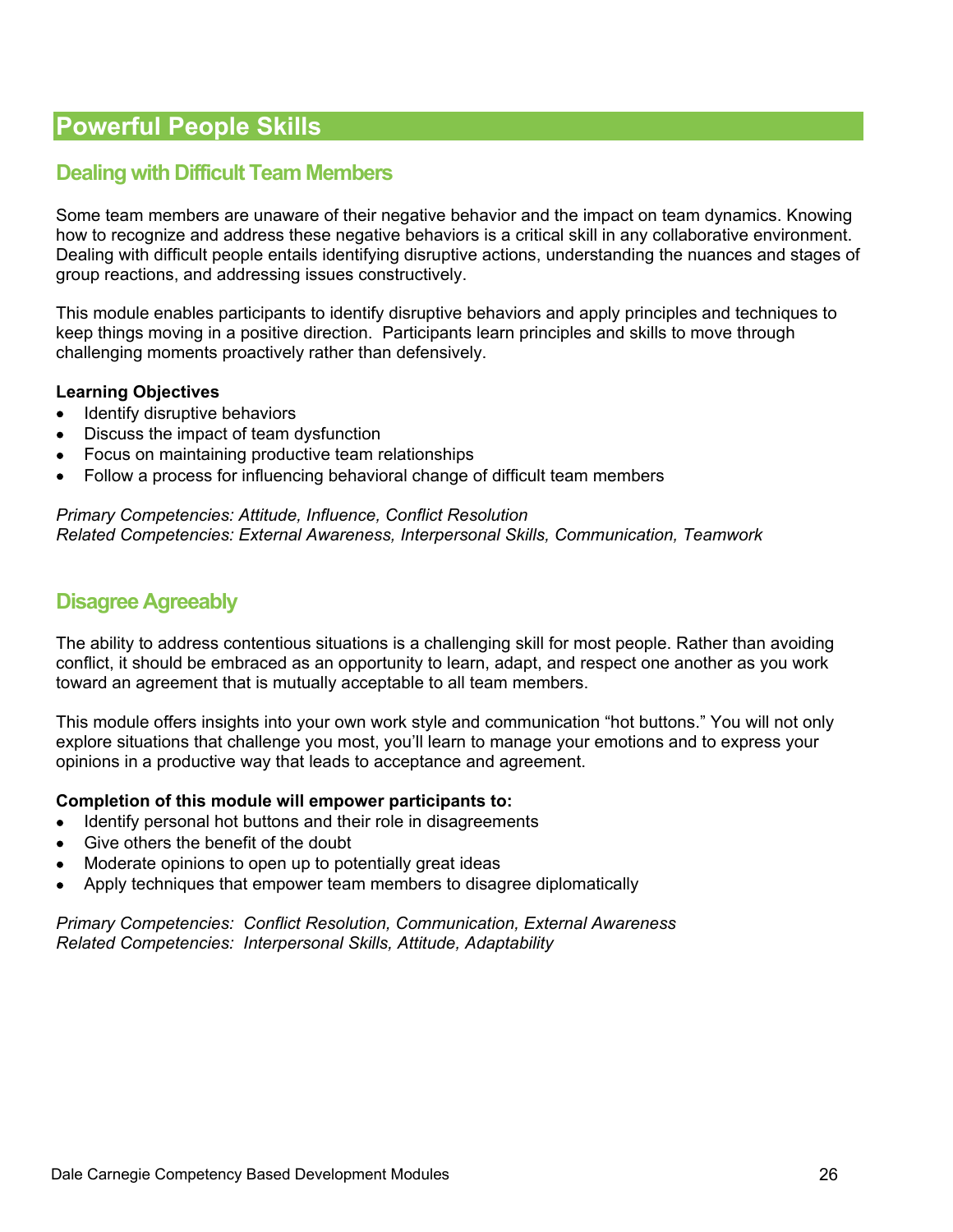# Powerful People Skills

## Dealing with Difficult Team Members

Some team members are unaware of their negative behavior and the impact on team dynamics. Knowing how to recognize and address these negative behaviors is a critical skill in any collaborative environment. Dealing with difficult people entails identifying disruptive actions, understanding the nuances and stages of group reactions, and addressing issues constructively.

This module enables participants to identify disruptive behaviors and apply principles and techniques to keep things moving in a positive direction. Participants learn principles and skills to move through challenging moments proactively rather than defensively.

**Learning Objectives**

- Identify disruptive behaviors
- Discuss the impact of team dysfunction
- Focus on maintaining productive team relationships
- Follow a process for influencing behavioral change of difficult team members

*Primary Competencies: Attitude, Influence, Conflict Resolution*
*Related Competencies: External Awareness, Interpersonal Skills, Communication, Teamwork*

## Disagree Agreeably

The ability to address contentious situations is a challenging skill for most people. Rather than avoiding conflict, it should be embraced as an opportunity to learn, adapt, and respect one another as you work toward an agreement that is mutually acceptable to all team members.

This module offers insights into your own work style and communication "hot buttons." You will not only explore situations that challenge you most, you'll learn to manage your emotions and to express your opinions in a productive way that leads to acceptance and agreement.

**Completion of this module will empower participants to:**

- Identify personal hot buttons and their role in disagreements
- Give others the benefit of the doubt
- Moderate opinions to open up to potentially great ideas
- Apply techniques that empower team members to disagree diplomatically

*Primary Competencies: Conflict Resolution, Communication, External Awareness*
*Related Competencies: Interpersonal Skills, Attitude, Adaptability*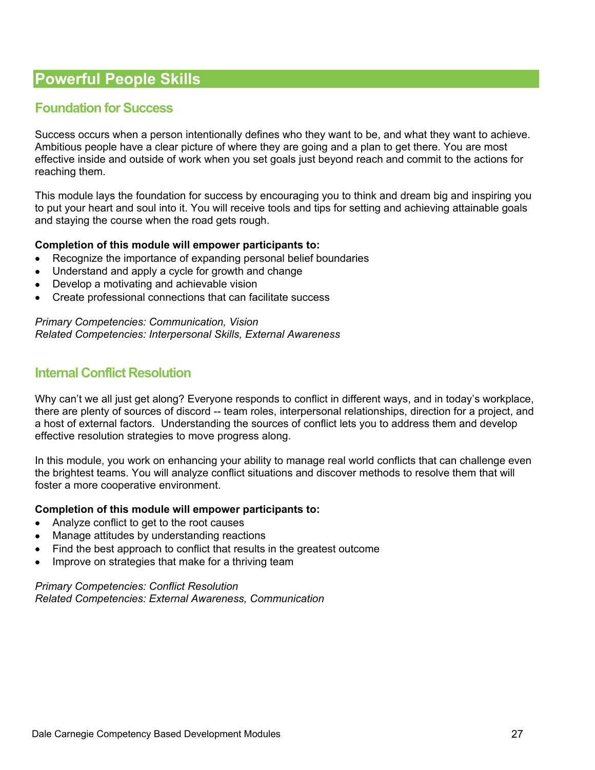# Powerful People Skills

## Foundation for Success

Success occurs when a person intentionally defines who they want to be, and what they want to achieve. Ambitious people have a clear picture of where they are going and a plan to get there. You are most effective inside and outside of work when you set goals just beyond reach and commit to the actions for reaching them.

This module lays the foundation for success by encouraging you to think and dream big and inspiring you to put your heart and soul into it. You will receive tools and tips for setting and achieving attainable goals and staying the course when the road gets rough.

**Completion of this module will empower participants to:**

- Recognize the importance of expanding personal belief boundaries
- Understand and apply a cycle for growth and change
- Develop a motivating and achievable vision
- Create professional connections that can facilitate success

*Primary Competencies: Communication, Vision*
*Related Competencies: Interpersonal Skills, External Awareness*

## Internal Conflict Resolution

Why can't we all just get along? Everyone responds to conflict in different ways, and in today's workplace, there are plenty of sources of discord -- team roles, interpersonal relationships, direction for a project, and a host of external factors. Understanding the sources of conflict lets you to address them and develop effective resolution strategies to move progress along.

In this module, you work on enhancing your ability to manage real world conflicts that can challenge even the brightest teams. You will analyze conflict situations and discover methods to resolve them that will foster a more cooperative environment.

**Completion of this module will empower participants to:**

- Analyze conflict to get to the root causes
- Manage attitudes by understanding reactions
- Find the best approach to conflict that results in the greatest outcome
- Improve on strategies that make for a thriving team

*Primary Competencies: Conflict Resolution*
*Related Competencies: External Awareness, Communication*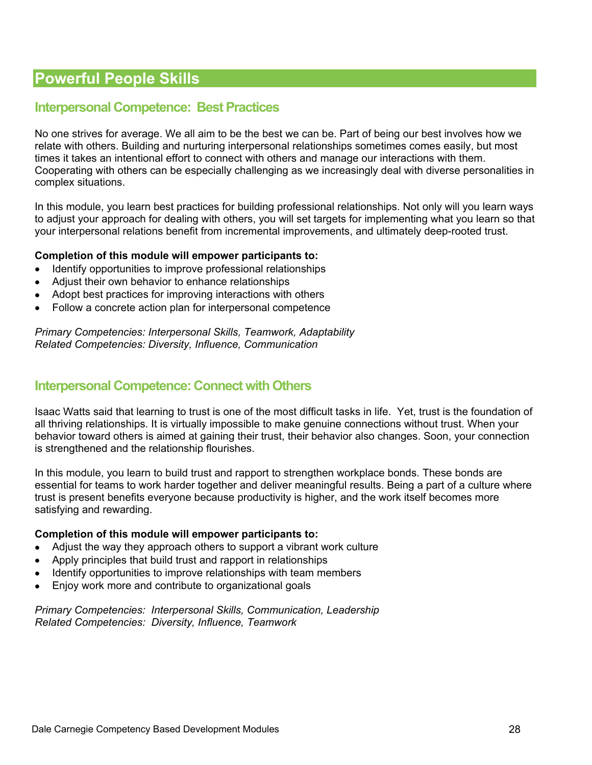# Powerful People Skills

## Interpersonal Competence: Best Practices

No one strives for average. We all aim to be the best we can be. Part of being our best involves how we relate with others. Building and nurturing interpersonal relationships sometimes comes easily, but most times it takes an intentional effort to connect with others and manage our interactions with them. Cooperating with others can be especially challenging as we increasingly deal with diverse personalities in complex situations.

In this module, you learn best practices for building professional relationships. Not only will you learn ways to adjust your approach for dealing with others, you will set targets for implementing what you learn so that your interpersonal relations benefit from incremental improvements, and ultimately deep-rooted trust.

**Completion of this module will empower participants to:**

- Identify opportunities to improve professional relationships
- Adjust their own behavior to enhance relationships
- Adopt best practices for improving interactions with others
- Follow a concrete action plan for interpersonal competence

*Primary Competencies: Interpersonal Skills, Teamwork, Adaptability*
*Related Competencies: Diversity, Influence, Communication*

## Interpersonal Competence: Connect with Others

Isaac Watts said that learning to trust is one of the most difficult tasks in life. Yet, trust is the foundation of all thriving relationships. It is virtually impossible to make genuine connections without trust. When your behavior toward others is aimed at gaining their trust, their behavior also changes. Soon, your connection is strengthened and the relationship flourishes.

In this module, you learn to build trust and rapport to strengthen workplace bonds. These bonds are essential for teams to work harder together and deliver meaningful results. Being a part of a culture where trust is present benefits everyone because productivity is higher, and the work itself becomes more satisfying and rewarding.

**Completion of this module will empower participants to:**

- Adjust the way they approach others to support a vibrant work culture
- Apply principles that build trust and rapport in relationships
- Identify opportunities to improve relationships with team members
- Enjoy work more and contribute to organizational goals

*Primary Competencies: Interpersonal Skills, Communication, Leadership*
*Related Competencies: Diversity, Influence, Teamwork*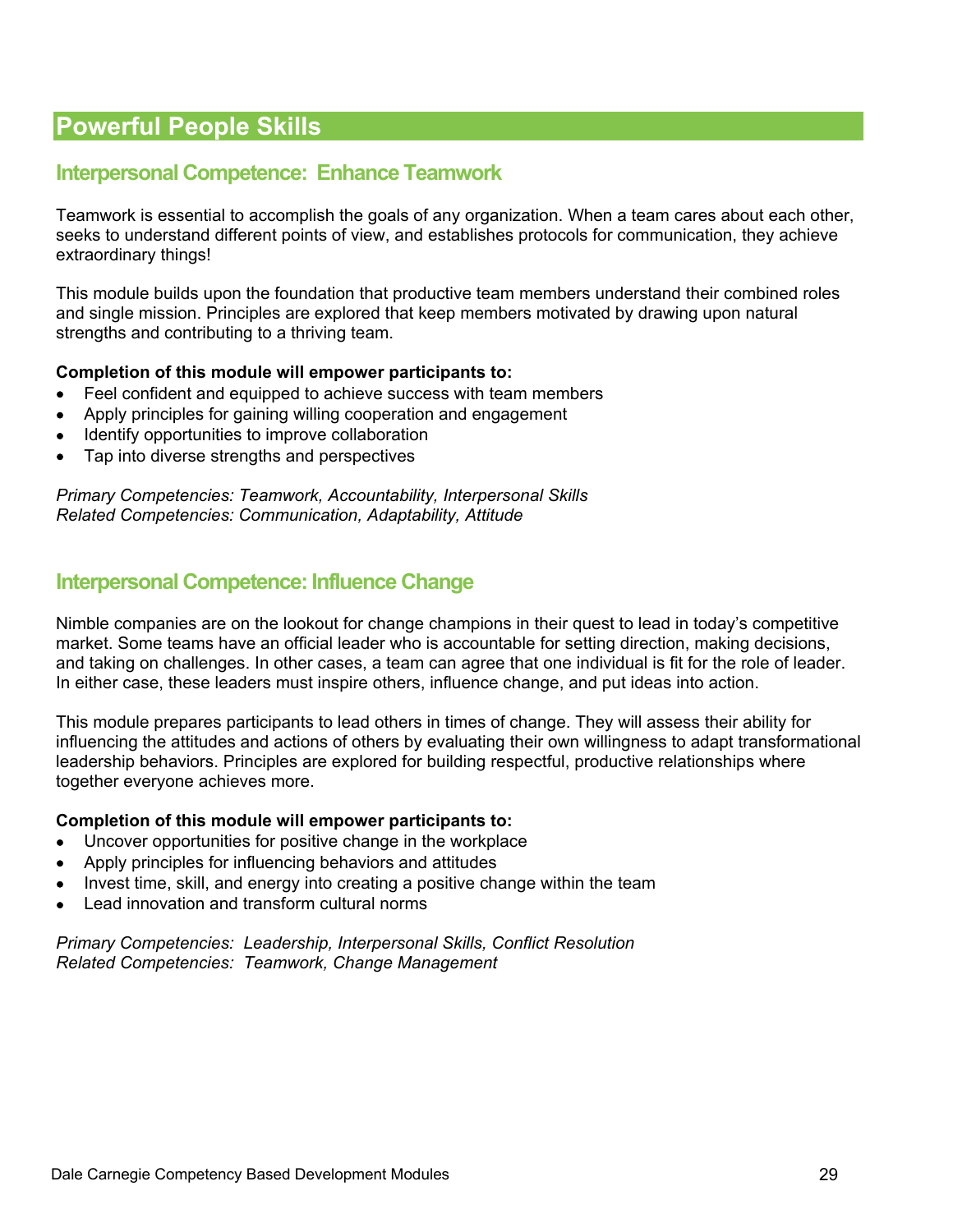# Powerful People Skills

## Interpersonal Competence: Enhance Teamwork

Teamwork is essential to accomplish the goals of any organization. When a team cares about each other, seeks to understand different points of view, and establishes protocols for communication, they achieve extraordinary things!

This module builds upon the foundation that productive team members understand their combined roles and single mission. Principles are explored that keep members motivated by drawing upon natural strengths and contributing to a thriving team.

**Completion of this module will empower participants to:**

- Feel confident and equipped to achieve success with team members
- Apply principles for gaining willing cooperation and engagement
- Identify opportunities to improve collaboration
- Tap into diverse strengths and perspectives

*Primary Competencies: Teamwork, Accountability, Interpersonal Skills*
*Related Competencies: Communication, Adaptability, Attitude*

## Interpersonal Competence: Influence Change

Nimble companies are on the lookout for change champions in their quest to lead in today's competitive market. Some teams have an official leader who is accountable for setting direction, making decisions, and taking on challenges. In other cases, a team can agree that one individual is fit for the role of leader. In either case, these leaders must inspire others, influence change, and put ideas into action.

This module prepares participants to lead others in times of change. They will assess their ability for influencing the attitudes and actions of others by evaluating their own willingness to adapt transformational leadership behaviors. Principles are explored for building respectful, productive relationships where together everyone achieves more.

**Completion of this module will empower participants to:**

- Uncover opportunities for positive change in the workplace
- Apply principles for influencing behaviors and attitudes
- Invest time, skill, and energy into creating a positive change within the team
- Lead innovation and transform cultural norms

*Primary Competencies: Leadership, Interpersonal Skills, Conflict Resolution*
*Related Competencies: Teamwork, Change Management*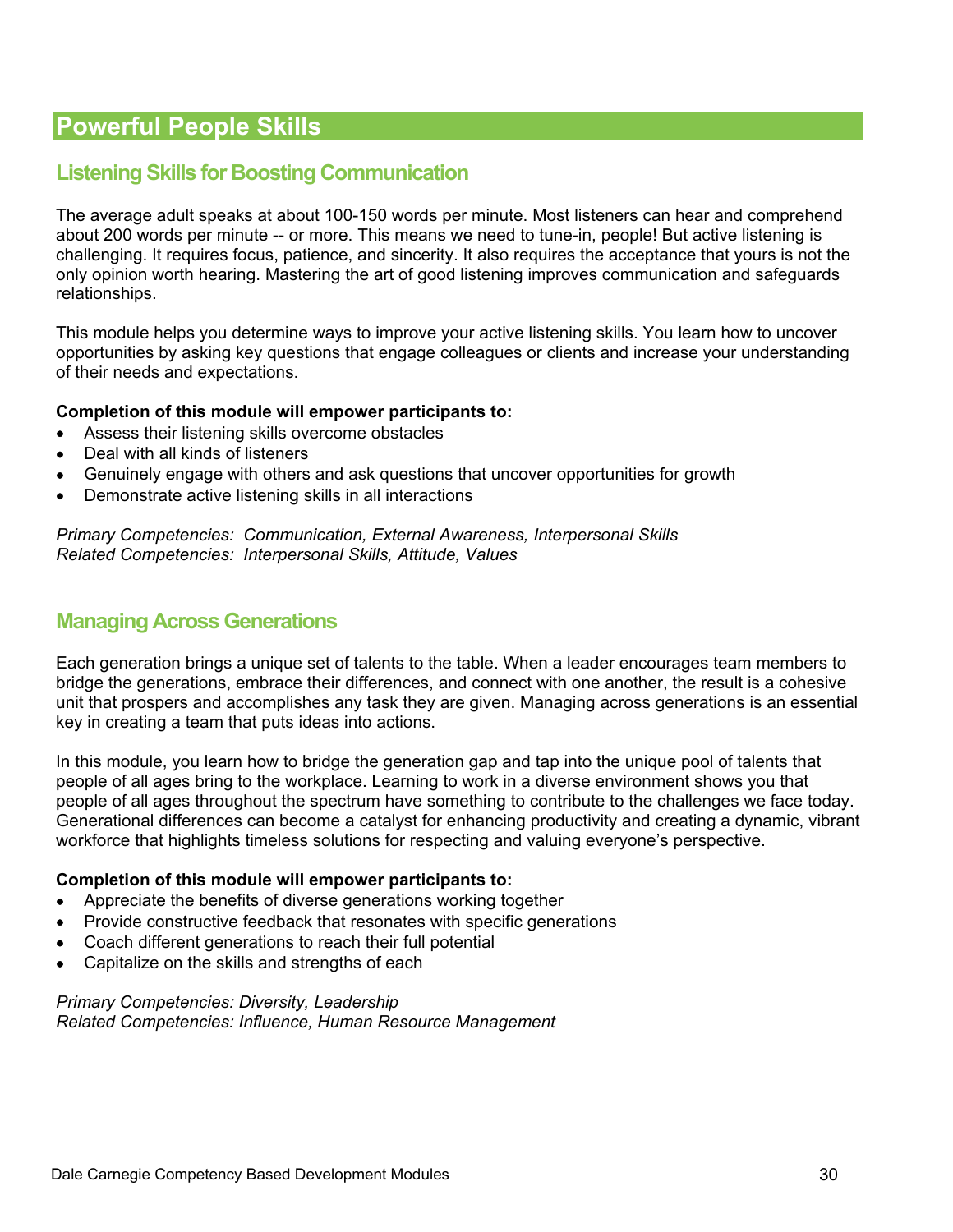# Powerful People Skills

## Listening Skills for Boosting Communication

The average adult speaks at about 100-150 words per minute. Most listeners can hear and comprehend about 200 words per minute -- or more. This means we need to tune-in, people! But active listening is challenging. It requires focus, patience, and sincerity. It also requires the acceptance that yours is not the only opinion worth hearing. Mastering the art of good listening improves communication and safeguards relationships.

This module helps you determine ways to improve your active listening skills. You learn how to uncover opportunities by asking key questions that engage colleagues or clients and increase your understanding of their needs and expectations.

**Completion of this module will empower participants to:**

- Assess their listening skills overcome obstacles
- Deal with all kinds of listeners
- Genuinely engage with others and ask questions that uncover opportunities for growth
- Demonstrate active listening skills in all interactions

*Primary Competencies: Communication, External Awareness, Interpersonal Skills*
*Related Competencies: Interpersonal Skills, Attitude, Values*

## Managing Across Generations

Each generation brings a unique set of talents to the table. When a leader encourages team members to bridge the generations, embrace their differences, and connect with one another, the result is a cohesive unit that prospers and accomplishes any task they are given. Managing across generations is an essential key in creating a team that puts ideas into actions.

In this module, you learn how to bridge the generation gap and tap into the unique pool of talents that people of all ages bring to the workplace. Learning to work in a diverse environment shows you that people of all ages throughout the spectrum have something to contribute to the challenges we face today. Generational differences can become a catalyst for enhancing productivity and creating a dynamic, vibrant workforce that highlights timeless solutions for respecting and valuing everyone's perspective.

**Completion of this module will empower participants to:**

- Appreciate the benefits of diverse generations working together
- Provide constructive feedback that resonates with specific generations
- Coach different generations to reach their full potential
- Capitalize on the skills and strengths of each

*Primary Competencies: Diversity, Leadership*
*Related Competencies: Influence, Human Resource Management*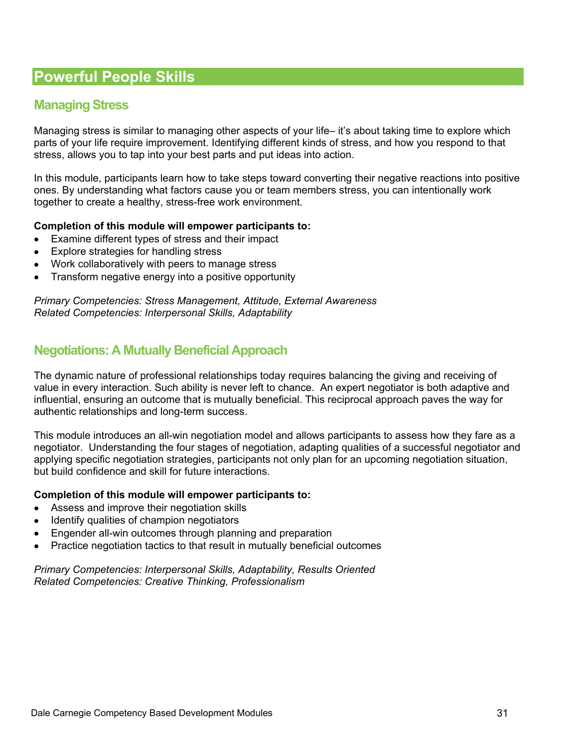# Powerful People Skills

## Managing Stress

Managing stress is similar to managing other aspects of your life– it's about taking time to explore which parts of your life require improvement. Identifying different kinds of stress, and how you respond to that stress, allows you to tap into your best parts and put ideas into action.

In this module, participants learn how to take steps toward converting their negative reactions into positive ones. By understanding what factors cause you or team members stress, you can intentionally work together to create a healthy, stress-free work environment.

**Completion of this module will empower participants to:**

- Examine different types of stress and their impact
- Explore strategies for handling stress
- Work collaboratively with peers to manage stress
- Transform negative energy into a positive opportunity

*Primary Competencies: Stress Management, Attitude, External Awareness*
*Related Competencies: Interpersonal Skills, Adaptability*

## Negotiations: A Mutually Beneficial Approach

The dynamic nature of professional relationships today requires balancing the giving and receiving of value in every interaction. Such ability is never left to chance. An expert negotiator is both adaptive and influential, ensuring an outcome that is mutually beneficial. This reciprocal approach paves the way for authentic relationships and long-term success.

This module introduces an all-win negotiation model and allows participants to assess how they fare as a negotiator. Understanding the four stages of negotiation, adapting qualities of a successful negotiator and applying specific negotiation strategies, participants not only plan for an upcoming negotiation situation, but build confidence and skill for future interactions.

**Completion of this module will empower participants to:**

- Assess and improve their negotiation skills
- Identify qualities of champion negotiators
- Engender all-win outcomes through planning and preparation
- Practice negotiation tactics to that result in mutually beneficial outcomes

*Primary Competencies: Interpersonal Skills, Adaptability, Results Oriented*
*Related Competencies: Creative Thinking, Professionalism*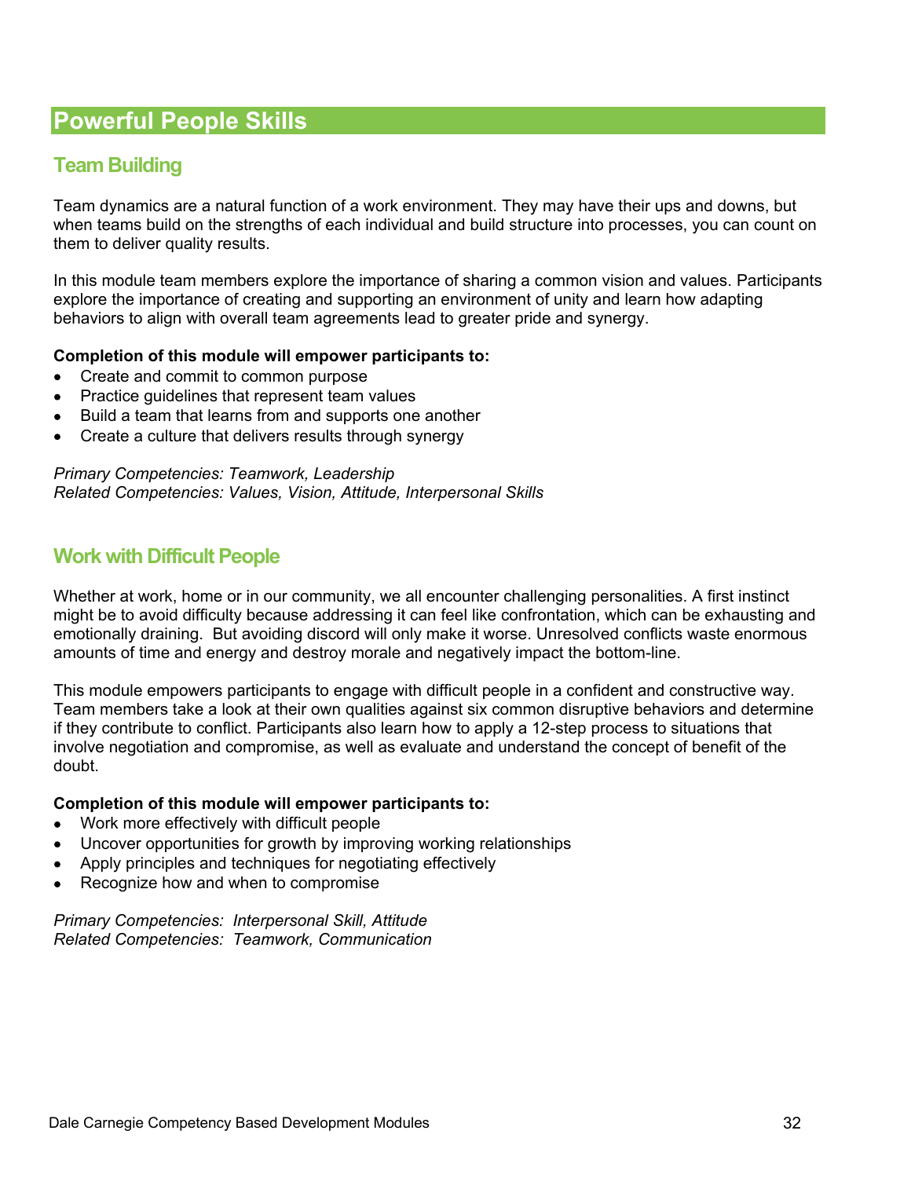# Powerful People Skills

## Team Building

Team dynamics are a natural function of a work environment. They may have their ups and downs, but when teams build on the strengths of each individual and build structure into processes, you can count on them to deliver quality results.

In this module team members explore the importance of sharing a common vision and values. Participants explore the importance of creating and supporting an environment of unity and learn how adapting behaviors to align with overall team agreements lead to greater pride and synergy.

**Completion of this module will empower participants to:**

- Create and commit to common purpose
- Practice guidelines that represent team values
- Build a team that learns from and supports one another
- Create a culture that delivers results through synergy

*Primary Competencies: Teamwork, Leadership*
*Related Competencies: Values, Vision, Attitude, Interpersonal Skills*

## Work with Difficult People

Whether at work, home or in our community, we all encounter challenging personalities. A first instinct might be to avoid difficulty because addressing it can feel like confrontation, which can be exhausting and emotionally draining. But avoiding discord will only make it worse. Unresolved conflicts waste enormous amounts of time and energy and destroy morale and negatively impact the bottom-line.

This module empowers participants to engage with difficult people in a confident and constructive way. Team members take a look at their own qualities against six common disruptive behaviors and determine if they contribute to conflict. Participants also learn how to apply a 12-step process to situations that involve negotiation and compromise, as well as evaluate and understand the concept of benefit of the doubt.

**Completion of this module will empower participants to:**

- Work more effectively with difficult people
- Uncover opportunities for growth by improving working relationships
- Apply principles and techniques for negotiating effectively
- Recognize how and when to compromise

*Primary Competencies: Interpersonal Skill, Attitude*
*Related Competencies: Teamwork, Communication*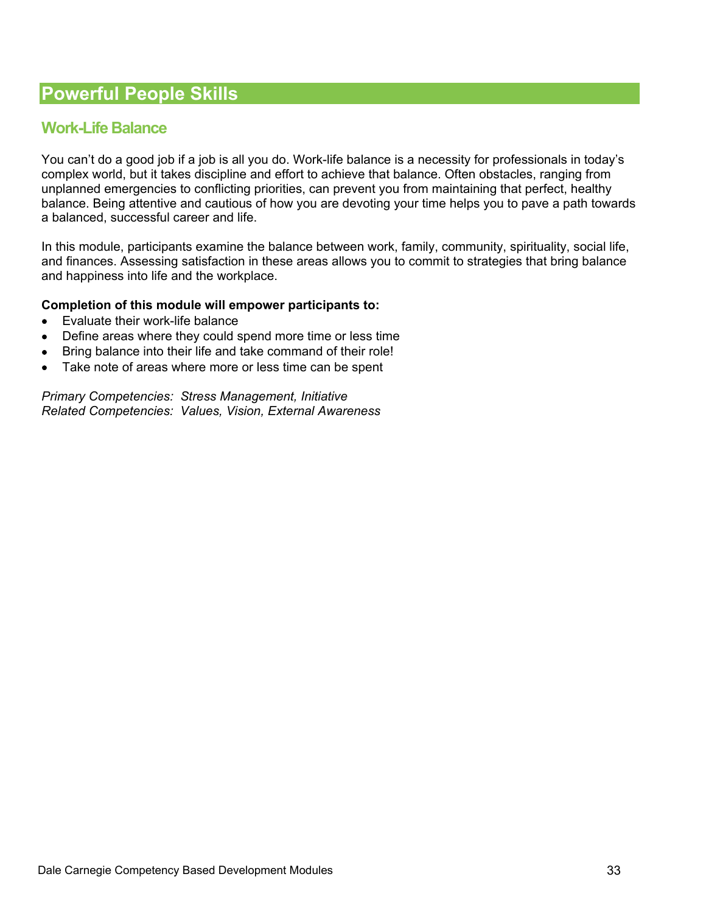# Powerful People Skills

## Work-Life Balance

You can't do a good job if a job is all you do. Work-life balance is a necessity for professionals in today's complex world, but it takes discipline and effort to achieve that balance. Often obstacles, ranging from unplanned emergencies to conflicting priorities, can prevent you from maintaining that perfect, healthy balance. Being attentive and cautious of how you are devoting your time helps you to pave a path towards a balanced, successful career and life.

In this module, participants examine the balance between work, family, community, spirituality, social life, and finances. Assessing satisfaction in these areas allows you to commit to strategies that bring balance and happiness into life and the workplace.

**Completion of this module will empower participants to:**

- Evaluate their work-life balance
- Define areas where they could spend more time or less time
- Bring balance into their life and take command of their role!
- Take note of areas where more or less time can be spent

*Primary Competencies: Stress Management, Initiative*
*Related Competencies: Values, Vision, External Awareness*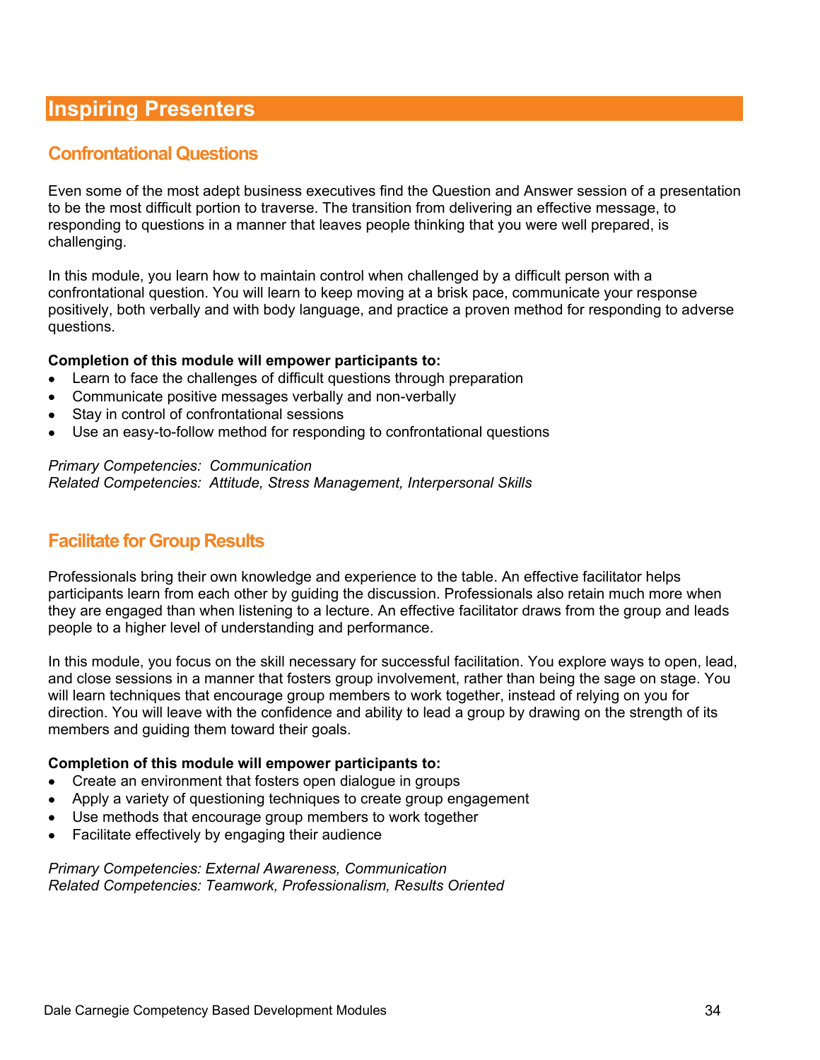# Inspiring Presenters

## Confrontational Questions

Even some of the most adept business executives find the Question and Answer session of a presentation to be the most difficult portion to traverse. The transition from delivering an effective message, to responding to questions in a manner that leaves people thinking that you were well prepared, is challenging.

In this module, you learn how to maintain control when challenged by a difficult person with a confrontational question. You will learn to keep moving at a brisk pace, communicate your response positively, both verbally and with body language, and practice a proven method for responding to adverse questions.

**Completion of this module will empower participants to:**

- Learn to face the challenges of difficult questions through preparation
- Communicate positive messages verbally and non-verbally
- Stay in control of confrontational sessions
- Use an easy-to-follow method for responding to confrontational questions

*Primary Competencies: Communication*
*Related Competencies: Attitude, Stress Management, Interpersonal Skills*

## Facilitate for Group Results

Professionals bring their own knowledge and experience to the table. An effective facilitator helps participants learn from each other by guiding the discussion. Professionals also retain much more when they are engaged than when listening to a lecture. An effective facilitator draws from the group and leads people to a higher level of understanding and performance.

In this module, you focus on the skill necessary for successful facilitation. You explore ways to open, lead, and close sessions in a manner that fosters group involvement, rather than being the sage on stage. You will learn techniques that encourage group members to work together, instead of relying on you for direction. You will leave with the confidence and ability to lead a group by drawing on the strength of its members and guiding them toward their goals.

**Completion of this module will empower participants to:**

- Create an environment that fosters open dialogue in groups
- Apply a variety of questioning techniques to create group engagement
- Use methods that encourage group members to work together
- Facilitate effectively by engaging their audience

*Primary Competencies: External Awareness, Communication*
*Related Competencies: Teamwork, Professionalism, Results Oriented*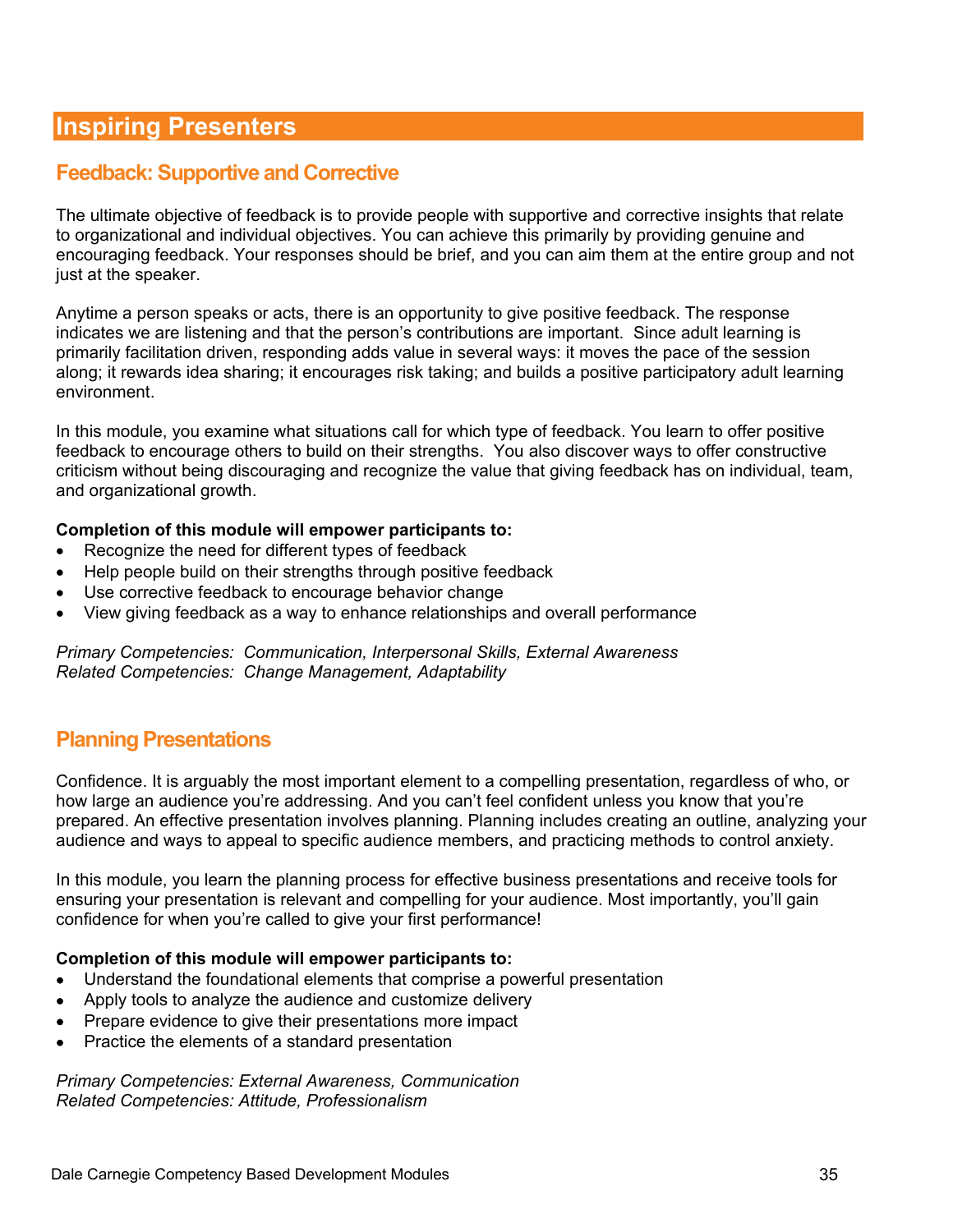# Inspiring Presenters

## Feedback: Supportive and Corrective

The ultimate objective of feedback is to provide people with supportive and corrective insights that relate to organizational and individual objectives. You can achieve this primarily by providing genuine and encouraging feedback. Your responses should be brief, and you can aim them at the entire group and not just at the speaker.

Anytime a person speaks or acts, there is an opportunity to give positive feedback. The response indicates we are listening and that the person's contributions are important. Since adult learning is primarily facilitation driven, responding adds value in several ways: it moves the pace of the session along; it rewards idea sharing; it encourages risk taking; and builds a positive participatory adult learning environment.

In this module, you examine what situations call for which type of feedback. You learn to offer positive feedback to encourage others to build on their strengths. You also discover ways to offer constructive criticism without being discouraging and recognize the value that giving feedback has on individual, team, and organizational growth.

**Completion of this module will empower participants to:**

- Recognize the need for different types of feedback
- Help people build on their strengths through positive feedback
- Use corrective feedback to encourage behavior change
- View giving feedback as a way to enhance relationships and overall performance

*Primary Competencies: Communication, Interpersonal Skills, External Awareness*
*Related Competencies: Change Management, Adaptability*

## Planning Presentations

Confidence. It is arguably the most important element to a compelling presentation, regardless of who, or how large an audience you're addressing. And you can't feel confident unless you know that you're prepared. An effective presentation involves planning. Planning includes creating an outline, analyzing your audience and ways to appeal to specific audience members, and practicing methods to control anxiety.

In this module, you learn the planning process for effective business presentations and receive tools for ensuring your presentation is relevant and compelling for your audience. Most importantly, you'll gain confidence for when you're called to give your first performance!

**Completion of this module will empower participants to:**

- Understand the foundational elements that comprise a powerful presentation
- Apply tools to analyze the audience and customize delivery
- Prepare evidence to give their presentations more impact
- Practice the elements of a standard presentation

*Primary Competencies: External Awareness, Communication*
*Related Competencies: Attitude, Professionalism*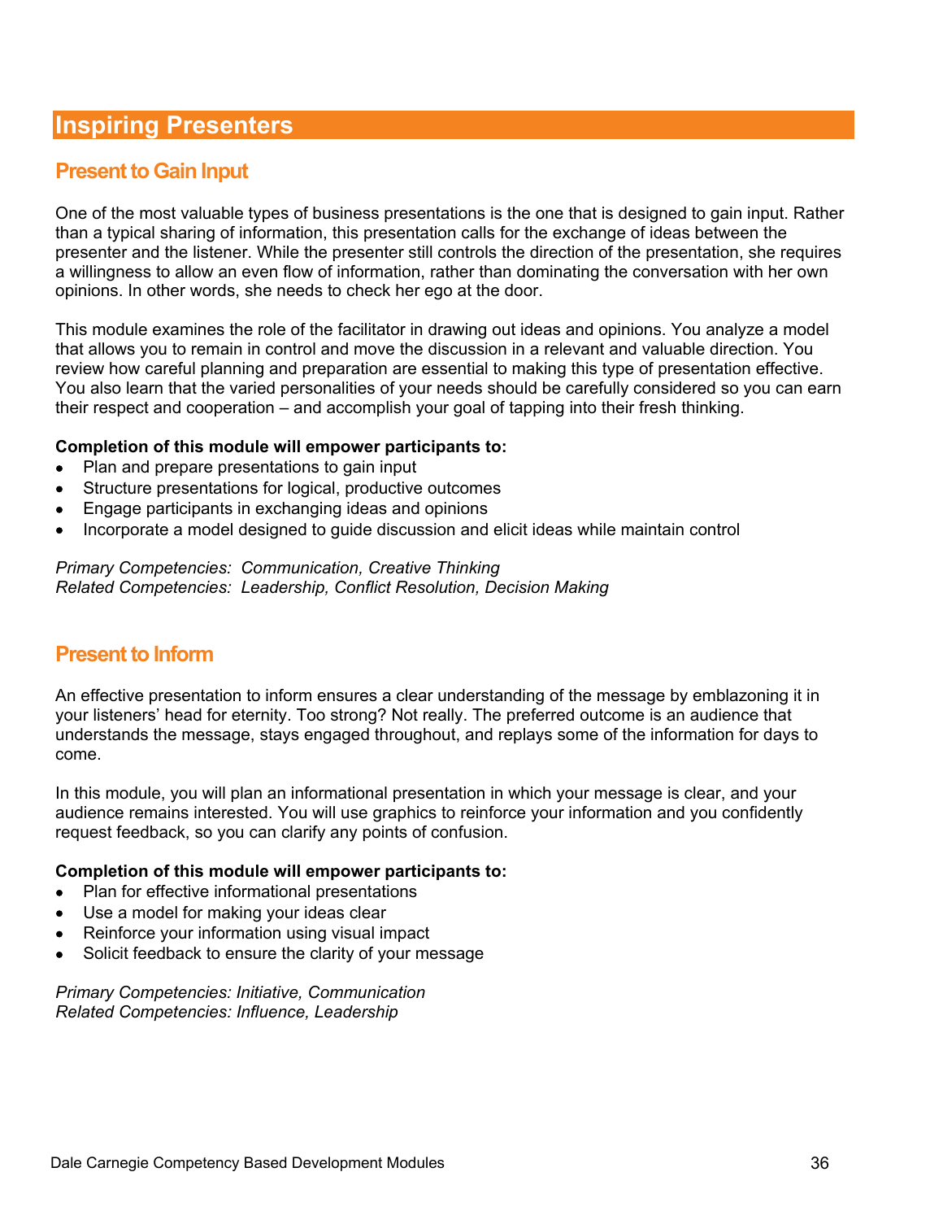# Inspiring Presenters

## Present to Gain Input

One of the most valuable types of business presentations is the one that is designed to gain input. Rather than a typical sharing of information, this presentation calls for the exchange of ideas between the presenter and the listener. While the presenter still controls the direction of the presentation, she requires a willingness to allow an even flow of information, rather than dominating the conversation with her own opinions. In other words, she needs to check her ego at the door.

This module examines the role of the facilitator in drawing out ideas and opinions. You analyze a model that allows you to remain in control and move the discussion in a relevant and valuable direction. You review how careful planning and preparation are essential to making this type of presentation effective. You also learn that the varied personalities of your needs should be carefully considered so you can earn their respect and cooperation – and accomplish your goal of tapping into their fresh thinking.

**Completion of this module will empower participants to:**

- Plan and prepare presentations to gain input
- Structure presentations for logical, productive outcomes
- Engage participants in exchanging ideas and opinions
- Incorporate a model designed to guide discussion and elicit ideas while maintain control

*Primary Competencies: Communication, Creative Thinking*
*Related Competencies: Leadership, Conflict Resolution, Decision Making*

## Present to Inform

An effective presentation to inform ensures a clear understanding of the message by emblazoning it in your listeners' head for eternity. Too strong? Not really. The preferred outcome is an audience that understands the message, stays engaged throughout, and replays some of the information for days to come.

In this module, you will plan an informational presentation in which your message is clear, and your audience remains interested. You will use graphics to reinforce your information and you confidently request feedback, so you can clarify any points of confusion.

**Completion of this module will empower participants to:**

- Plan for effective informational presentations
- Use a model for making your ideas clear
- Reinforce your information using visual impact
- Solicit feedback to ensure the clarity of your message

*Primary Competencies: Initiative, Communication*
*Related Competencies: Influence, Leadership*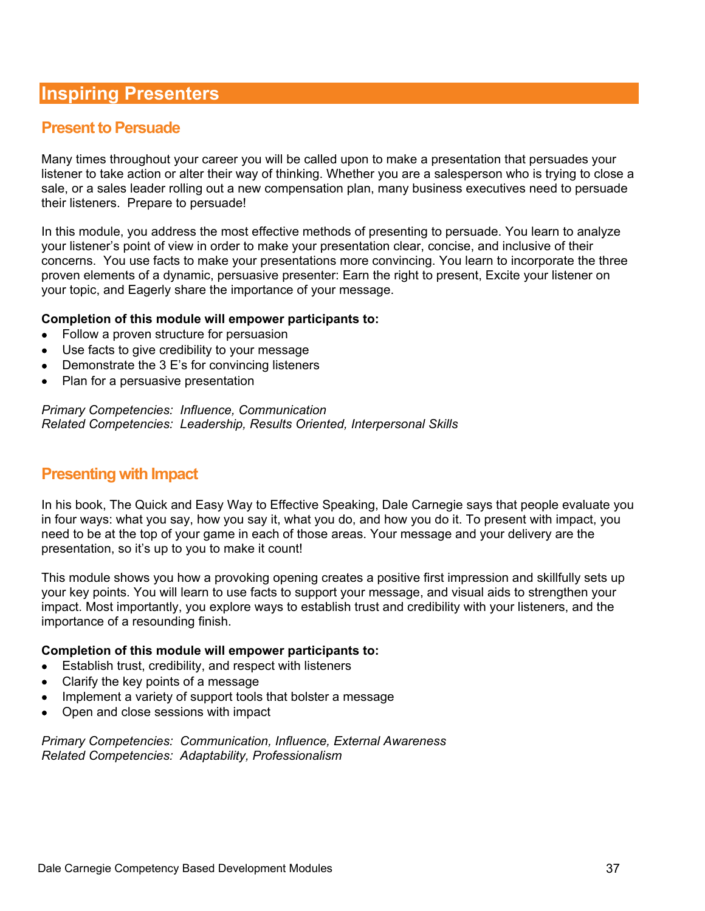# Inspiring Presenters

## Present to Persuade

Many times throughout your career you will be called upon to make a presentation that persuades your listener to take action or alter their way of thinking. Whether you are a salesperson who is trying to close a sale, or a sales leader rolling out a new compensation plan, many business executives need to persuade their listeners. Prepare to persuade!

In this module, you address the most effective methods of presenting to persuade. You learn to analyze your listener's point of view in order to make your presentation clear, concise, and inclusive of their concerns. You use facts to make your presentations more convincing. You learn to incorporate the three proven elements of a dynamic, persuasive presenter: Earn the right to present, Excite your listener on your topic, and Eagerly share the importance of your message.

**Completion of this module will empower participants to:**

- Follow a proven structure for persuasion
- Use facts to give credibility to your message
- Demonstrate the 3 E's for convincing listeners
- Plan for a persuasive presentation

*Primary Competencies: Influence, Communication*
*Related Competencies: Leadership, Results Oriented, Interpersonal Skills*

## Presenting with Impact

In his book, The Quick and Easy Way to Effective Speaking, Dale Carnegie says that people evaluate you in four ways: what you say, how you say it, what you do, and how you do it. To present with impact, you need to be at the top of your game in each of those areas. Your message and your delivery are the presentation, so it's up to you to make it count!

This module shows you how a provoking opening creates a positive first impression and skillfully sets up your key points. You will learn to use facts to support your message, and visual aids to strengthen your impact. Most importantly, you explore ways to establish trust and credibility with your listeners, and the importance of a resounding finish.

**Completion of this module will empower participants to:**

- Establish trust, credibility, and respect with listeners
- Clarify the key points of a message
- Implement a variety of support tools that bolster a message
- Open and close sessions with impact

*Primary Competencies: Communication, Influence, External Awareness*
*Related Competencies: Adaptability, Professionalism*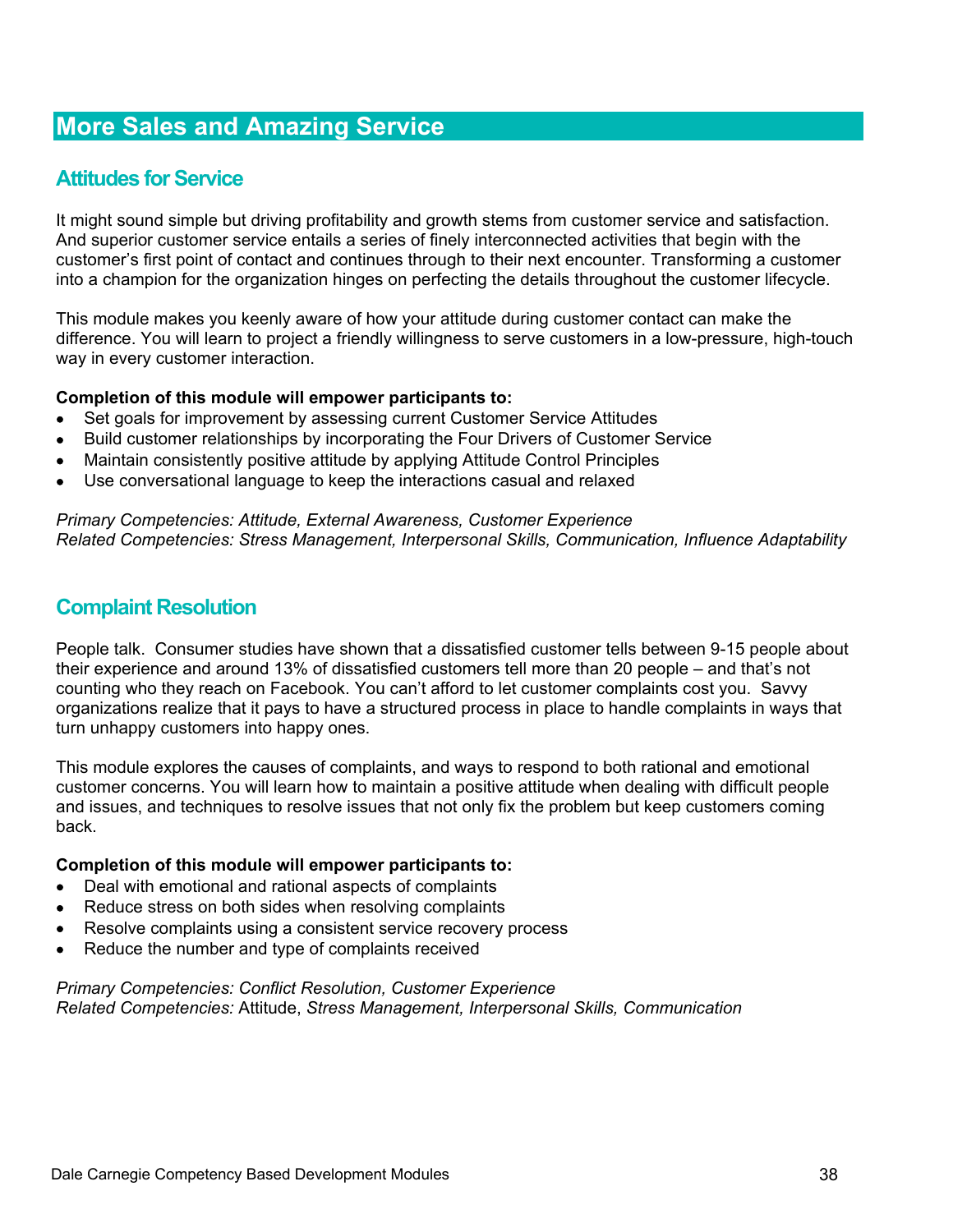# More Sales and Amazing Service

## Attitudes for Service

It might sound simple but driving profitability and growth stems from customer service and satisfaction. And superior customer service entails a series of finely interconnected activities that begin with the customer's first point of contact and continues through to their next encounter. Transforming a customer into a champion for the organization hinges on perfecting the details throughout the customer lifecycle.

This module makes you keenly aware of how your attitude during customer contact can make the difference. You will learn to project a friendly willingness to serve customers in a low-pressure, high-touch way in every customer interaction.

**Completion of this module will empower participants to:**

- Set goals for improvement by assessing current Customer Service Attitudes
- Build customer relationships by incorporating the Four Drivers of Customer Service
- Maintain consistently positive attitude by applying Attitude Control Principles
- Use conversational language to keep the interactions casual and relaxed

*Primary Competencies: Attitude, External Awareness, Customer Experience*
*Related Competencies: Stress Management, Interpersonal Skills, Communication, Influence Adaptability*

## Complaint Resolution

People talk. Consumer studies have shown that a dissatisfied customer tells between 9-15 people about their experience and around 13% of dissatisfied customers tell more than 20 people – and that's not counting who they reach on Facebook. You can't afford to let customer complaints cost you. Savvy organizations realize that it pays to have a structured process in place to handle complaints in ways that turn unhappy customers into happy ones.

This module explores the causes of complaints, and ways to respond to both rational and emotional customer concerns. You will learn how to maintain a positive attitude when dealing with difficult people and issues, and techniques to resolve issues that not only fix the problem but keep customers coming back.

**Completion of this module will empower participants to:**

- Deal with emotional and rational aspects of complaints
- Reduce stress on both sides when resolving complaints
- Resolve complaints using a consistent service recovery process
- Reduce the number and type of complaints received

*Primary Competencies: Conflict Resolution, Customer Experience*
*Related Competencies:* Attitude, *Stress Management, Interpersonal Skills, Communication*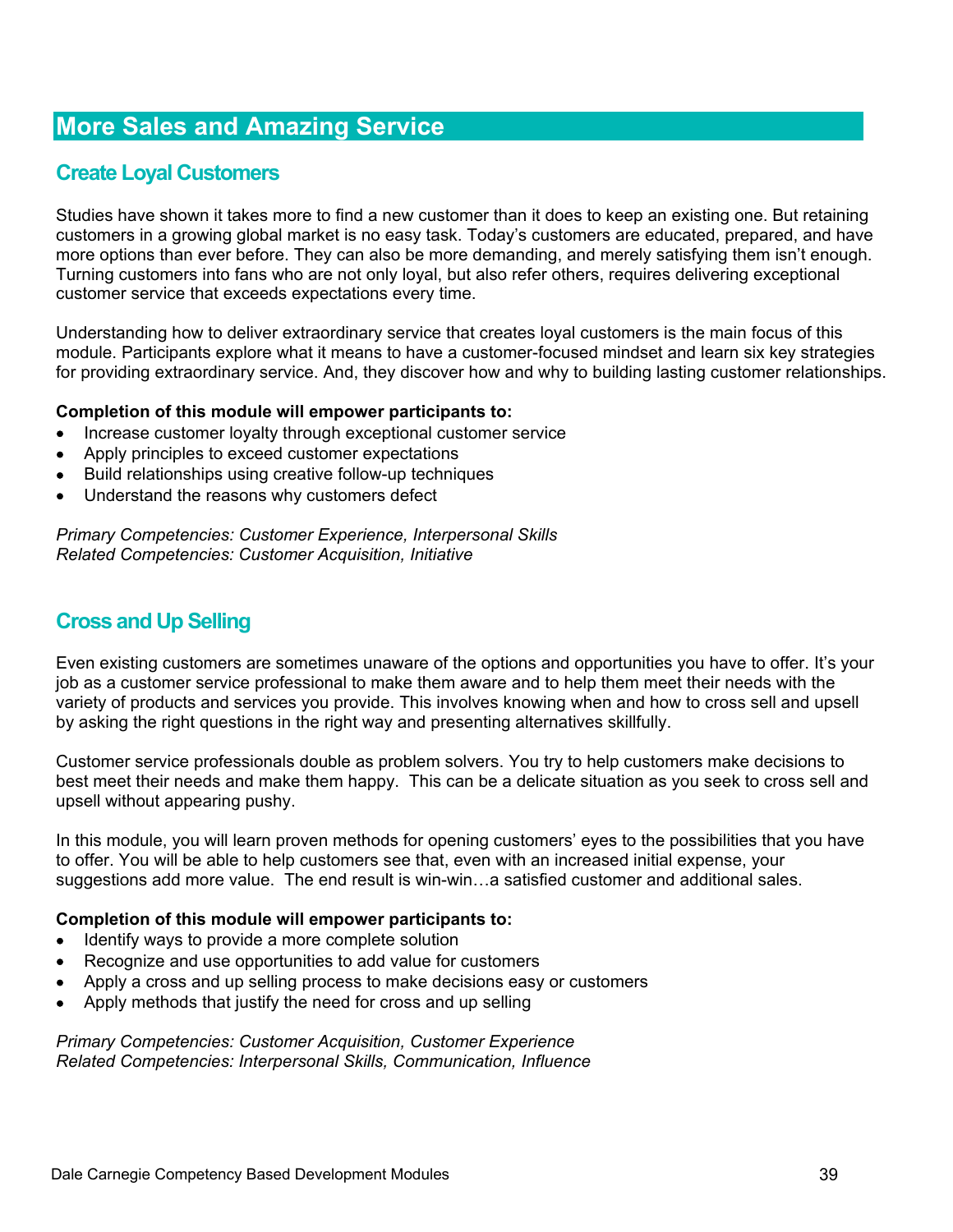# More Sales and Amazing Service

## Create Loyal Customers

Studies have shown it takes more to find a new customer than it does to keep an existing one. But retaining customers in a growing global market is no easy task. Today's customers are educated, prepared, and have more options than ever before. They can also be more demanding, and merely satisfying them isn't enough. Turning customers into fans who are not only loyal, but also refer others, requires delivering exceptional customer service that exceeds expectations every time.

Understanding how to deliver extraordinary service that creates loyal customers is the main focus of this module. Participants explore what it means to have a customer-focused mindset and learn six key strategies for providing extraordinary service. And, they discover how and why to building lasting customer relationships.

**Completion of this module will empower participants to:**

- Increase customer loyalty through exceptional customer service
- Apply principles to exceed customer expectations
- Build relationships using creative follow-up techniques
- Understand the reasons why customers defect

*Primary Competencies: Customer Experience, Interpersonal Skills*
*Related Competencies: Customer Acquisition, Initiative*

## Cross and Up Selling

Even existing customers are sometimes unaware of the options and opportunities you have to offer. It's your job as a customer service professional to make them aware and to help them meet their needs with the variety of products and services you provide. This involves knowing when and how to cross sell and upsell by asking the right questions in the right way and presenting alternatives skillfully.

Customer service professionals double as problem solvers. You try to help customers make decisions to best meet their needs and make them happy. This can be a delicate situation as you seek to cross sell and upsell without appearing pushy.

In this module, you will learn proven methods for opening customers' eyes to the possibilities that you have to offer. You will be able to help customers see that, even with an increased initial expense, your suggestions add more value. The end result is win-win…a satisfied customer and additional sales.

**Completion of this module will empower participants to:**

- Identify ways to provide a more complete solution
- Recognize and use opportunities to add value for customers
- Apply a cross and up selling process to make decisions easy or customers
- Apply methods that justify the need for cross and up selling

*Primary Competencies: Customer Acquisition, Customer Experience*
*Related Competencies: Interpersonal Skills, Communication, Influence*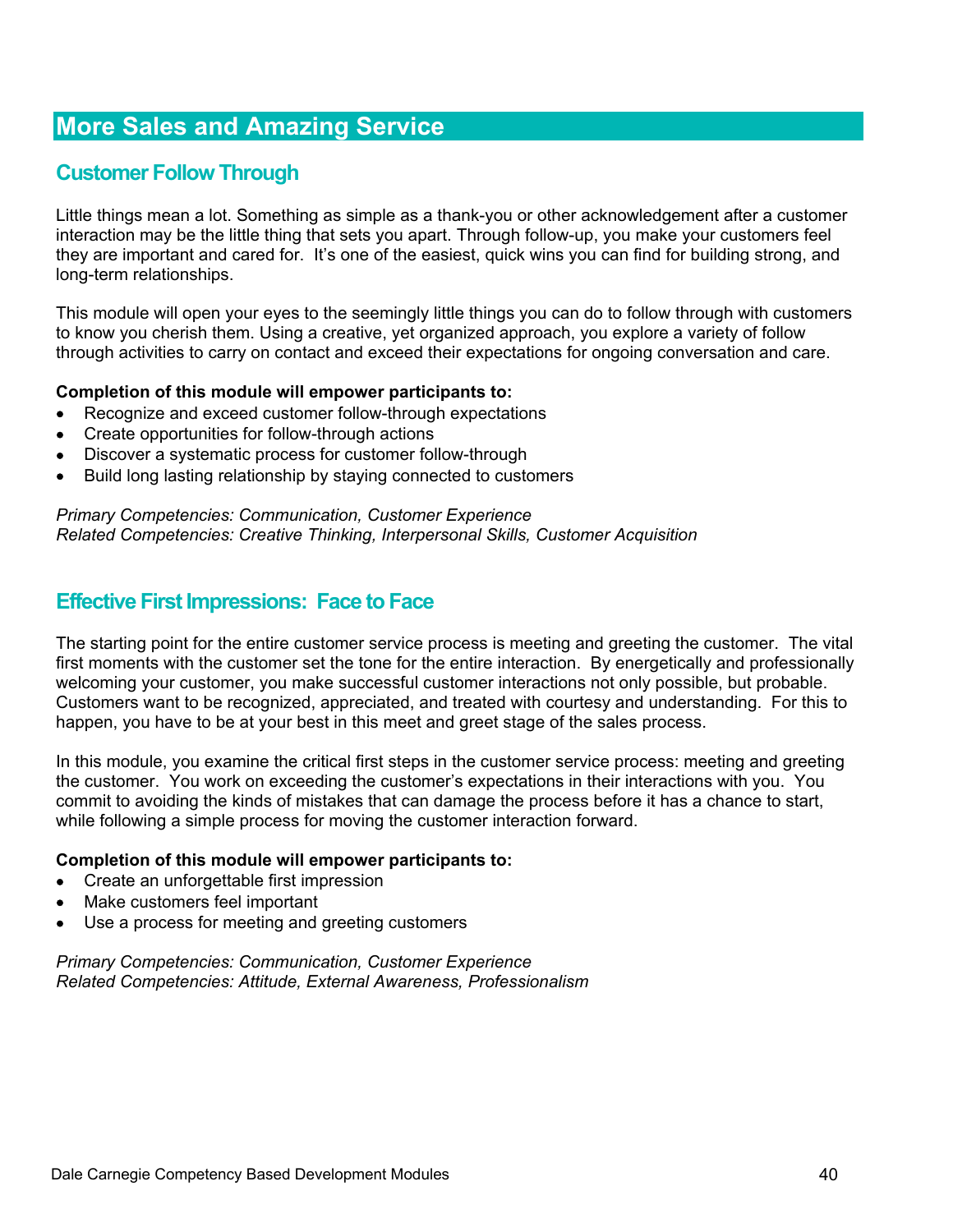# More Sales and Amazing Service

## Customer Follow Through

Little things mean a lot. Something as simple as a thank-you or other acknowledgement after a customer interaction may be the little thing that sets you apart. Through follow-up, you make your customers feel they are important and cared for. It's one of the easiest, quick wins you can find for building strong, and long-term relationships.

This module will open your eyes to the seemingly little things you can do to follow through with customers to know you cherish them. Using a creative, yet organized approach, you explore a variety of follow through activities to carry on contact and exceed their expectations for ongoing conversation and care.

**Completion of this module will empower participants to:**

- Recognize and exceed customer follow-through expectations
- Create opportunities for follow-through actions
- Discover a systematic process for customer follow-through
- Build long lasting relationship by staying connected to customers

*Primary Competencies: Communication, Customer Experience*
*Related Competencies: Creative Thinking, Interpersonal Skills, Customer Acquisition*

## Effective First Impressions: Face to Face

The starting point for the entire customer service process is meeting and greeting the customer. The vital first moments with the customer set the tone for the entire interaction. By energetically and professionally welcoming your customer, you make successful customer interactions not only possible, but probable. Customers want to be recognized, appreciated, and treated with courtesy and understanding. For this to happen, you have to be at your best in this meet and greet stage of the sales process.

In this module, you examine the critical first steps in the customer service process: meeting and greeting the customer. You work on exceeding the customer's expectations in their interactions with you. You commit to avoiding the kinds of mistakes that can damage the process before it has a chance to start, while following a simple process for moving the customer interaction forward.

**Completion of this module will empower participants to:**

- Create an unforgettable first impression
- Make customers feel important
- Use a process for meeting and greeting customers

*Primary Competencies: Communication, Customer Experience*
*Related Competencies: Attitude, External Awareness, Professionalism*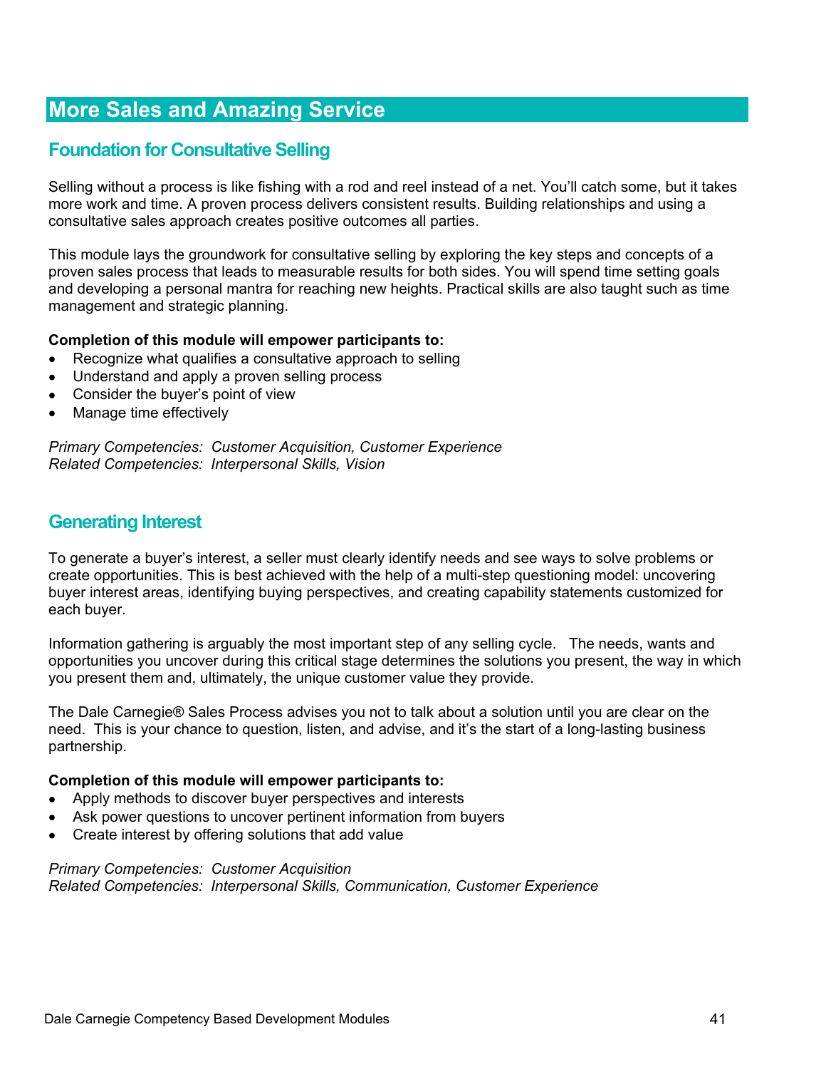# More Sales and Amazing Service

## Foundation for Consultative Selling

Selling without a process is like fishing with a rod and reel instead of a net. You'll catch some, but it takes more work and time. A proven process delivers consistent results. Building relationships and using a consultative sales approach creates positive outcomes all parties.

This module lays the groundwork for consultative selling by exploring the key steps and concepts of a proven sales process that leads to measurable results for both sides. You will spend time setting goals and developing a personal mantra for reaching new heights. Practical skills are also taught such as time management and strategic planning.

**Completion of this module will empower participants to:**

- Recognize what qualifies a consultative approach to selling
- Understand and apply a proven selling process
- Consider the buyer's point of view
- Manage time effectively

*Primary Competencies: Customer Acquisition, Customer Experience*
*Related Competencies: Interpersonal Skills, Vision*

## Generating Interest

To generate a buyer's interest, a seller must clearly identify needs and see ways to solve problems or create opportunities. This is best achieved with the help of a multi-step questioning model: uncovering buyer interest areas, identifying buying perspectives, and creating capability statements customized for each buyer.

Information gathering is arguably the most important step of any selling cycle. The needs, wants and opportunities you uncover during this critical stage determines the solutions you present, the way in which you present them and, ultimately, the unique customer value they provide.

The Dale Carnegie® Sales Process advises you not to talk about a solution until you are clear on the need. This is your chance to question, listen, and advise, and it's the start of a long-lasting business partnership.

**Completion of this module will empower participants to:**

- Apply methods to discover buyer perspectives and interests
- Ask power questions to uncover pertinent information from buyers
- Create interest by offering solutions that add value

*Primary Competencies: Customer Acquisition*
*Related Competencies: Interpersonal Skills, Communication, Customer Experience*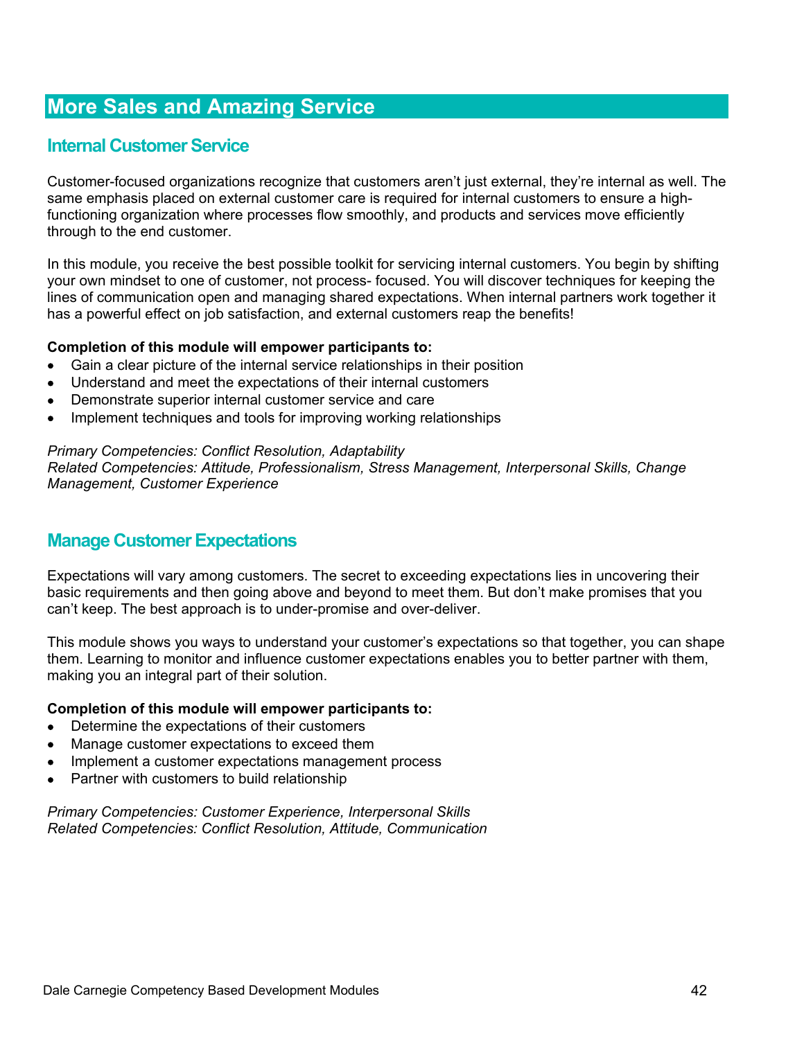# More Sales and Amazing Service

## Internal Customer Service

Customer-focused organizations recognize that customers aren't just external, they're internal as well. The same emphasis placed on external customer care is required for internal customers to ensure a high-functioning organization where processes flow smoothly, and products and services move efficiently through to the end customer.

In this module, you receive the best possible toolkit for servicing internal customers. You begin by shifting your own mindset to one of customer, not process- focused. You will discover techniques for keeping the lines of communication open and managing shared expectations. When internal partners work together it has a powerful effect on job satisfaction, and external customers reap the benefits!

**Completion of this module will empower participants to:**

- Gain a clear picture of the internal service relationships in their position
- Understand and meet the expectations of their internal customers
- Demonstrate superior internal customer service and care
- Implement techniques and tools for improving working relationships

*Primary Competencies: Conflict Resolution, Adaptability*
*Related Competencies: Attitude, Professionalism, Stress Management, Interpersonal Skills, Change Management, Customer Experience*

## Manage Customer Expectations

Expectations will vary among customers. The secret to exceeding expectations lies in uncovering their basic requirements and then going above and beyond to meet them. But don't make promises that you can't keep. The best approach is to under-promise and over-deliver.

This module shows you ways to understand your customer's expectations so that together, you can shape them. Learning to monitor and influence customer expectations enables you to better partner with them, making you an integral part of their solution.

**Completion of this module will empower participants to:**

- Determine the expectations of their customers
- Manage customer expectations to exceed them
- Implement a customer expectations management process
- Partner with customers to build relationship

*Primary Competencies: Customer Experience, Interpersonal Skills*
*Related Competencies: Conflict Resolution, Attitude, Communication*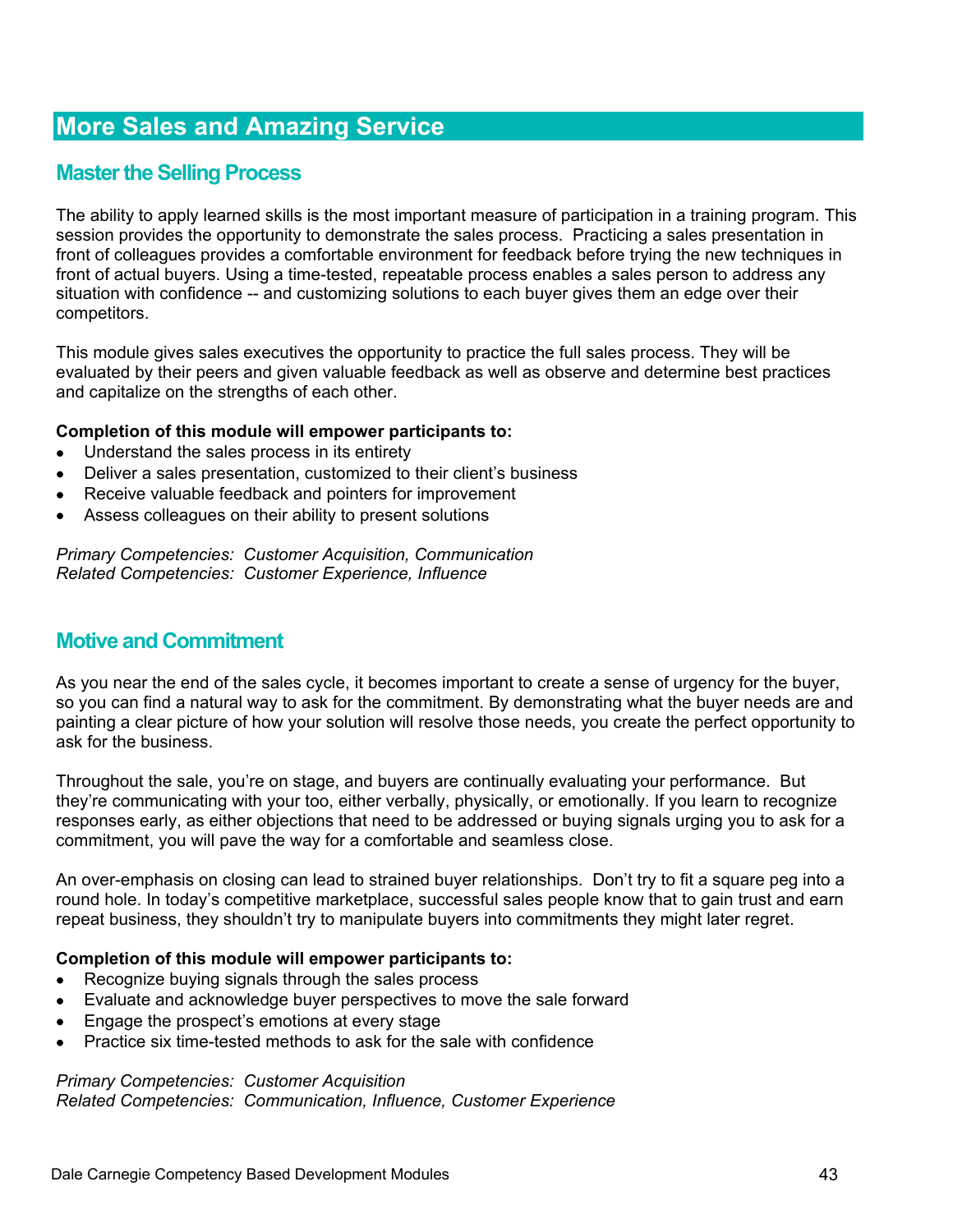# More Sales and Amazing Service

## Master the Selling Process

The ability to apply learned skills is the most important measure of participation in a training program. This session provides the opportunity to demonstrate the sales process. Practicing a sales presentation in front of colleagues provides a comfortable environment for feedback before trying the new techniques in front of actual buyers. Using a time-tested, repeatable process enables a sales person to address any situation with confidence -- and customizing solutions to each buyer gives them an edge over their competitors.

This module gives sales executives the opportunity to practice the full sales process. They will be evaluated by their peers and given valuable feedback as well as observe and determine best practices and capitalize on the strengths of each other.

**Completion of this module will empower participants to:**

- Understand the sales process in its entirety
- Deliver a sales presentation, customized to their client's business
- Receive valuable feedback and pointers for improvement
- Assess colleagues on their ability to present solutions

*Primary Competencies: Customer Acquisition, Communication*
*Related Competencies: Customer Experience, Influence*

## Motive and Commitment

As you near the end of the sales cycle, it becomes important to create a sense of urgency for the buyer, so you can find a natural way to ask for the commitment. By demonstrating what the buyer needs are and painting a clear picture of how your solution will resolve those needs, you create the perfect opportunity to ask for the business.

Throughout the sale, you're on stage, and buyers are continually evaluating your performance. But they're communicating with your too, either verbally, physically, or emotionally. If you learn to recognize responses early, as either objections that need to be addressed or buying signals urging you to ask for a commitment, you will pave the way for a comfortable and seamless close.

An over-emphasis on closing can lead to strained buyer relationships. Don't try to fit a square peg into a round hole. In today's competitive marketplace, successful sales people know that to gain trust and earn repeat business, they shouldn't try to manipulate buyers into commitments they might later regret.

**Completion of this module will empower participants to:**

- Recognize buying signals through the sales process
- Evaluate and acknowledge buyer perspectives to move the sale forward
- Engage the prospect's emotions at every stage
- Practice six time-tested methods to ask for the sale with confidence

*Primary Competencies: Customer Acquisition*
*Related Competencies: Communication, Influence, Customer Experience*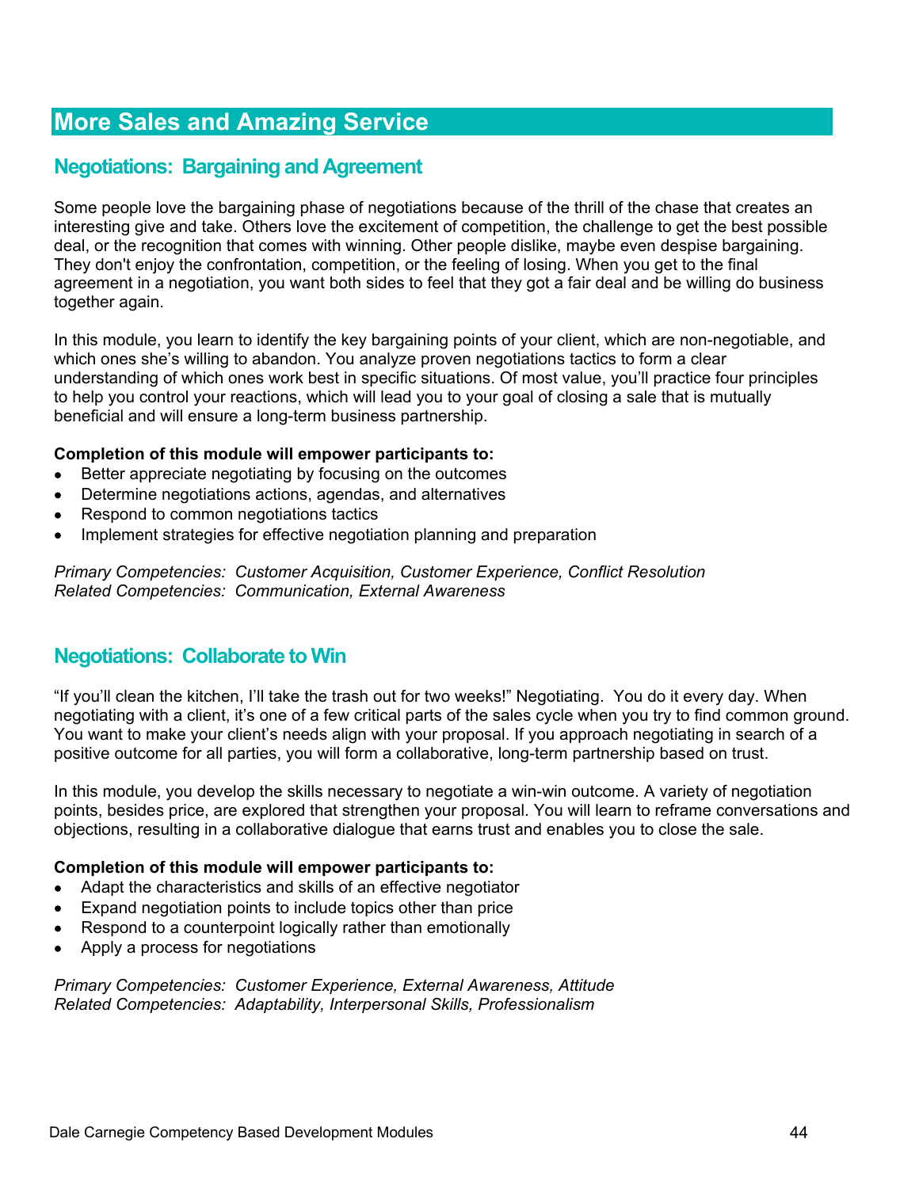# More Sales and Amazing Service

## Negotiations: Bargaining and Agreement

Some people love the bargaining phase of negotiations because of the thrill of the chase that creates an interesting give and take. Others love the excitement of competition, the challenge to get the best possible deal, or the recognition that comes with winning. Other people dislike, maybe even despise bargaining. They don't enjoy the confrontation, competition, or the feeling of losing. When you get to the final agreement in a negotiation, you want both sides to feel that they got a fair deal and be willing do business together again.

In this module, you learn to identify the key bargaining points of your client, which are non-negotiable, and which ones she's willing to abandon. You analyze proven negotiations tactics to form a clear understanding of which ones work best in specific situations. Of most value, you'll practice four principles to help you control your reactions, which will lead you to your goal of closing a sale that is mutually beneficial and will ensure a long-term business partnership.

**Completion of this module will empower participants to:**

- Better appreciate negotiating by focusing on the outcomes
- Determine negotiations actions, agendas, and alternatives
- Respond to common negotiations tactics
- Implement strategies for effective negotiation planning and preparation

*Primary Competencies: Customer Acquisition, Customer Experience, Conflict Resolution*
*Related Competencies: Communication, External Awareness*

## Negotiations: Collaborate to Win

"If you'll clean the kitchen, I'll take the trash out for two weeks!" Negotiating. You do it every day. When negotiating with a client, it's one of a few critical parts of the sales cycle when you try to find common ground. You want to make your client's needs align with your proposal. If you approach negotiating in search of a positive outcome for all parties, you will form a collaborative, long-term partnership based on trust.

In this module, you develop the skills necessary to negotiate a win-win outcome. A variety of negotiation points, besides price, are explored that strengthen your proposal. You will learn to reframe conversations and objections, resulting in a collaborative dialogue that earns trust and enables you to close the sale.

**Completion of this module will empower participants to:**

- Adapt the characteristics and skills of an effective negotiator
- Expand negotiation points to include topics other than price
- Respond to a counterpoint logically rather than emotionally
- Apply a process for negotiations

*Primary Competencies: Customer Experience, External Awareness, Attitude*
*Related Competencies: Adaptability, Interpersonal Skills, Professionalism*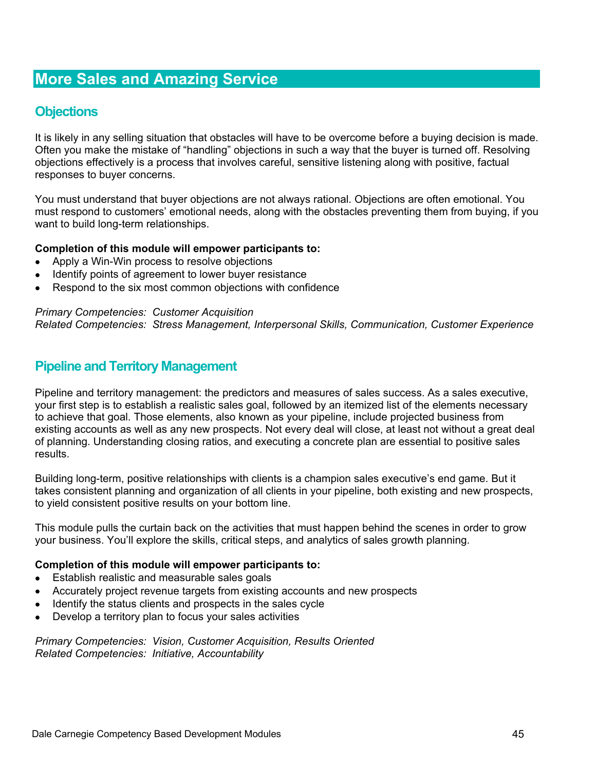# More Sales and Amazing Service

## Objections

It is likely in any selling situation that obstacles will have to be overcome before a buying decision is made. Often you make the mistake of "handling" objections in such a way that the buyer is turned off. Resolving objections effectively is a process that involves careful, sensitive listening along with positive, factual responses to buyer concerns.

You must understand that buyer objections are not always rational. Objections are often emotional. You must respond to customers' emotional needs, along with the obstacles preventing them from buying, if you want to build long-term relationships.

**Completion of this module will empower participants to:**

- Apply a Win-Win process to resolve objections
- Identify points of agreement to lower buyer resistance
- Respond to the six most common objections with confidence

*Primary Competencies: Customer Acquisition*
*Related Competencies: Stress Management, Interpersonal Skills, Communication, Customer Experience*

## Pipeline and Territory Management

Pipeline and territory management: the predictors and measures of sales success. As a sales executive, your first step is to establish a realistic sales goal, followed by an itemized list of the elements necessary to achieve that goal. Those elements, also known as your pipeline, include projected business from existing accounts as well as any new prospects. Not every deal will close, at least not without a great deal of planning. Understanding closing ratios, and executing a concrete plan are essential to positive sales results.

Building long-term, positive relationships with clients is a champion sales executive's end game. But it takes consistent planning and organization of all clients in your pipeline, both existing and new prospects, to yield consistent positive results on your bottom line.

This module pulls the curtain back on the activities that must happen behind the scenes in order to grow your business. You'll explore the skills, critical steps, and analytics of sales growth planning.

**Completion of this module will empower participants to:**

- Establish realistic and measurable sales goals
- Accurately project revenue targets from existing accounts and new prospects
- Identify the status clients and prospects in the sales cycle
- Develop a territory plan to focus your sales activities

*Primary Competencies: Vision, Customer Acquisition, Results Oriented*
*Related Competencies: Initiative, Accountability*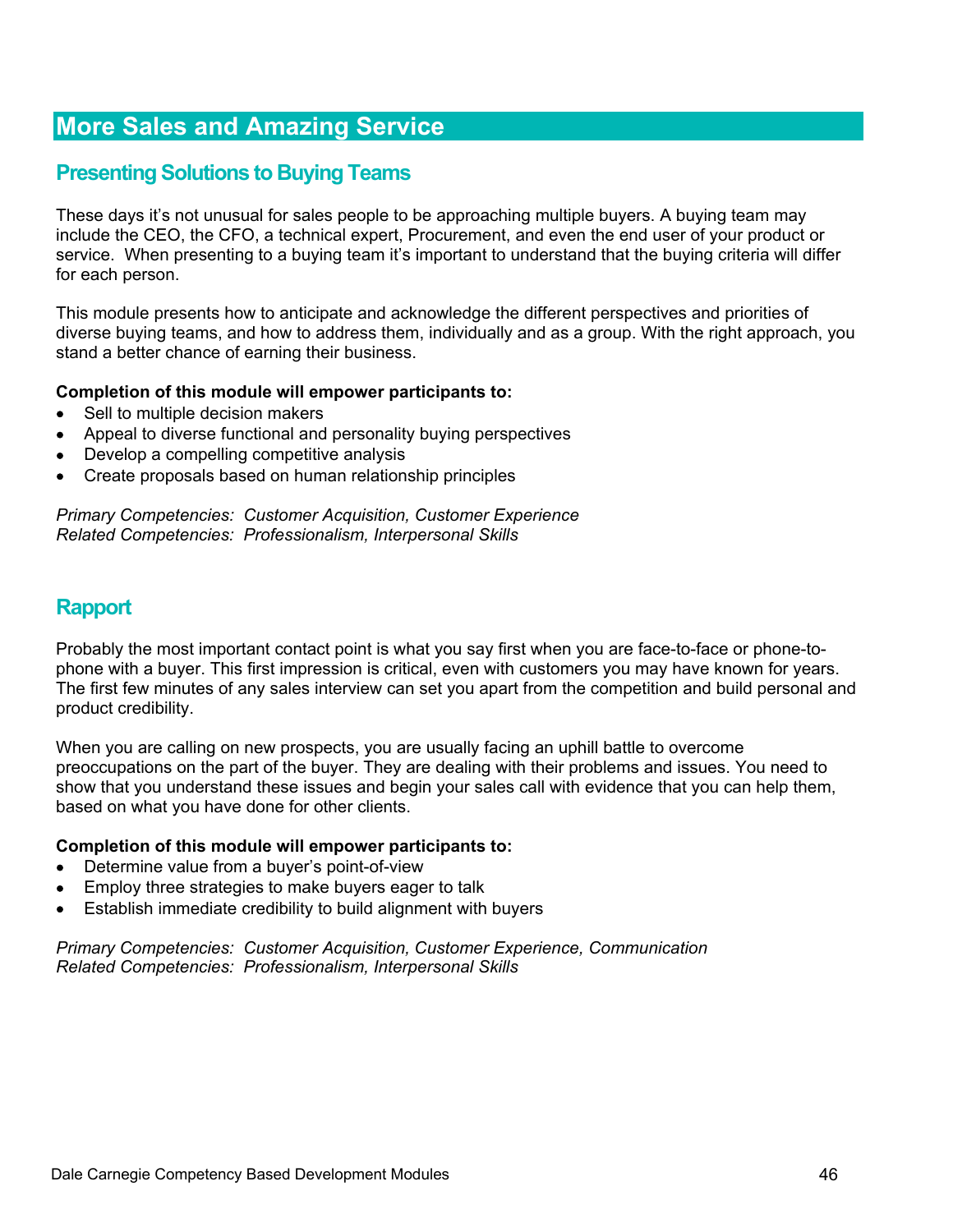# More Sales and Amazing Service

## Presenting Solutions to Buying Teams

These days it's not unusual for sales people to be approaching multiple buyers. A buying team may include the CEO, the CFO, a technical expert, Procurement, and even the end user of your product or service. When presenting to a buying team it's important to understand that the buying criteria will differ for each person.

This module presents how to anticipate and acknowledge the different perspectives and priorities of diverse buying teams, and how to address them, individually and as a group. With the right approach, you stand a better chance of earning their business.

**Completion of this module will empower participants to:**

- Sell to multiple decision makers
- Appeal to diverse functional and personality buying perspectives
- Develop a compelling competitive analysis
- Create proposals based on human relationship principles

*Primary Competencies: Customer Acquisition, Customer Experience*
*Related Competencies: Professionalism, Interpersonal Skills*

## Rapport

Probably the most important contact point is what you say first when you are face-to-face or phone-to-phone with a buyer. This first impression is critical, even with customers you may have known for years. The first few minutes of any sales interview can set you apart from the competition and build personal and product credibility.

When you are calling on new prospects, you are usually facing an uphill battle to overcome preoccupations on the part of the buyer. They are dealing with their problems and issues. You need to show that you understand these issues and begin your sales call with evidence that you can help them, based on what you have done for other clients.

**Completion of this module will empower participants to:**

- Determine value from a buyer's point-of-view
- Employ three strategies to make buyers eager to talk
- Establish immediate credibility to build alignment with buyers

*Primary Competencies: Customer Acquisition, Customer Experience, Communication*
*Related Competencies: Professionalism, Interpersonal Skills*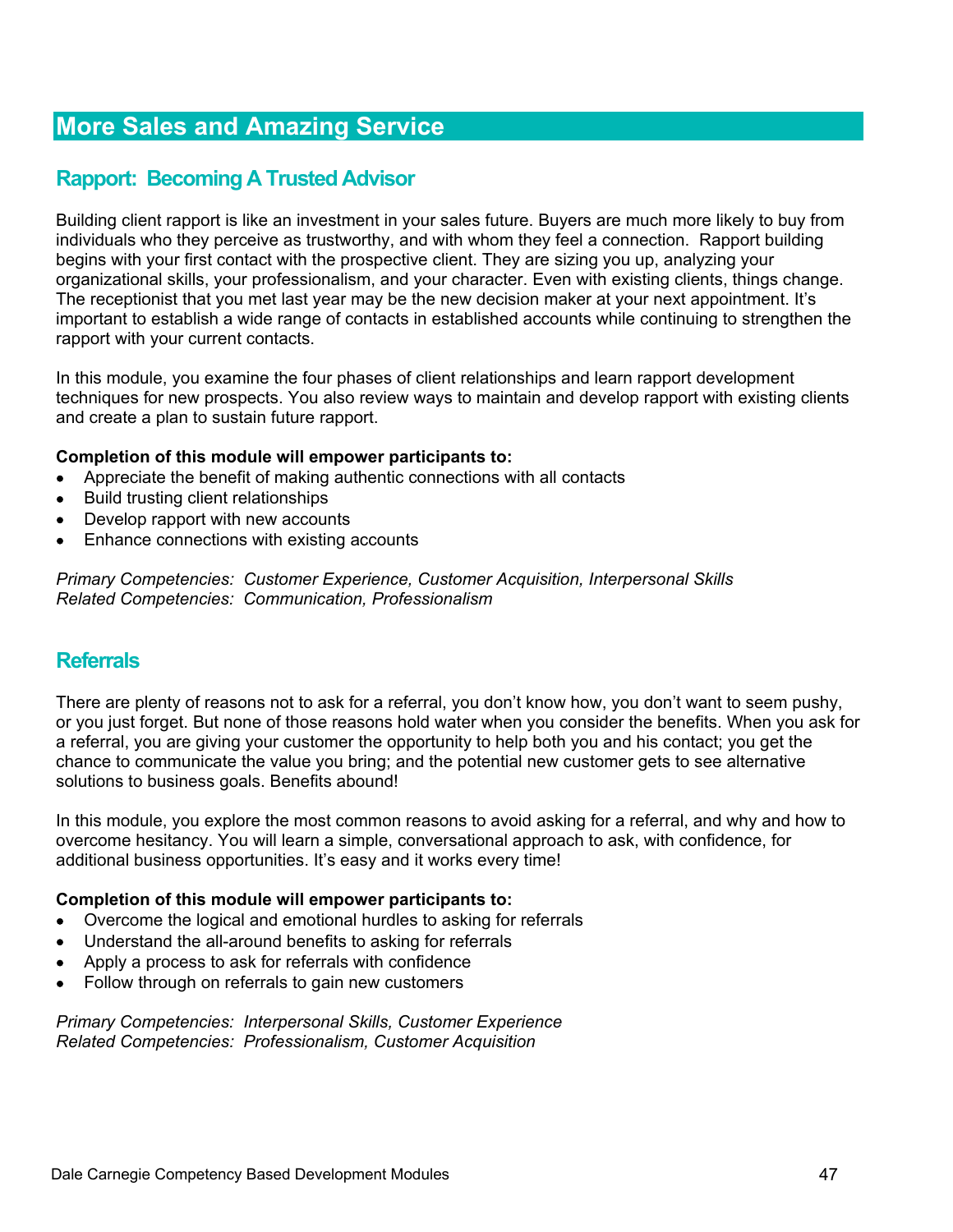# More Sales and Amazing Service

## Rapport: Becoming A Trusted Advisor

Building client rapport is like an investment in your sales future. Buyers are much more likely to buy from individuals who they perceive as trustworthy, and with whom they feel a connection. Rapport building begins with your first contact with the prospective client. They are sizing you up, analyzing your organizational skills, your professionalism, and your character. Even with existing clients, things change. The receptionist that you met last year may be the new decision maker at your next appointment. It's important to establish a wide range of contacts in established accounts while continuing to strengthen the rapport with your current contacts.

In this module, you examine the four phases of client relationships and learn rapport development techniques for new prospects. You also review ways to maintain and develop rapport with existing clients and create a plan to sustain future rapport.

**Completion of this module will empower participants to:**

- Appreciate the benefit of making authentic connections with all contacts
- Build trusting client relationships
- Develop rapport with new accounts
- Enhance connections with existing accounts

*Primary Competencies: Customer Experience, Customer Acquisition, Interpersonal Skills*
*Related Competencies: Communication, Professionalism*

## Referrals

There are plenty of reasons not to ask for a referral, you don't know how, you don't want to seem pushy, or you just forget. But none of those reasons hold water when you consider the benefits. When you ask for a referral, you are giving your customer the opportunity to help both you and his contact; you get the chance to communicate the value you bring; and the potential new customer gets to see alternative solutions to business goals. Benefits abound!

In this module, you explore the most common reasons to avoid asking for a referral, and why and how to overcome hesitancy. You will learn a simple, conversational approach to ask, with confidence, for additional business opportunities. It's easy and it works every time!

**Completion of this module will empower participants to:**

- Overcome the logical and emotional hurdles to asking for referrals
- Understand the all-around benefits to asking for referrals
- Apply a process to ask for referrals with confidence
- Follow through on referrals to gain new customers

*Primary Competencies: Interpersonal Skills, Customer Experience*
*Related Competencies: Professionalism, Customer Acquisition*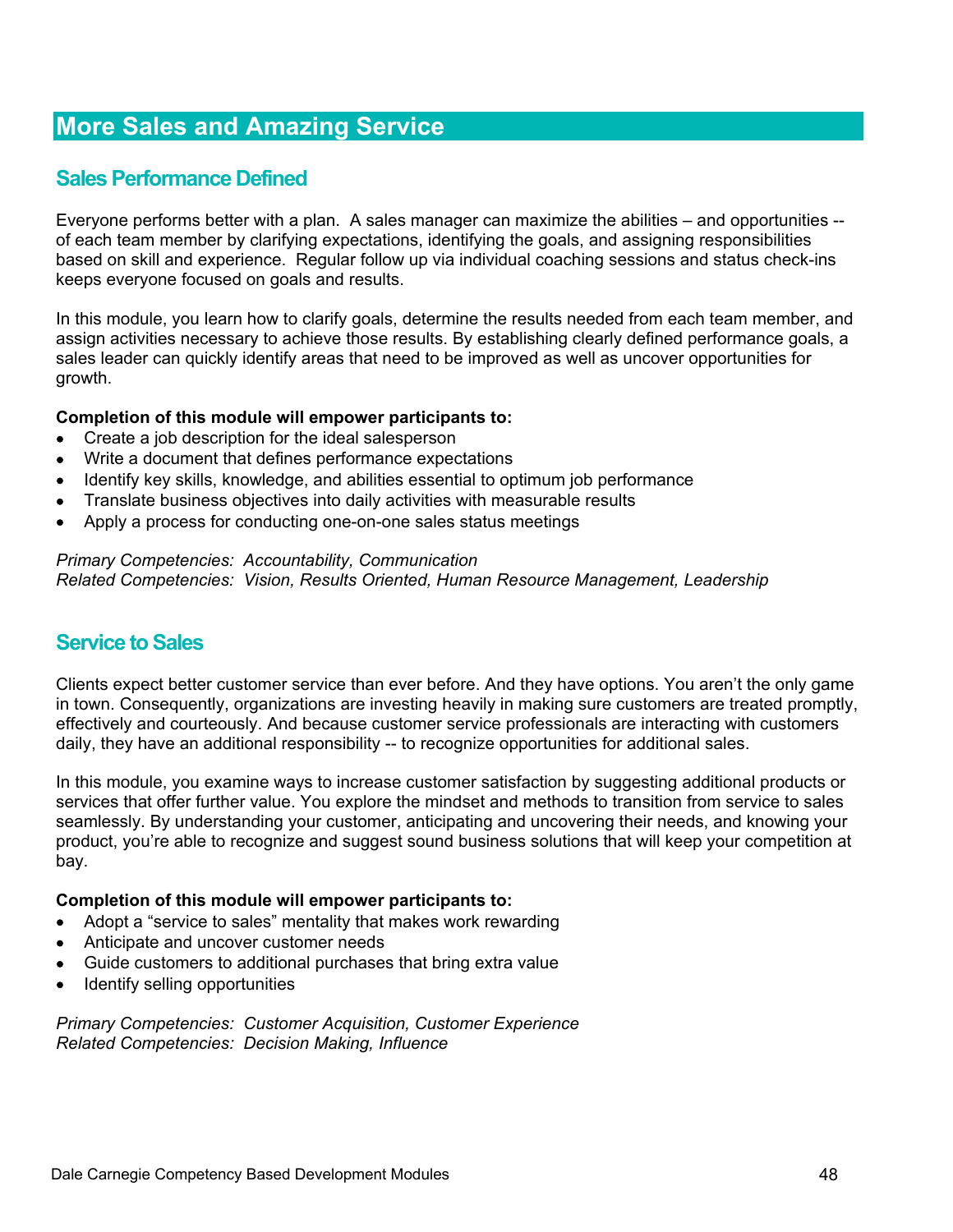# More Sales and Amazing Service

## Sales Performance Defined

Everyone performs better with a plan. A sales manager can maximize the abilities – and opportunities -- of each team member by clarifying expectations, identifying the goals, and assigning responsibilities based on skill and experience. Regular follow up via individual coaching sessions and status check-ins keeps everyone focused on goals and results.

In this module, you learn how to clarify goals, determine the results needed from each team member, and assign activities necessary to achieve those results. By establishing clearly defined performance goals, a sales leader can quickly identify areas that need to be improved as well as uncover opportunities for growth.

**Completion of this module will empower participants to:**

- Create a job description for the ideal salesperson
- Write a document that defines performance expectations
- Identify key skills, knowledge, and abilities essential to optimum job performance
- Translate business objectives into daily activities with measurable results
- Apply a process for conducting one-on-one sales status meetings

*Primary Competencies: Accountability, Communication*
*Related Competencies: Vision, Results Oriented, Human Resource Management, Leadership*

## Service to Sales

Clients expect better customer service than ever before. And they have options. You aren't the only game in town. Consequently, organizations are investing heavily in making sure customers are treated promptly, effectively and courteously. And because customer service professionals are interacting with customers daily, they have an additional responsibility -- to recognize opportunities for additional sales.

In this module, you examine ways to increase customer satisfaction by suggesting additional products or services that offer further value. You explore the mindset and methods to transition from service to sales seamlessly. By understanding your customer, anticipating and uncovering their needs, and knowing your product, you're able to recognize and suggest sound business solutions that will keep your competition at bay.

**Completion of this module will empower participants to:**

- Adopt a "service to sales" mentality that makes work rewarding
- Anticipate and uncover customer needs
- Guide customers to additional purchases that bring extra value
- Identify selling opportunities

*Primary Competencies: Customer Acquisition, Customer Experience*
*Related Competencies: Decision Making, Influence*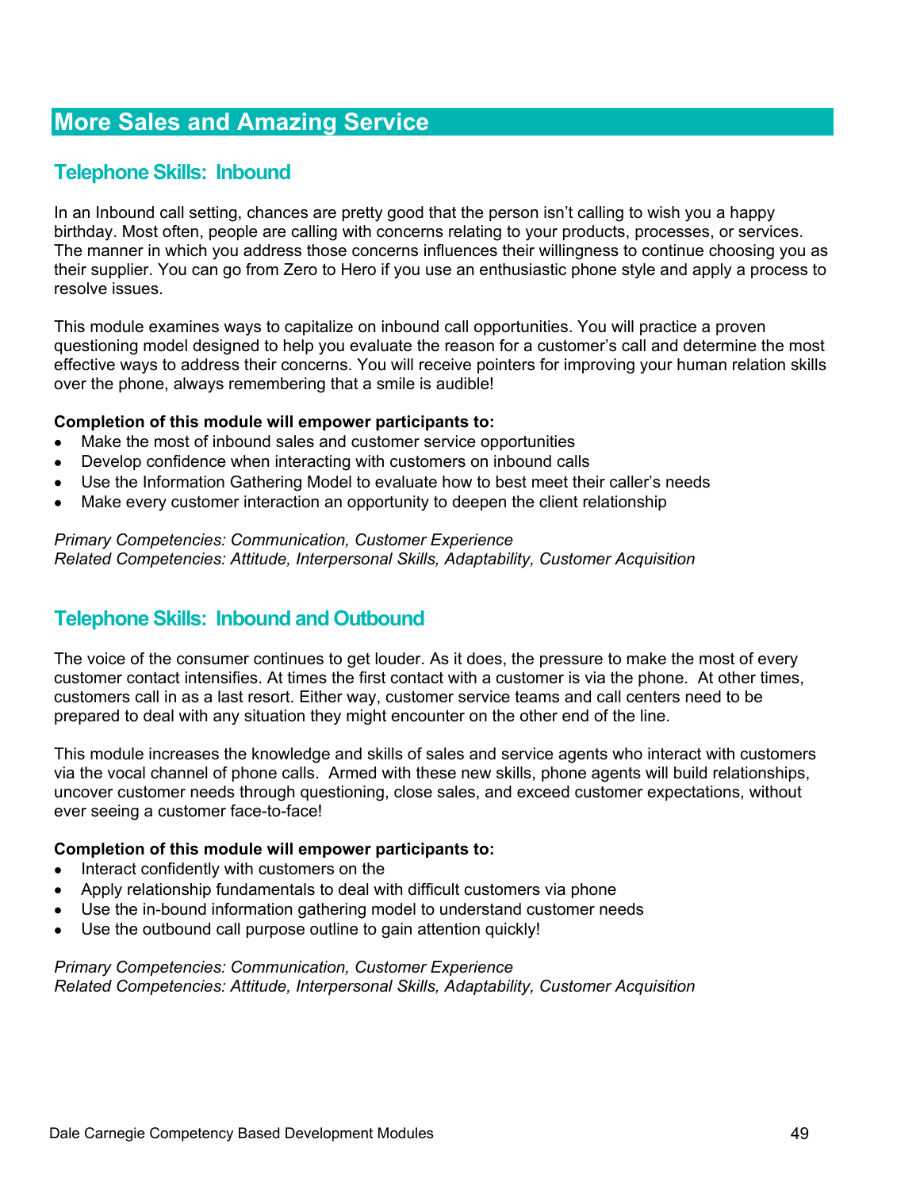# More Sales and Amazing Service

## Telephone Skills: Inbound

In an Inbound call setting, chances are pretty good that the person isn't calling to wish you a happy birthday. Most often, people are calling with concerns relating to your products, processes, or services. The manner in which you address those concerns influences their willingness to continue choosing you as their supplier. You can go from Zero to Hero if you use an enthusiastic phone style and apply a process to resolve issues.

This module examines ways to capitalize on inbound call opportunities. You will practice a proven questioning model designed to help you evaluate the reason for a customer's call and determine the most effective ways to address their concerns. You will receive pointers for improving your human relation skills over the phone, always remembering that a smile is audible!

**Completion of this module will empower participants to:**

- Make the most of inbound sales and customer service opportunities
- Develop confidence when interacting with customers on inbound calls
- Use the Information Gathering Model to evaluate how to best meet their caller's needs
- Make every customer interaction an opportunity to deepen the client relationship

*Primary Competencies: Communication, Customer Experience*
*Related Competencies: Attitude, Interpersonal Skills, Adaptability, Customer Acquisition*

## Telephone Skills: Inbound and Outbound

The voice of the consumer continues to get louder. As it does, the pressure to make the most of every customer contact intensifies. At times the first contact with a customer is via the phone. At other times, customers call in as a last resort. Either way, customer service teams and call centers need to be prepared to deal with any situation they might encounter on the other end of the line.

This module increases the knowledge and skills of sales and service agents who interact with customers via the vocal channel of phone calls. Armed with these new skills, phone agents will build relationships, uncover customer needs through questioning, close sales, and exceed customer expectations, without ever seeing a customer face-to-face!

**Completion of this module will empower participants to:**

- Interact confidently with customers on the
- Apply relationship fundamentals to deal with difficult customers via phone
- Use the in-bound information gathering model to understand customer needs
- Use the outbound call purpose outline to gain attention quickly!

*Primary Competencies: Communication, Customer Experience*
*Related Competencies: Attitude, Interpersonal Skills, Adaptability, Customer Acquisition*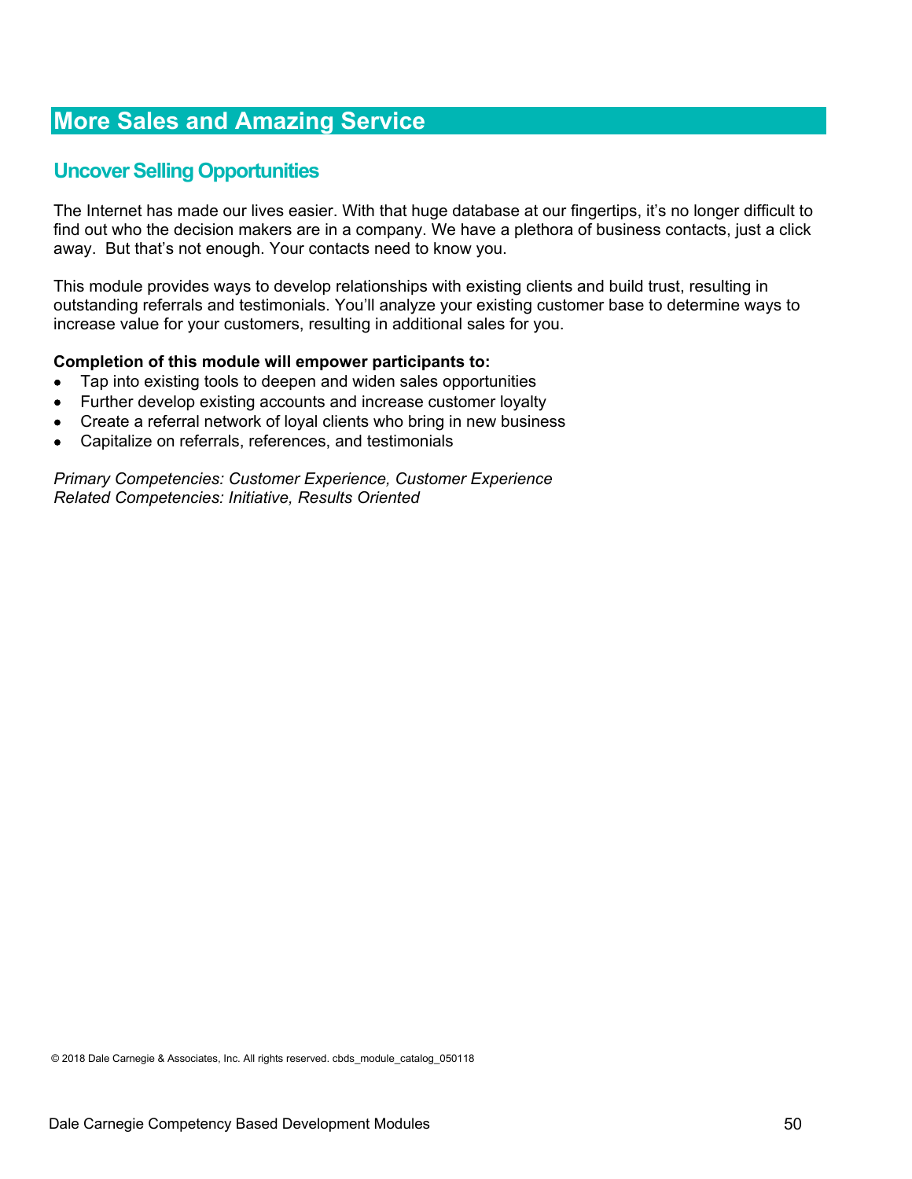# More Sales and Amazing Service

## Uncover Selling Opportunities

The Internet has made our lives easier. With that huge database at our fingertips, it's no longer difficult to find out who the decision makers are in a company. We have a plethora of business contacts, just a click away. But that's not enough. Your contacts need to know you.

This module provides ways to develop relationships with existing clients and build trust, resulting in outstanding referrals and testimonials. You'll analyze your existing customer base to determine ways to increase value for your customers, resulting in additional sales for you.

**Completion of this module will empower participants to:**

- Tap into existing tools to deepen and widen sales opportunities
- Further develop existing accounts and increase customer loyalty
- Create a referral network of loyal clients who bring in new business
- Capitalize on referrals, references, and testimonials

*Primary Competencies: Customer Experience, Customer Experience*
*Related Competencies: Initiative, Results Oriented*

© 2018 Dale Carnegie & Associates, Inc. All rights reserved. cbds_module_catalog_050118